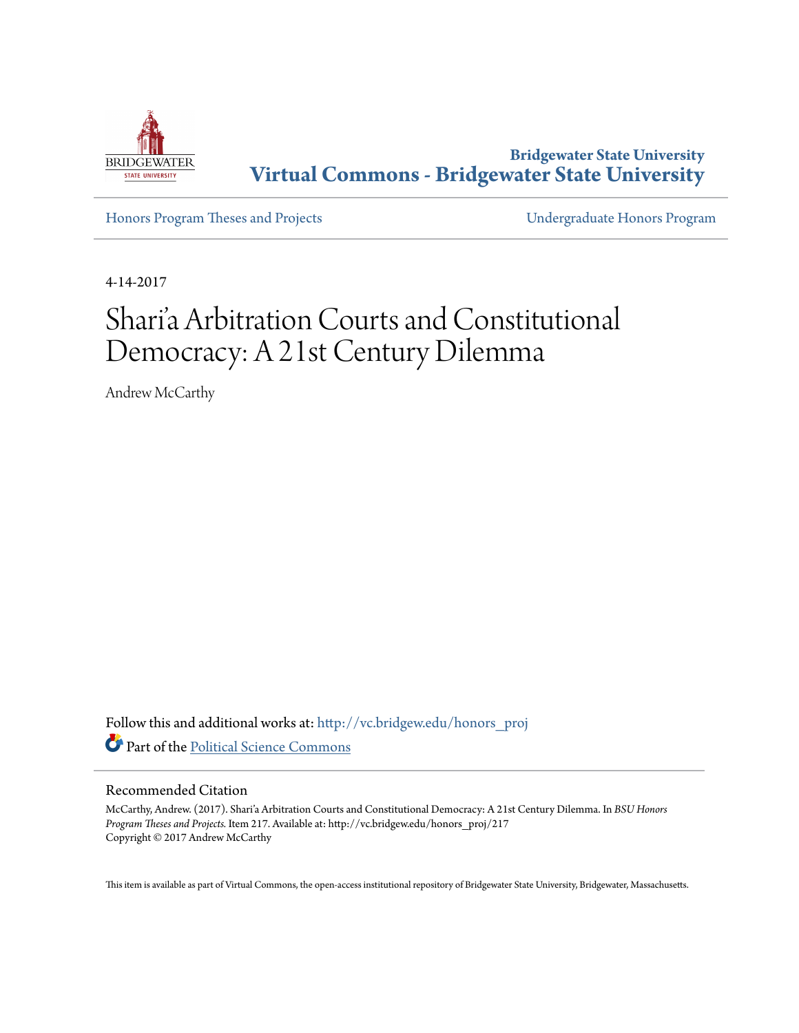Bridgewater State University
**Virtual Commons - Bridgewater State University**

Honors Program Theses and Projects

Undergraduate Honors Program

4-14-2017

# Shari'a Arbitration Courts and Constitutional Democracy: A 21st Century Dilemma

Andrew McCarthy

Follow this and additional works at: http://vc.bridgew.edu/honors_proj

Part of the Political Science Commons

## Recommended Citation

McCarthy, Andrew. (2017). Shari'a Arbitration Courts and Constitutional Democracy: A 21st Century Dilemma. In *BSU Honors Program Theses and Projects.* Item 217. Available at: http://vc.bridgew.edu/honors_proj/217
Copyright © 2017 Andrew McCarthy

This item is available as part of Virtual Commons, the open-access institutional repository of Bridgewater State University, Bridgewater, Massachusetts.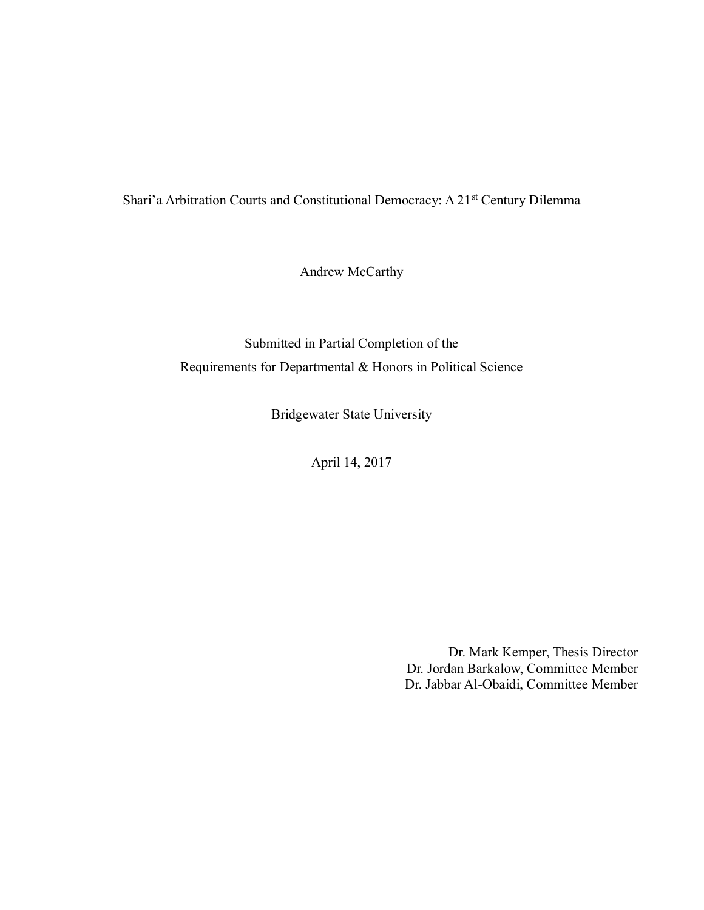Shari'a Arbitration Courts and Constitutional Democracy: A 21st Century Dilemma

Andrew McCarthy

Submitted in Partial Completion of the
Requirements for Departmental & Honors in Political Science

Bridgewater State University

April 14, 2017

Dr. Mark Kemper, Thesis Director
Dr. Jordan Barkalow, Committee Member
Dr. Jabbar Al-Obaidi, Committee Member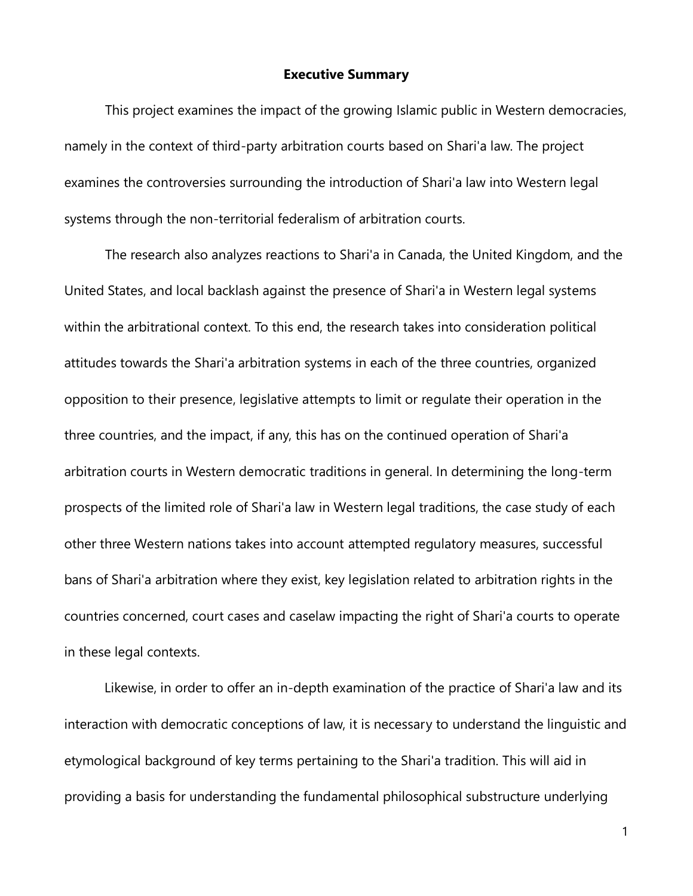# Executive Summary

This project examines the impact of the growing Islamic public in Western democracies, namely in the context of third-party arbitration courts based on Shari'a law. The project examines the controversies surrounding the introduction of Shari'a law into Western legal systems through the non-territorial federalism of arbitration courts.

The research also analyzes reactions to Shari'a in Canada, the United Kingdom, and the United States, and local backlash against the presence of Shari'a in Western legal systems within the arbitrational context. To this end, the research takes into consideration political attitudes towards the Shari'a arbitration systems in each of the three countries, organized opposition to their presence, legislative attempts to limit or regulate their operation in the three countries, and the impact, if any, this has on the continued operation of Shari'a arbitration courts in Western democratic traditions in general. In determining the long-term prospects of the limited role of Shari'a law in Western legal traditions, the case study of each other three Western nations takes into account attempted regulatory measures, successful bans of Shari'a arbitration where they exist, key legislation related to arbitration rights in the countries concerned, court cases and caselaw impacting the right of Shari'a courts to operate in these legal contexts.

Likewise, in order to offer an in-depth examination of the practice of Shari'a law and its interaction with democratic conceptions of law, it is necessary to understand the linguistic and etymological background of key terms pertaining to the Shari'a tradition. This will aid in providing a basis for understanding the fundamental philosophical substructure underlying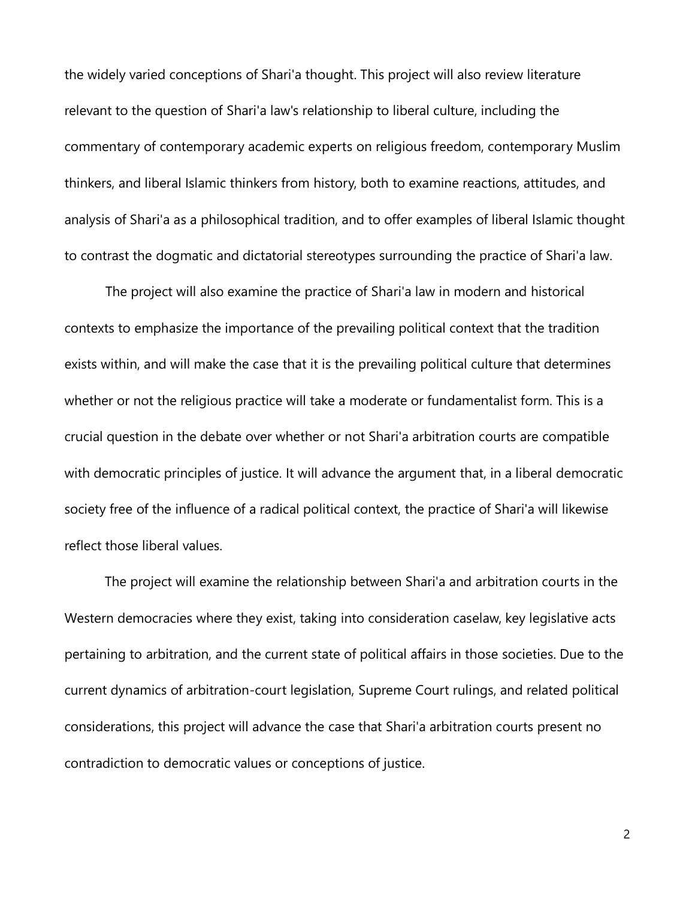the widely varied conceptions of Shari'a thought. This project will also review literature relevant to the question of Shari'a law's relationship to liberal culture, including the commentary of contemporary academic experts on religious freedom, contemporary Muslim thinkers, and liberal Islamic thinkers from history, both to examine reactions, attitudes, and analysis of Shari'a as a philosophical tradition, and to offer examples of liberal Islamic thought to contrast the dogmatic and dictatorial stereotypes surrounding the practice of Shari'a law.

The project will also examine the practice of Shari'a law in modern and historical contexts to emphasize the importance of the prevailing political context that the tradition exists within, and will make the case that it is the prevailing political culture that determines whether or not the religious practice will take a moderate or fundamentalist form. This is a crucial question in the debate over whether or not Shari'a arbitration courts are compatible with democratic principles of justice. It will advance the argument that, in a liberal democratic society free of the influence of a radical political context, the practice of Shari'a will likewise reflect those liberal values.

The project will examine the relationship between Shari'a and arbitration courts in the Western democracies where they exist, taking into consideration caselaw, key legislative acts pertaining to arbitration, and the current state of political affairs in those societies. Due to the current dynamics of arbitration-court legislation, Supreme Court rulings, and related political considerations, this project will advance the case that Shari'a arbitration courts present no contradiction to democratic values or conceptions of justice.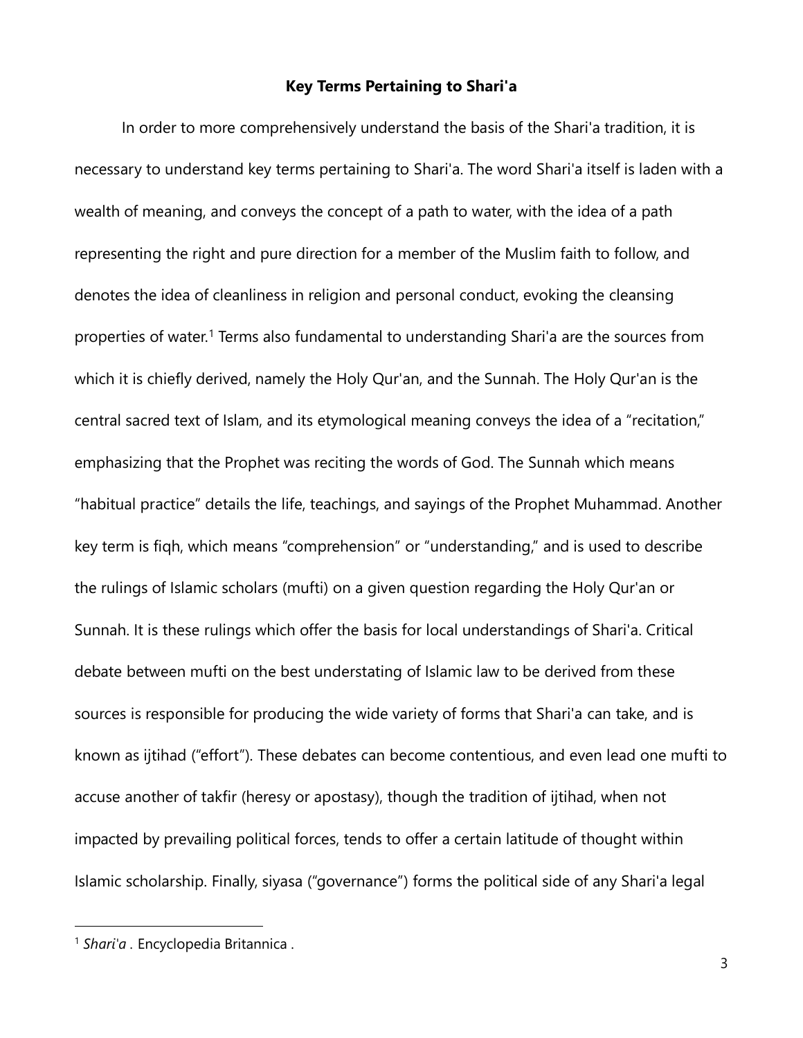**Key Terms Pertaining to Shari'a**

In order to more comprehensively understand the basis of the Shari'a tradition, it is necessary to understand key terms pertaining to Shari'a. The word Shari'a itself is laden with a wealth of meaning, and conveys the concept of a path to water, with the idea of a path representing the right and pure direction for a member of the Muslim faith to follow, and denotes the idea of cleanliness in religion and personal conduct, evoking the cleansing properties of water.[1] Terms also fundamental to understanding Shari'a are the sources from which it is chiefly derived, namely the Holy Qur'an, and the Sunnah. The Holy Qur'an is the central sacred text of Islam, and its etymological meaning conveys the idea of a "recitation," emphasizing that the Prophet was reciting the words of God. The Sunnah which means "habitual practice" details the life, teachings, and sayings of the Prophet Muhammad. Another key term is fiqh, which means "comprehension" or "understanding," and is used to describe the rulings of Islamic scholars (mufti) on a given question regarding the Holy Qur'an or Sunnah. It is these rulings which offer the basis for local understandings of Shari'a. Critical debate between mufti on the best understating of Islamic law to be derived from these sources is responsible for producing the wide variety of forms that Shari'a can take, and is known as ijtihad ("effort"). These debates can become contentious, and even lead one mufti to accuse another of takfir (heresy or apostasy), though the tradition of ijtihad, when not impacted by prevailing political forces, tends to offer a certain latitude of thought within Islamic scholarship. Finally, siyasa ("governance") forms the political side of any Shari'a legal

[1] *Shari'a* . Encyclopedia Britannica .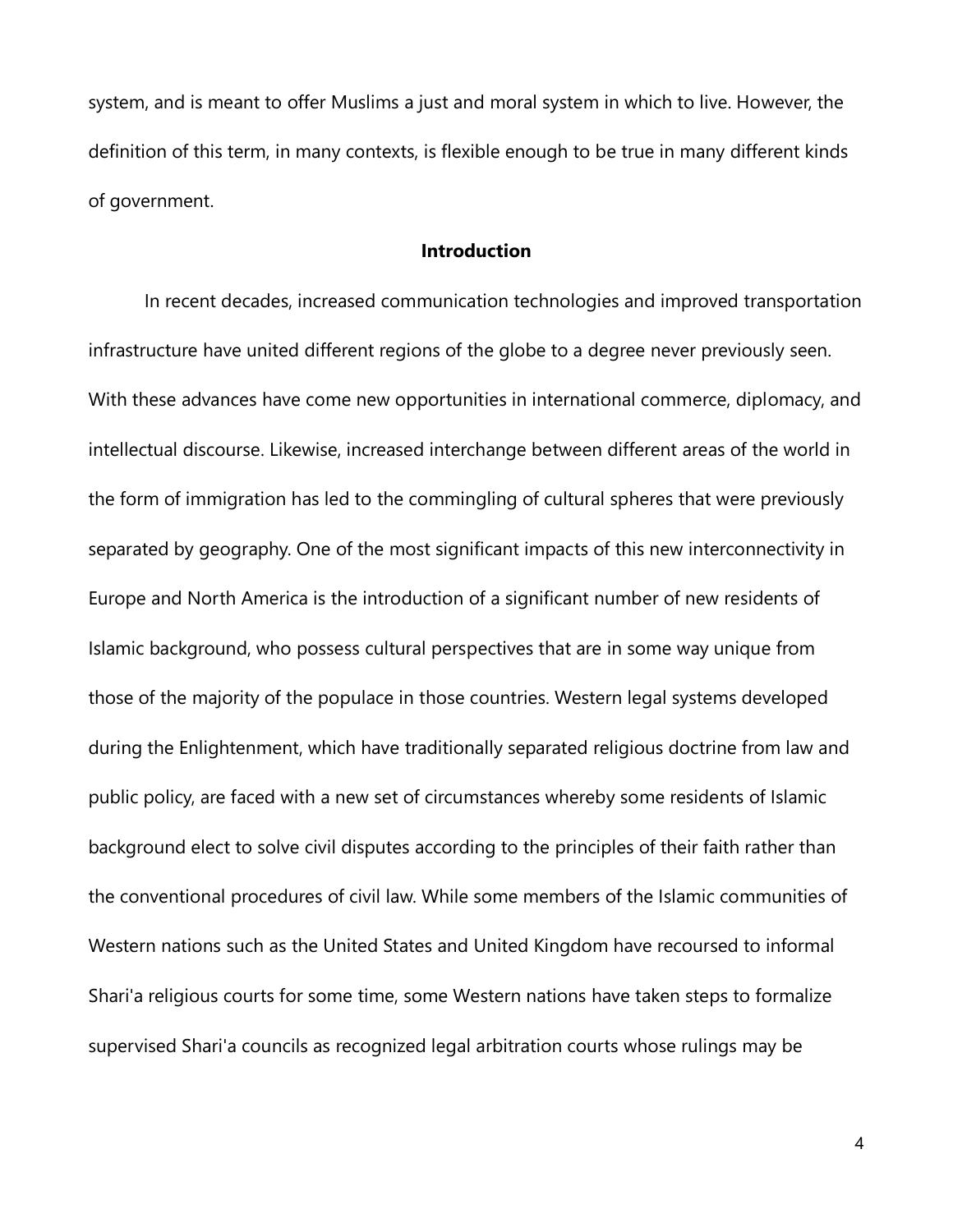system, and is meant to offer Muslims a just and moral system in which to live. However, the definition of this term, in many contexts, is flexible enough to be true in many different kinds of government.

## Introduction

In recent decades, increased communication technologies and improved transportation infrastructure have united different regions of the globe to a degree never previously seen. With these advances have come new opportunities in international commerce, diplomacy, and intellectual discourse. Likewise, increased interchange between different areas of the world in the form of immigration has led to the commingling of cultural spheres that were previously separated by geography. One of the most significant impacts of this new interconnectivity in Europe and North America is the introduction of a significant number of new residents of Islamic background, who possess cultural perspectives that are in some way unique from those of the majority of the populace in those countries. Western legal systems developed during the Enlightenment, which have traditionally separated religious doctrine from law and public policy, are faced with a new set of circumstances whereby some residents of Islamic background elect to solve civil disputes according to the principles of their faith rather than the conventional procedures of civil law. While some members of the Islamic communities of Western nations such as the United States and United Kingdom have recoursed to informal Shari'a religious courts for some time, some Western nations have taken steps to formalize supervised Shari'a councils as recognized legal arbitration courts whose rulings may be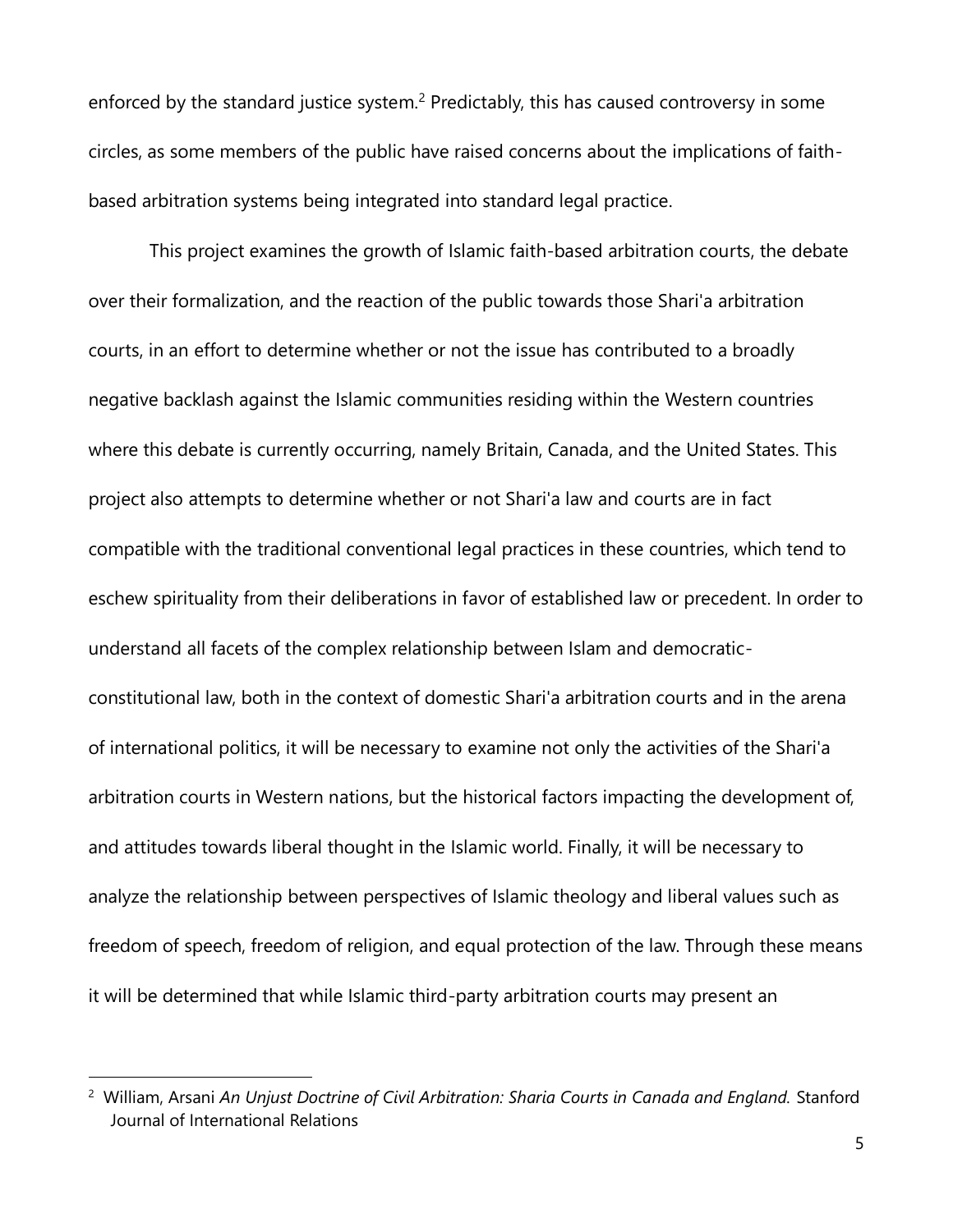enforced by the standard justice system.[2] Predictably, this has caused controversy in some circles, as some members of the public have raised concerns about the implications of faith-based arbitration systems being integrated into standard legal practice.

This project examines the growth of Islamic faith-based arbitration courts, the debate over their formalization, and the reaction of the public towards those Shari'a arbitration courts, in an effort to determine whether or not the issue has contributed to a broadly negative backlash against the Islamic communities residing within the Western countries where this debate is currently occurring, namely Britain, Canada, and the United States. This project also attempts to determine whether or not Shari'a law and courts are in fact compatible with the traditional conventional legal practices in these countries, which tend to eschew spirituality from their deliberations in favor of established law or precedent. In order to understand all facets of the complex relationship between Islam and democratic-constitutional law, both in the context of domestic Shari'a arbitration courts and in the arena of international politics, it will be necessary to examine not only the activities of the Shari'a arbitration courts in Western nations, but the historical factors impacting the development of, and attitudes towards liberal thought in the Islamic world. Finally, it will be necessary to analyze the relationship between perspectives of Islamic theology and liberal values such as freedom of speech, freedom of religion, and equal protection of the law. Through these means it will be determined that while Islamic third-party arbitration courts may present an

---

[2] William, Arsani *An Unjust Doctrine of Civil Arbitration: Sharia Courts in Canada and England.* Stanford Journal of International Relations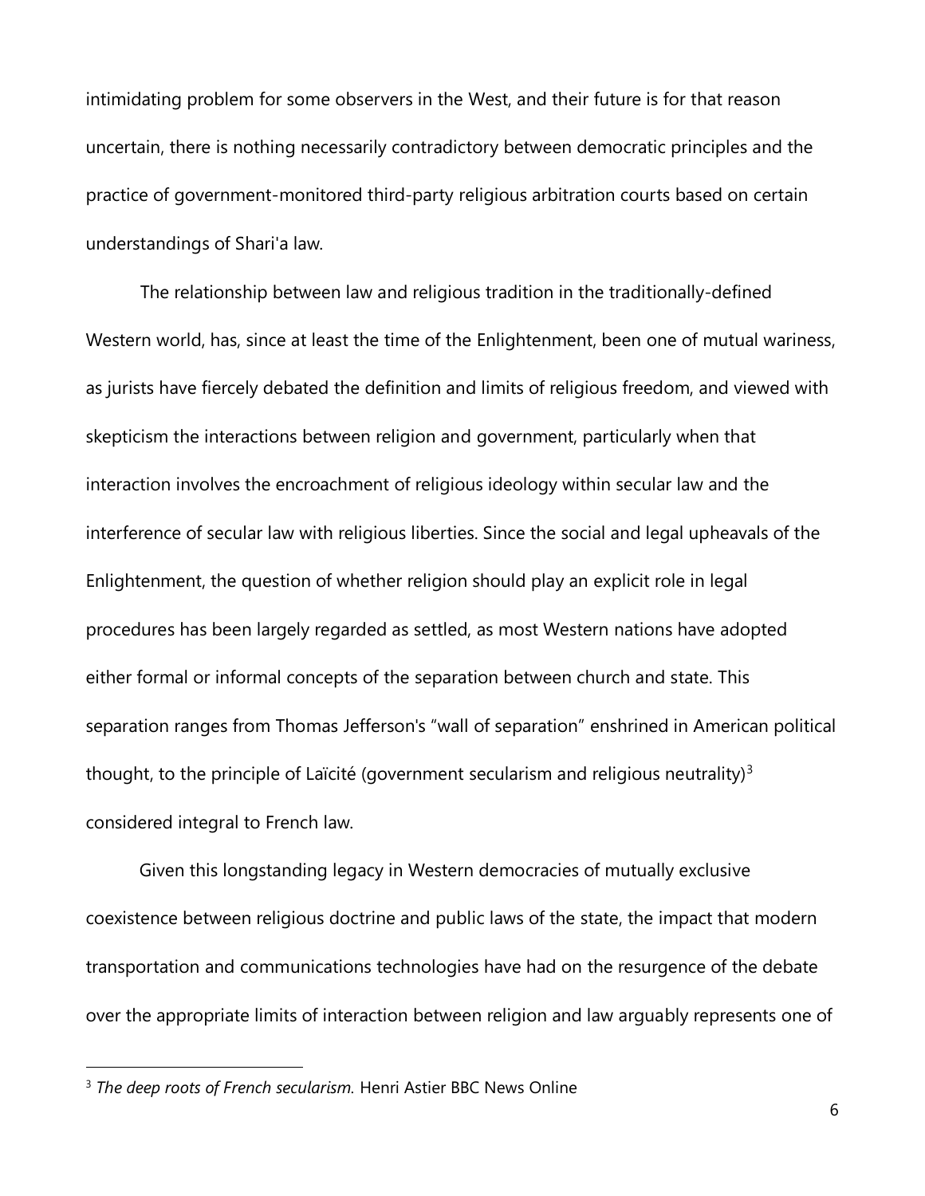intimidating problem for some observers in the West, and their future is for that reason uncertain, there is nothing necessarily contradictory between democratic principles and the practice of government-monitored third-party religious arbitration courts based on certain understandings of Shari'a law.

The relationship between law and religious tradition in the traditionally-defined Western world, has, since at least the time of the Enlightenment, been one of mutual wariness, as jurists have fiercely debated the definition and limits of religious freedom, and viewed with skepticism the interactions between religion and government, particularly when that interaction involves the encroachment of religious ideology within secular law and the interference of secular law with religious liberties. Since the social and legal upheavals of the Enlightenment, the question of whether religion should play an explicit role in legal procedures has been largely regarded as settled, as most Western nations have adopted either formal or informal concepts of the separation between church and state. This separation ranges from Thomas Jefferson's "wall of separation" enshrined in American political thought, to the principle of Laïcité (government secularism and religious neutrality)[3] considered integral to French law.

Given this longstanding legacy in Western democracies of mutually exclusive coexistence between religious doctrine and public laws of the state, the impact that modern transportation and communications technologies have had on the resurgence of the debate over the appropriate limits of interaction between religion and law arguably represents one of

---

[3] *The deep roots of French secularism.* Henri Astier BBC News Online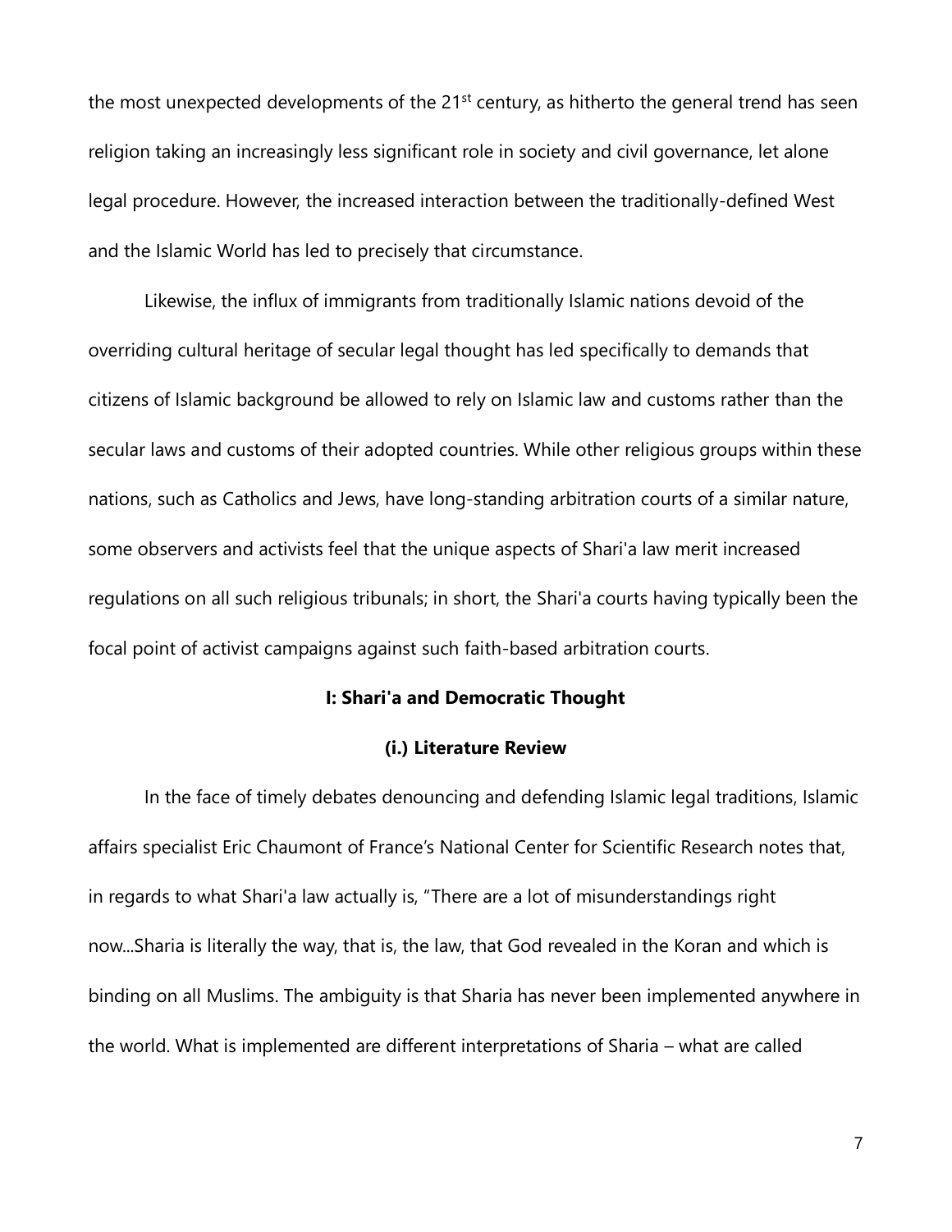the most unexpected developments of the 21st century, as hitherto the general trend has seen religion taking an increasingly less significant role in society and civil governance, let alone legal procedure. However, the increased interaction between the traditionally-defined West and the Islamic World has led to precisely that circumstance.

Likewise, the influx of immigrants from traditionally Islamic nations devoid of the overriding cultural heritage of secular legal thought has led specifically to demands that citizens of Islamic background be allowed to rely on Islamic law and customs rather than the secular laws and customs of their adopted countries. While other religious groups within these nations, such as Catholics and Jews, have long-standing arbitration courts of a similar nature, some observers and activists feel that the unique aspects of Shari'a law merit increased regulations on all such religious tribunals; in short, the Shari'a courts having typically been the focal point of activist campaigns against such faith-based arbitration courts.

## I: Shari'a and Democratic Thought

### (i.) Literature Review

In the face of timely debates denouncing and defending Islamic legal traditions, Islamic affairs specialist Eric Chaumont of France's National Center for Scientific Research notes that, in regards to what Shari'a law actually is, "There are a lot of misunderstandings right now...Sharia is literally the way, that is, the law, that God revealed in the Koran and which is binding on all Muslims. The ambiguity is that Sharia has never been implemented anywhere in the world. What is implemented are different interpretations of Sharia – what are called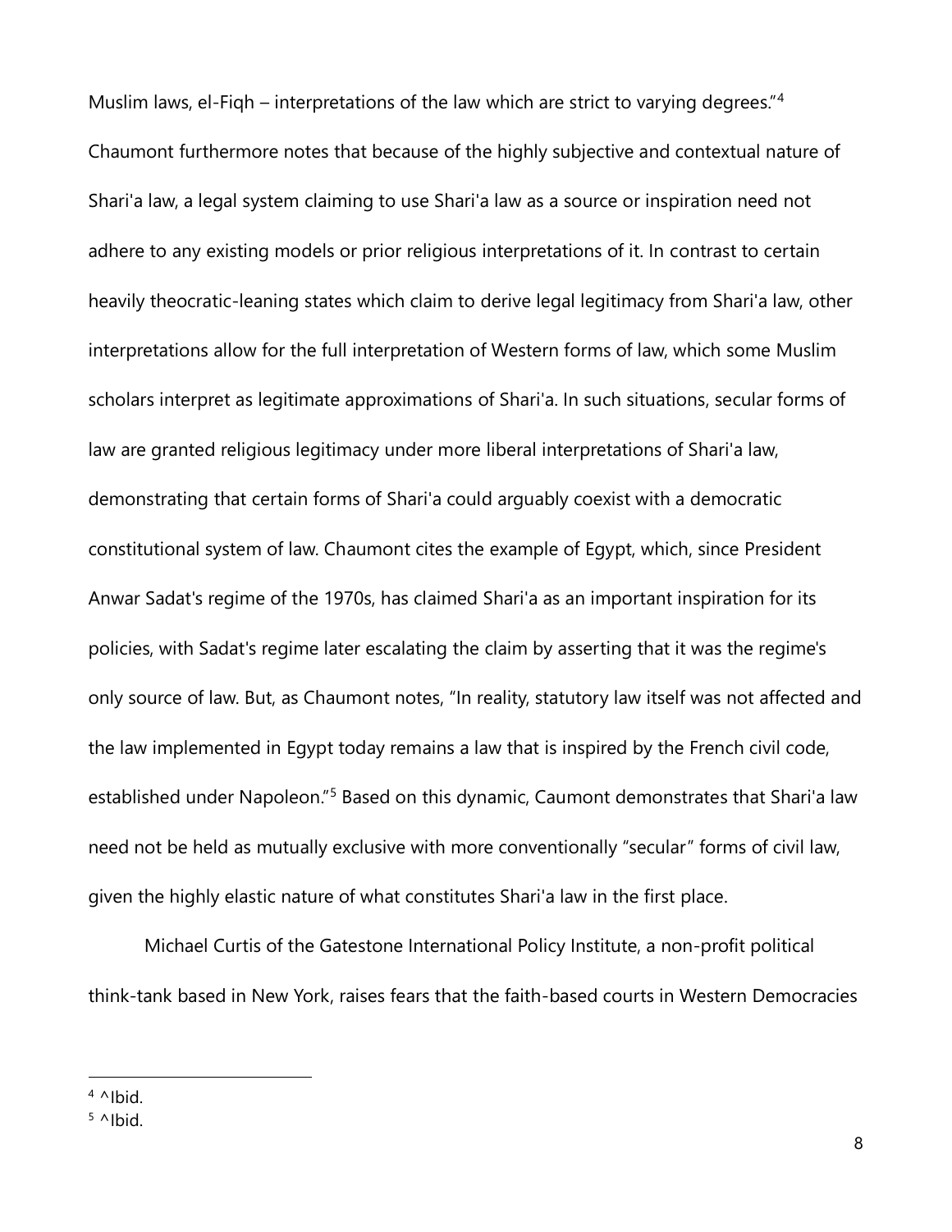Muslim laws, el-Fiqh – interpretations of the law which are strict to varying degrees."[4] Chaumont furthermore notes that because of the highly subjective and contextual nature of Shari'a law, a legal system claiming to use Shari'a law as a source or inspiration need not adhere to any existing models or prior religious interpretations of it. In contrast to certain heavily theocratic-leaning states which claim to derive legal legitimacy from Shari'a law, other interpretations allow for the full interpretation of Western forms of law, which some Muslim scholars interpret as legitimate approximations of Shari'a. In such situations, secular forms of law are granted religious legitimacy under more liberal interpretations of Shari'a law, demonstrating that certain forms of Shari'a could arguably coexist with a democratic constitutional system of law. Chaumont cites the example of Egypt, which, since President Anwar Sadat's regime of the 1970s, has claimed Shari'a as an important inspiration for its policies, with Sadat's regime later escalating the claim by asserting that it was the regime's only source of law. But, as Chaumont notes, "In reality, statutory law itself was not affected and the law implemented in Egypt today remains a law that is inspired by the French civil code, established under Napoleon."[5] Based on this dynamic, Caumont demonstrates that Shari'a law need not be held as mutually exclusive with more conventionally "secular" forms of civil law, given the highly elastic nature of what constitutes Shari'a law in the first place.

Michael Curtis of the Gatestone International Policy Institute, a non-profit political think-tank based in New York, raises fears that the faith-based courts in Western Democracies

---

[4] ^Ibid.

[5] ^Ibid.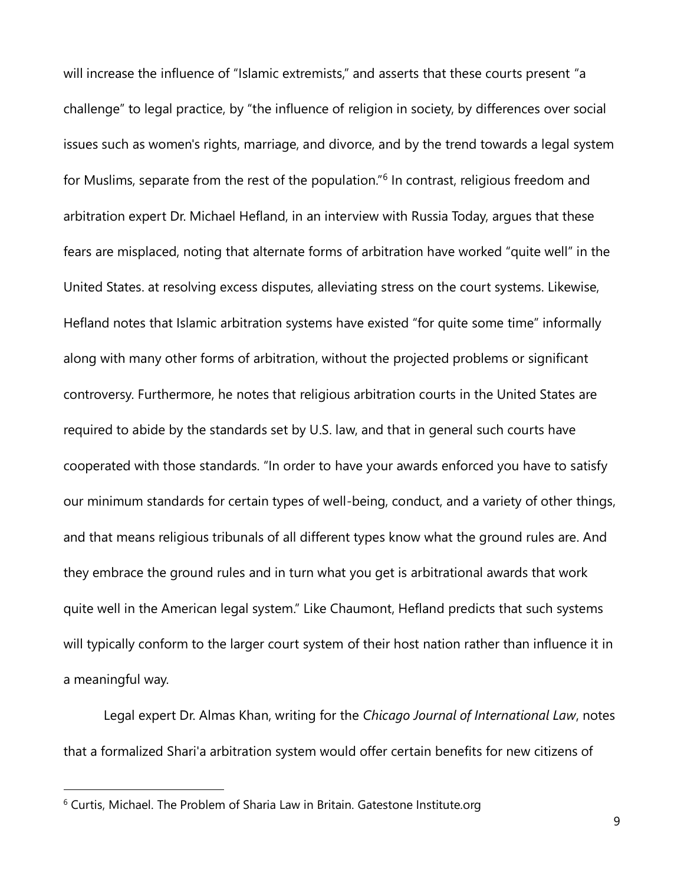will increase the influence of "Islamic extremists," and asserts that these courts present "a challenge" to legal practice, by "the influence of religion in society, by differences over social issues such as women's rights, marriage, and divorce, and by the trend towards a legal system for Muslims, separate from the rest of the population."[6] In contrast, religious freedom and arbitration expert Dr. Michael Hefland, in an interview with Russia Today, argues that these fears are misplaced, noting that alternate forms of arbitration have worked "quite well" in the United States. at resolving excess disputes, alleviating stress on the court systems. Likewise, Hefland notes that Islamic arbitration systems have existed "for quite some time" informally along with many other forms of arbitration, without the projected problems or significant controversy. Furthermore, he notes that religious arbitration courts in the United States are required to abide by the standards set by U.S. law, and that in general such courts have cooperated with those standards. "In order to have your awards enforced you have to satisfy our minimum standards for certain types of well-being, conduct, and a variety of other things, and that means religious tribunals of all different types know what the ground rules are. And they embrace the ground rules and in turn what you get is arbitrational awards that work quite well in the American legal system." Like Chaumont, Hefland predicts that such systems will typically conform to the larger court system of their host nation rather than influence it in a meaningful way.

Legal expert Dr. Almas Khan, writing for the *Chicago Journal of International Law*, notes that a formalized Shari'a arbitration system would offer certain benefits for new citizens of

[6] Curtis, Michael. The Problem of Sharia Law in Britain. Gatestone Institute.org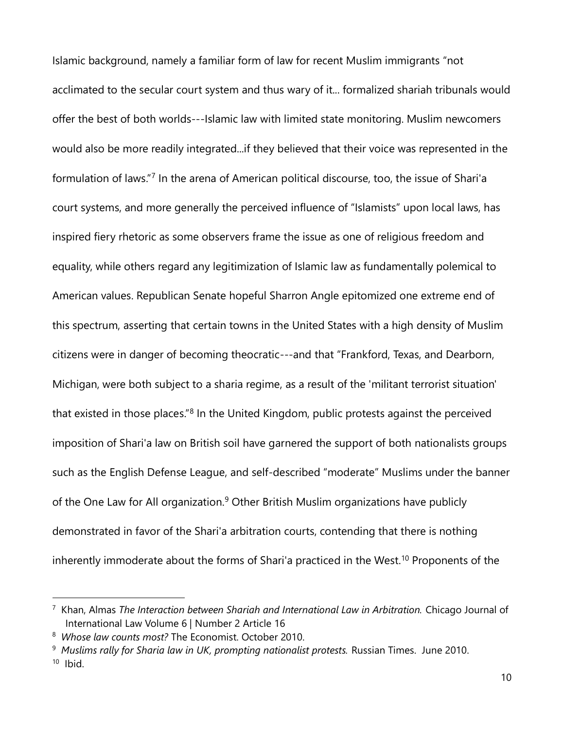Islamic background, namely a familiar form of law for recent Muslim immigrants "not acclimated to the secular court system and thus wary of it... formalized shariah tribunals would offer the best of both worlds---Islamic law with limited state monitoring. Muslim newcomers would also be more readily integrated...if they believed that their voice was represented in the formulation of laws."[7] In the arena of American political discourse, too, the issue of Shari'a court systems, and more generally the perceived influence of "Islamists" upon local laws, has inspired fiery rhetoric as some observers frame the issue as one of religious freedom and equality, while others regard any legitimization of Islamic law as fundamentally polemical to American values. Republican Senate hopeful Sharron Angle epitomized one extreme end of this spectrum, asserting that certain towns in the United States with a high density of Muslim citizens were in danger of becoming theocratic---and that "Frankford, Texas, and Dearborn, Michigan, were both subject to a sharia regime, as a result of the 'militant terrorist situation' that existed in those places."[8] In the United Kingdom, public protests against the perceived imposition of Shari'a law on British soil have garnered the support of both nationalists groups such as the English Defense League, and self-described "moderate" Muslims under the banner of the One Law for All organization.[9] Other British Muslim organizations have publicly demonstrated in favor of the Shari'a arbitration courts, contending that there is nothing inherently immoderate about the forms of Shari'a practiced in the West.[10] Proponents of the

---

[7] Khan, Almas *The Interaction between Shariah and International Law in Arbitration.* Chicago Journal of International Law Volume 6 | Number 2 Article 16

[8] *Whose law counts most?* The Economist. October 2010.

[9] *Muslims rally for Sharia law in UK, prompting nationalist protests.* Russian Times. June 2010.

[10] Ibid.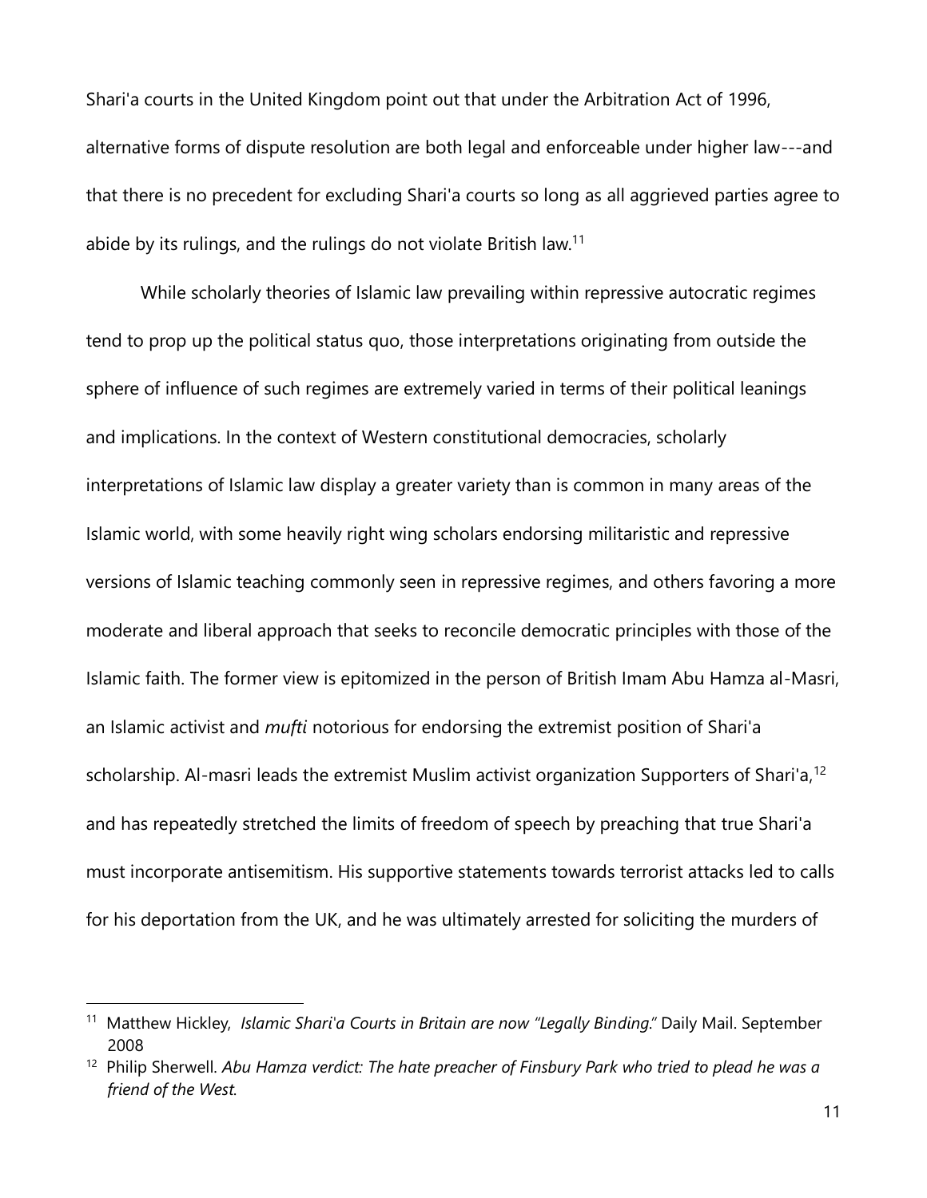Shari'a courts in the United Kingdom point out that under the Arbitration Act of 1996, alternative forms of dispute resolution are both legal and enforceable under higher law---and that there is no precedent for excluding Shari'a courts so long as all aggrieved parties agree to abide by its rulings, and the rulings do not violate British law.[11]

While scholarly theories of Islamic law prevailing within repressive autocratic regimes tend to prop up the political status quo, those interpretations originating from outside the sphere of influence of such regimes are extremely varied in terms of their political leanings and implications. In the context of Western constitutional democracies, scholarly interpretations of Islamic law display a greater variety than is common in many areas of the Islamic world, with some heavily right wing scholars endorsing militaristic and repressive versions of Islamic teaching commonly seen in repressive regimes, and others favoring a more moderate and liberal approach that seeks to reconcile democratic principles with those of the Islamic faith. The former view is epitomized in the person of British Imam Abu Hamza al-Masri, an Islamic activist and *mufti* notorious for endorsing the extremist position of Shari'a scholarship. Al-masri leads the extremist Muslim activist organization Supporters of Shari'a,[12] and has repeatedly stretched the limits of freedom of speech by preaching that true Shari'a must incorporate antisemitism. His supportive statements towards terrorist attacks led to calls for his deportation from the UK, and he was ultimately arrested for soliciting the murders of

---

[11] Matthew Hickley, *Islamic Shari'a Courts in Britain are now "Legally Binding."* Daily Mail. September 2008

[12] Philip Sherwell. *Abu Hamza verdict: The hate preacher of Finsbury Park who tried to plead he was a friend of the West.*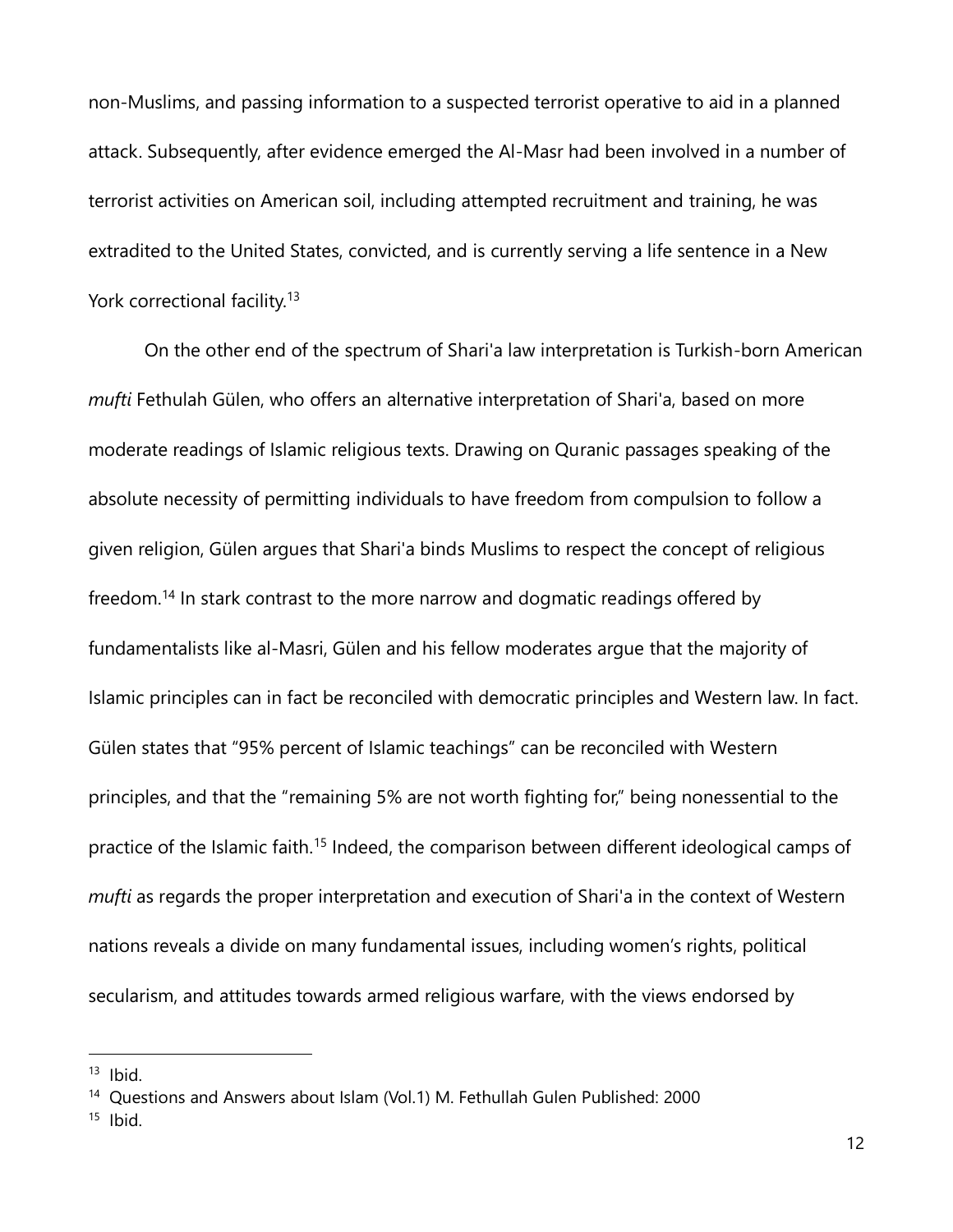non-Muslims, and passing information to a suspected terrorist operative to aid in a planned attack. Subsequently, after evidence emerged the Al-Masr had been involved in a number of terrorist activities on American soil, including attempted recruitment and training, he was extradited to the United States, convicted, and is currently serving a life sentence in a New York correctional facility.[13]

On the other end of the spectrum of Shari'a law interpretation is Turkish-born American *mufti* Fethulah Gülen, who offers an alternative interpretation of Shari'a, based on more moderate readings of Islamic religious texts. Drawing on Quranic passages speaking of the absolute necessity of permitting individuals to have freedom from compulsion to follow a given religion, Gülen argues that Shari'a binds Muslims to respect the concept of religious freedom.[14] In stark contrast to the more narrow and dogmatic readings offered by fundamentalists like al-Masri, Gülen and his fellow moderates argue that the majority of Islamic principles can in fact be reconciled with democratic principles and Western law. In fact. Gülen states that "95% percent of Islamic teachings" can be reconciled with Western principles, and that the "remaining 5% are not worth fighting for," being nonessential to the practice of the Islamic faith.[15] Indeed, the comparison between different ideological camps of *mufti* as regards the proper interpretation and execution of Shari'a in the context of Western nations reveals a divide on many fundamental issues, including women's rights, political secularism, and attitudes towards armed religious warfare, with the views endorsed by

---

[13] Ibid.

[14] Questions and Answers about Islam (Vol.1) M. Fethullah Gulen Published: 2000

[15] Ibid.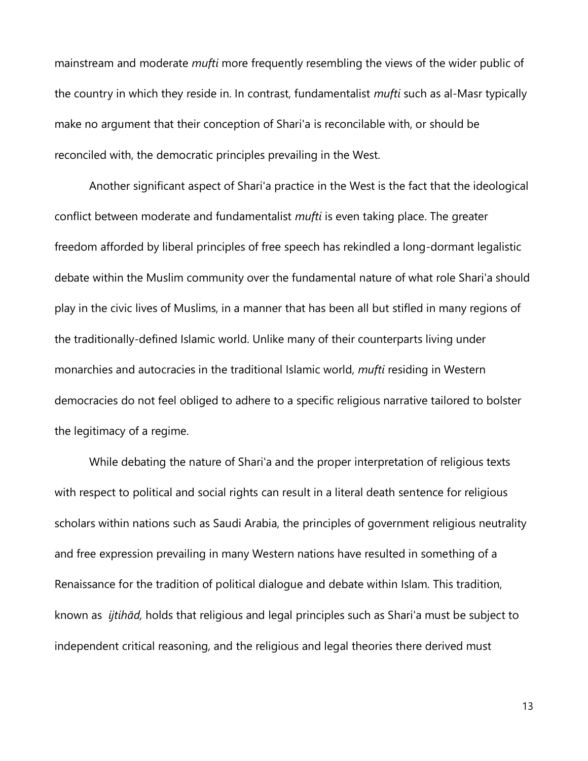mainstream and moderate *mufti* more frequently resembling the views of the wider public of the country in which they reside in. In contrast, fundamentalist *mufti* such as al-Masr typically make no argument that their conception of Shari'a is reconcilable with, or should be reconciled with, the democratic principles prevailing in the West.

Another significant aspect of Shari'a practice in the West is the fact that the ideological conflict between moderate and fundamentalist *mufti* is even taking place. The greater freedom afforded by liberal principles of free speech has rekindled a long-dormant legalistic debate within the Muslim community over the fundamental nature of what role Shari'a should play in the civic lives of Muslims, in a manner that has been all but stifled in many regions of the traditionally-defined Islamic world. Unlike many of their counterparts living under monarchies and autocracies in the traditional Islamic world, *mufti* residing in Western democracies do not feel obliged to adhere to a specific religious narrative tailored to bolster the legitimacy of a regime.

While debating the nature of Shari'a and the proper interpretation of religious texts with respect to political and social rights can result in a literal death sentence for religious scholars within nations such as Saudi Arabia, the principles of government religious neutrality and free expression prevailing in many Western nations have resulted in something of a Renaissance for the tradition of political dialogue and debate within Islam. This tradition, known as *ijtihād,* holds that religious and legal principles such as Shari'a must be subject to independent critical reasoning, and the religious and legal theories there derived must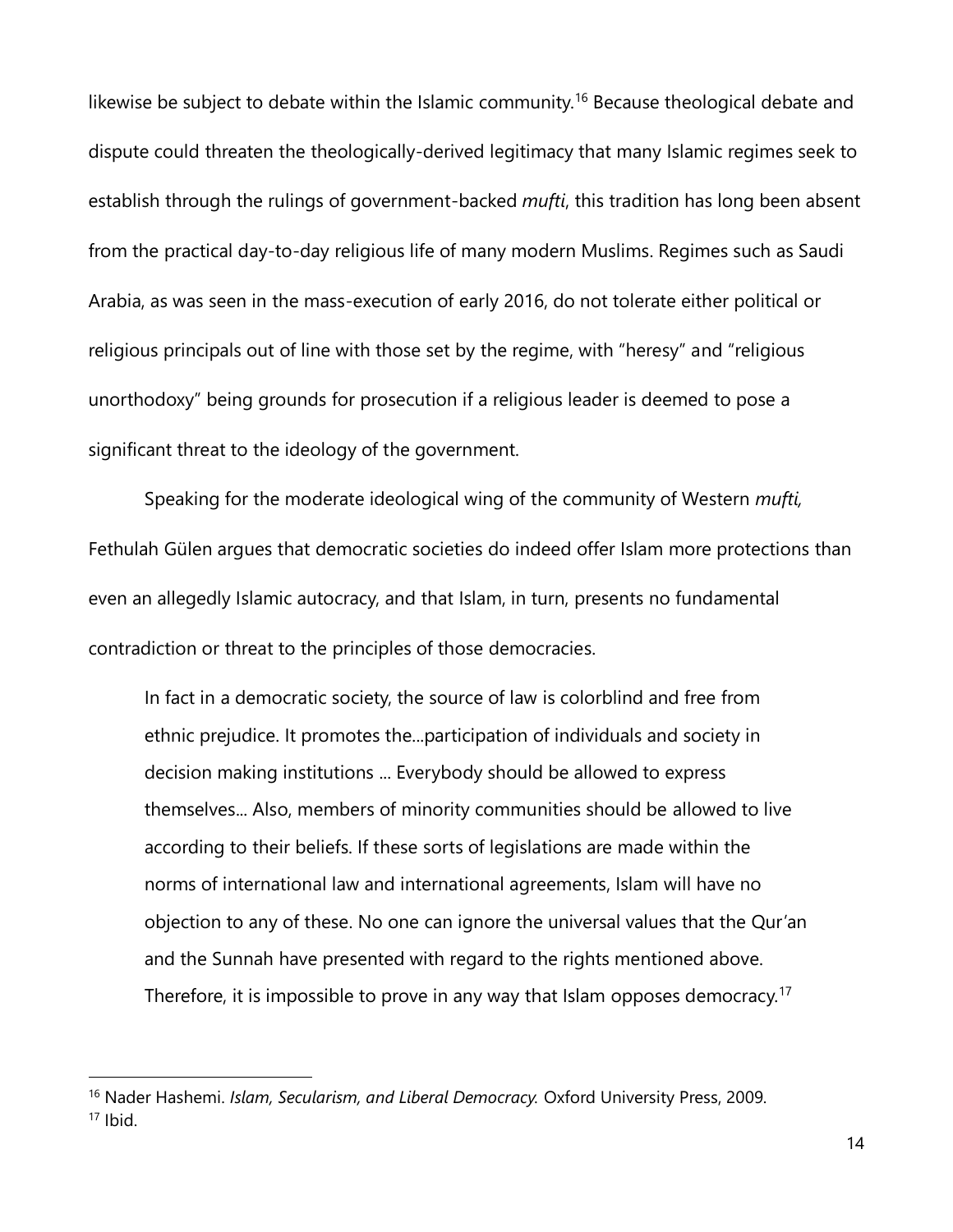likewise be subject to debate within the Islamic community.[16] Because theological debate and dispute could threaten the theologically-derived legitimacy that many Islamic regimes seek to establish through the rulings of government-backed *mufti*, this tradition has long been absent from the practical day-to-day religious life of many modern Muslims. Regimes such as Saudi Arabia, as was seen in the mass-execution of early 2016, do not tolerate either political or religious principals out of line with those set by the regime, with "heresy" and "religious unorthodoxy" being grounds for prosecution if a religious leader is deemed to pose a significant threat to the ideology of the government.

Speaking for the moderate ideological wing of the community of Western *mufti,* Fethulah Gülen argues that democratic societies do indeed offer Islam more protections than even an allegedly Islamic autocracy, and that Islam, in turn, presents no fundamental contradiction or threat to the principles of those democracies.

> In fact in a democratic society, the source of law is colorblind and free from ethnic prejudice. It promotes the...participation of individuals and society in decision making institutions ... Everybody should be allowed to express themselves... Also, members of minority communities should be allowed to live according to their beliefs. If these sorts of legislations are made within the norms of international law and international agreements, Islam will have no objection to any of these. No one can ignore the universal values that the Qur'an and the Sunnah have presented with regard to the rights mentioned above. Therefore, it is impossible to prove in any way that Islam opposes democracy.[17]

---

[16] Nader Hashemi. *Islam, Secularism, and Liberal Democracy.* Oxford University Press, 2009.

[17] Ibid.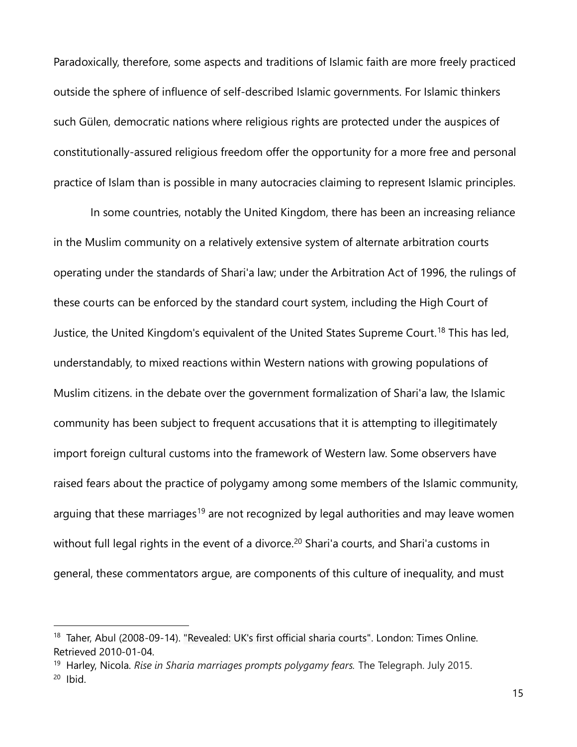Paradoxically, therefore, some aspects and traditions of Islamic faith are more freely practiced outside the sphere of influence of self-described Islamic governments. For Islamic thinkers such Gülen, democratic nations where religious rights are protected under the auspices of constitutionally-assured religious freedom offer the opportunity for a more free and personal practice of Islam than is possible in many autocracies claiming to represent Islamic principles.

In some countries, notably the United Kingdom, there has been an increasing reliance in the Muslim community on a relatively extensive system of alternate arbitration courts operating under the standards of Shari'a law; under the Arbitration Act of 1996, the rulings of these courts can be enforced by the standard court system, including the High Court of Justice, the United Kingdom's equivalent of the United States Supreme Court.[18] This has led, understandably, to mixed reactions within Western nations with growing populations of Muslim citizens. in the debate over the government formalization of Shari'a law, the Islamic community has been subject to frequent accusations that it is attempting to illegitimately import foreign cultural customs into the framework of Western law. Some observers have raised fears about the practice of polygamy among some members of the Islamic community, arguing that these marriages[19] are not recognized by legal authorities and may leave women without full legal rights in the event of a divorce.[20] Shari'a courts, and Shari'a customs in general, these commentators argue, are components of this culture of inequality, and must

[18] Taher, Abul (2008-09-14). "Revealed: UK's first official sharia courts". London: Times Online. Retrieved 2010-01-04.

[19] Harley, Nicola. *Rise in Sharia marriages prompts polygamy fears.* The Telegraph. July 2015.

[20] Ibid.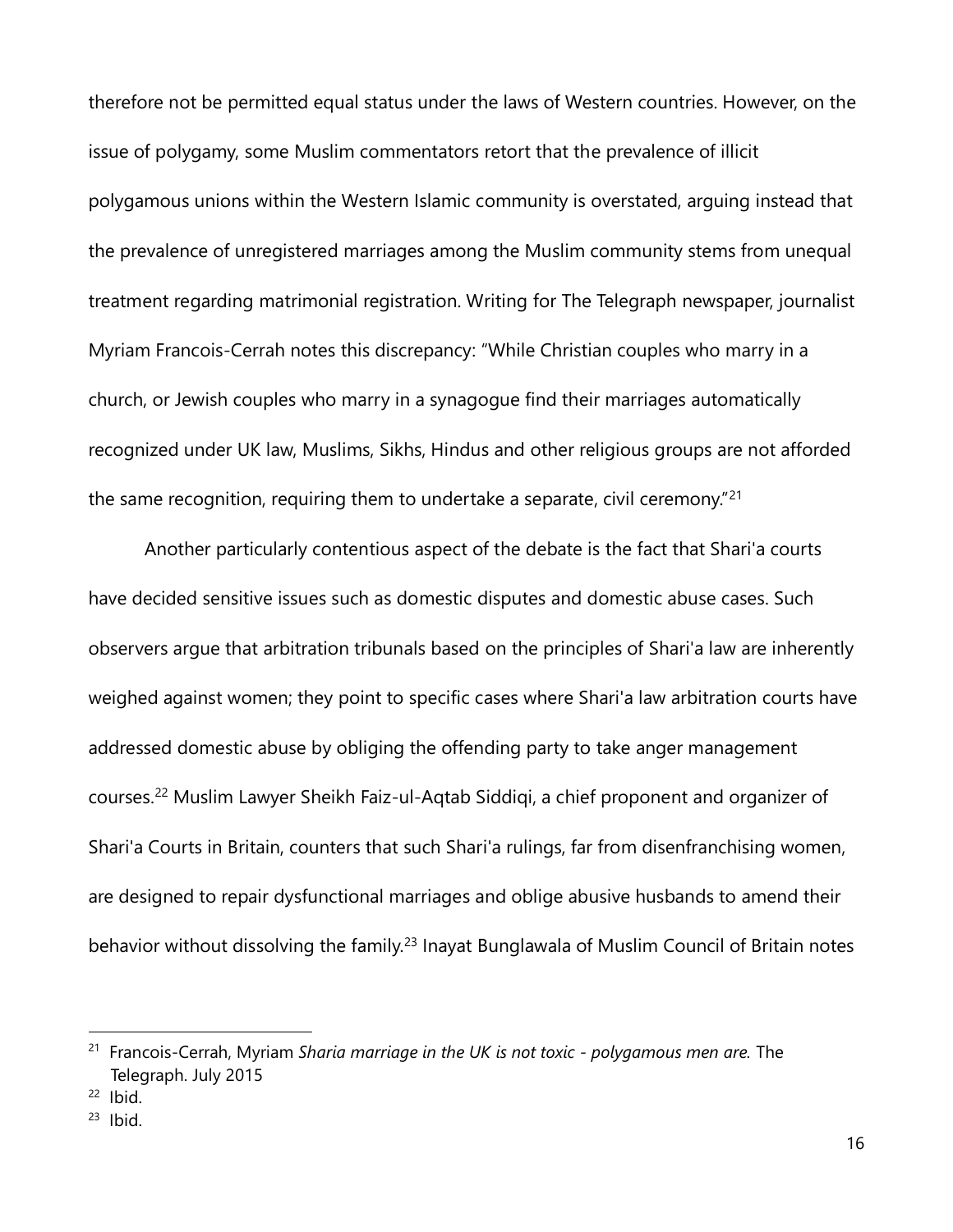therefore not be permitted equal status under the laws of Western countries. However, on the issue of polygamy, some Muslim commentators retort that the prevalence of illicit polygamous unions within the Western Islamic community is overstated, arguing instead that the prevalence of unregistered marriages among the Muslim community stems from unequal treatment regarding matrimonial registration. Writing for The Telegraph newspaper, journalist Myriam Francois-Cerrah notes this discrepancy: "While Christian couples who marry in a church, or Jewish couples who marry in a synagogue find their marriages automatically recognized under UK law, Muslims, Sikhs, Hindus and other religious groups are not afforded the same recognition, requiring them to undertake a separate, civil ceremony."[21]

Another particularly contentious aspect of the debate is the fact that Shari'a courts have decided sensitive issues such as domestic disputes and domestic abuse cases. Such observers argue that arbitration tribunals based on the principles of Shari'a law are inherently weighed against women; they point to specific cases where Shari'a law arbitration courts have addressed domestic abuse by obliging the offending party to take anger management courses.[22] Muslim Lawyer Sheikh Faiz-ul-Aqtab Siddiqi, a chief proponent and organizer of Shari'a Courts in Britain, counters that such Shari'a rulings, far from disenfranchising women, are designed to repair dysfunctional marriages and oblige abusive husbands to amend their behavior without dissolving the family.[23] Inayat Bunglawala of Muslim Council of Britain notes

---

[21] Francois-Cerrah, Myriam *Sharia marriage in the UK is not toxic - polygamous men are.* The Telegraph. July 2015

[22] Ibid.

[23] Ibid.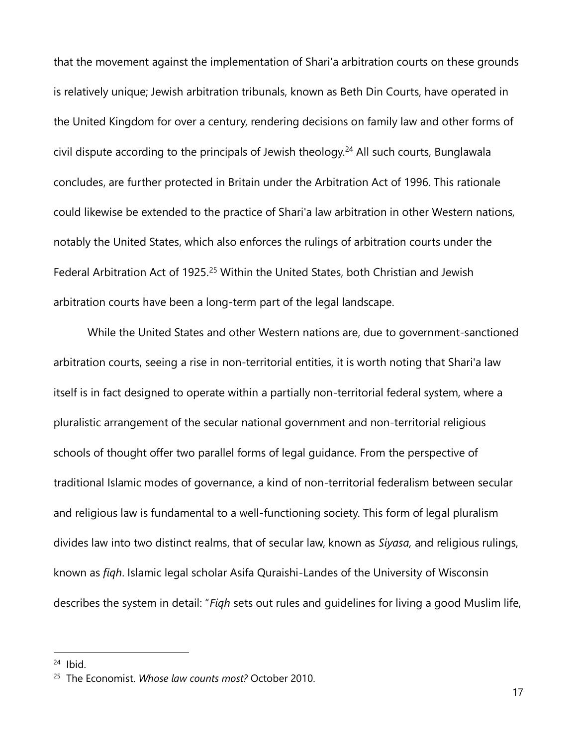that the movement against the implementation of Shari'a arbitration courts on these grounds is relatively unique; Jewish arbitration tribunals, known as Beth Din Courts, have operated in the United Kingdom for over a century, rendering decisions on family law and other forms of civil dispute according to the principals of Jewish theology.[24] All such courts, Bunglawala concludes, are further protected in Britain under the Arbitration Act of 1996. This rationale could likewise be extended to the practice of Shari'a law arbitration in other Western nations, notably the United States, which also enforces the rulings of arbitration courts under the Federal Arbitration Act of 1925.[25] Within the United States, both Christian and Jewish arbitration courts have been a long-term part of the legal landscape.

While the United States and other Western nations are, due to government-sanctioned arbitration courts, seeing a rise in non-territorial entities, it is worth noting that Shari'a law itself is in fact designed to operate within a partially non-territorial federal system, where a pluralistic arrangement of the secular national government and non-territorial religious schools of thought offer two parallel forms of legal guidance. From the perspective of traditional Islamic modes of governance, a kind of non-territorial federalism between secular and religious law is fundamental to a well-functioning society. This form of legal pluralism divides law into two distinct realms, that of secular law, known as *Siyasa,* and religious rulings, known as *fiqh*. Islamic legal scholar Asifa Quraishi-Landes of the University of Wisconsin describes the system in detail: "*Fiqh* sets out rules and guidelines for living a good Muslim life,

---

[24] Ibid.

[25] The Economist. *Whose law counts most?* October 2010.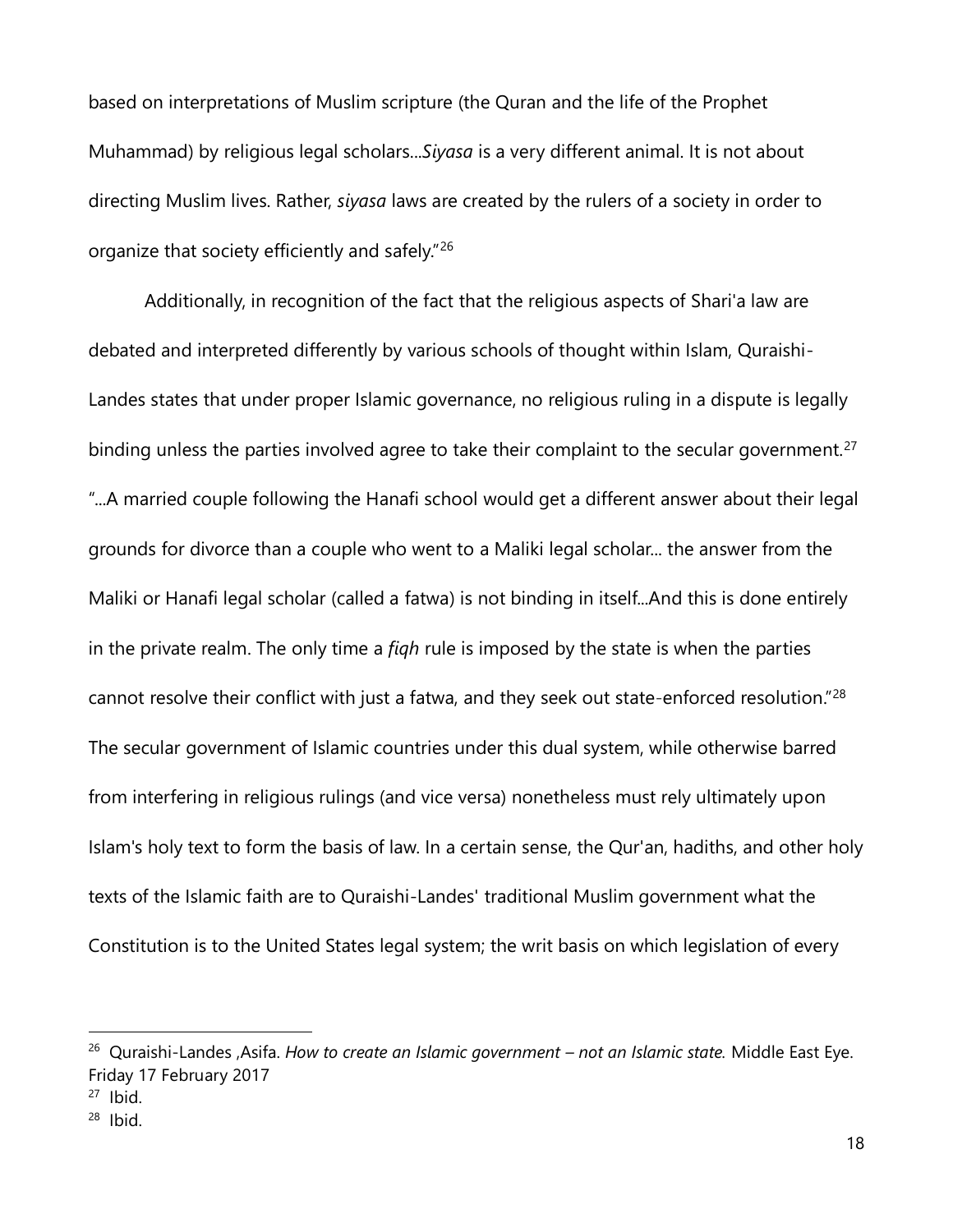based on interpretations of Muslim scripture (the Quran and the life of the Prophet Muhammad) by religious legal scholars...*Siyasa* is a very different animal. It is not about directing Muslim lives. Rather, *siyasa* laws are created by the rulers of a society in order to organize that society efficiently and safely."[26]

Additionally, in recognition of the fact that the religious aspects of Shari'a law are debated and interpreted differently by various schools of thought within Islam, Quraishi-Landes states that under proper Islamic governance, no religious ruling in a dispute is legally binding unless the parties involved agree to take their complaint to the secular government.[27] "...A married couple following the Hanafi school would get a different answer about their legal grounds for divorce than a couple who went to a Maliki legal scholar... the answer from the Maliki or Hanafi legal scholar (called a fatwa) is not binding in itself...And this is done entirely in the private realm. The only time a *fiqh* rule is imposed by the state is when the parties cannot resolve their conflict with just a fatwa, and they seek out state-enforced resolution."[28] The secular government of Islamic countries under this dual system, while otherwise barred from interfering in religious rulings (and vice versa) nonetheless must rely ultimately upon Islam's holy text to form the basis of law. In a certain sense, the Qur'an, hadiths, and other holy texts of the Islamic faith are to Quraishi-Landes' traditional Muslim government what the Constitution is to the United States legal system; the writ basis on which legislation of every

---

[26] Quraishi-Landes ,Asifa. *How to create an Islamic government – not an Islamic state.* Middle East Eye. Friday 17 February 2017

[27] Ibid.

[28] Ibid.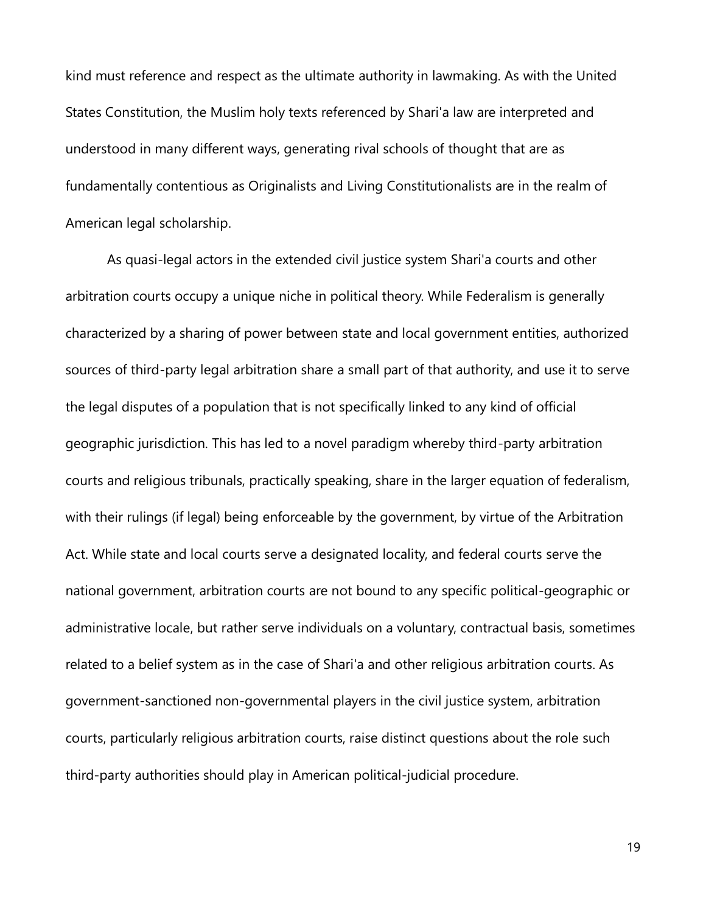kind must reference and respect as the ultimate authority in lawmaking. As with the United States Constitution, the Muslim holy texts referenced by Shari'a law are interpreted and understood in many different ways, generating rival schools of thought that are as fundamentally contentious as Originalists and Living Constitutionalists are in the realm of American legal scholarship.

As quasi-legal actors in the extended civil justice system Shari'a courts and other arbitration courts occupy a unique niche in political theory. While Federalism is generally characterized by a sharing of power between state and local government entities, authorized sources of third-party legal arbitration share a small part of that authority, and use it to serve the legal disputes of a population that is not specifically linked to any kind of official geographic jurisdiction. This has led to a novel paradigm whereby third-party arbitration courts and religious tribunals, practically speaking, share in the larger equation of federalism, with their rulings (if legal) being enforceable by the government, by virtue of the Arbitration Act. While state and local courts serve a designated locality, and federal courts serve the national government, arbitration courts are not bound to any specific political-geographic or administrative locale, but rather serve individuals on a voluntary, contractual basis, sometimes related to a belief system as in the case of Shari'a and other religious arbitration courts. As government-sanctioned non-governmental players in the civil justice system, arbitration courts, particularly religious arbitration courts, raise distinct questions about the role such third-party authorities should play in American political-judicial procedure.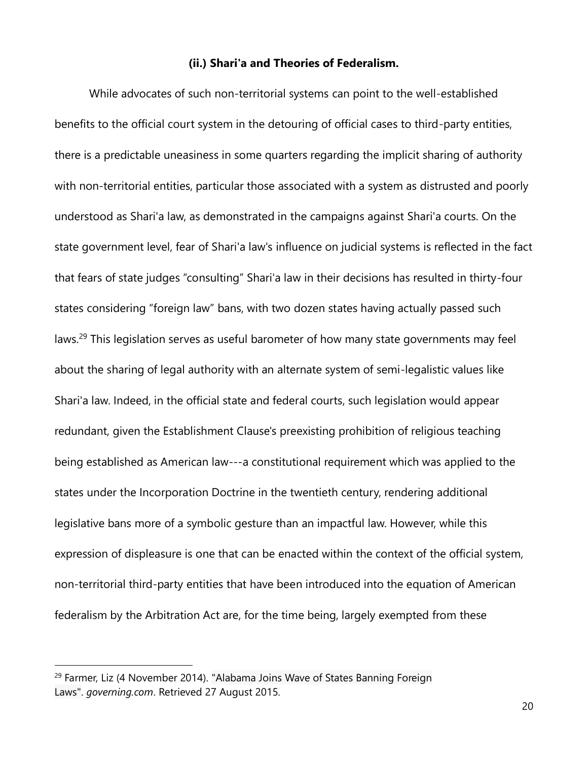### (ii.) Shari'a and Theories of Federalism.

While advocates of such non-territorial systems can point to the well-established benefits to the official court system in the detouring of official cases to third-party entities, there is a predictable uneasiness in some quarters regarding the implicit sharing of authority with non-territorial entities, particular those associated with a system as distrusted and poorly understood as Shari'a law, as demonstrated in the campaigns against Shari'a courts. On the state government level, fear of Shari'a law's influence on judicial systems is reflected in the fact that fears of state judges "consulting" Shari'a law in their decisions has resulted in thirty-four states considering "foreign law" bans, with two dozen states having actually passed such laws.[29] This legislation serves as useful barometer of how many state governments may feel about the sharing of legal authority with an alternate system of semi-legalistic values like Shari'a law. Indeed, in the official state and federal courts, such legislation would appear redundant, given the Establishment Clause's preexisting prohibition of religious teaching being established as American law---a constitutional requirement which was applied to the states under the Incorporation Doctrine in the twentieth century, rendering additional legislative bans more of a symbolic gesture than an impactful law. However, while this expression of displeasure is one that can be enacted within the context of the official system, non-territorial third-party entities that have been introduced into the equation of American federalism by the Arbitration Act are, for the time being, largely exempted from these

[29] Farmer, Liz (4 November 2014). "Alabama Joins Wave of States Banning Foreign Laws". *governing.com*. Retrieved 27 August 2015.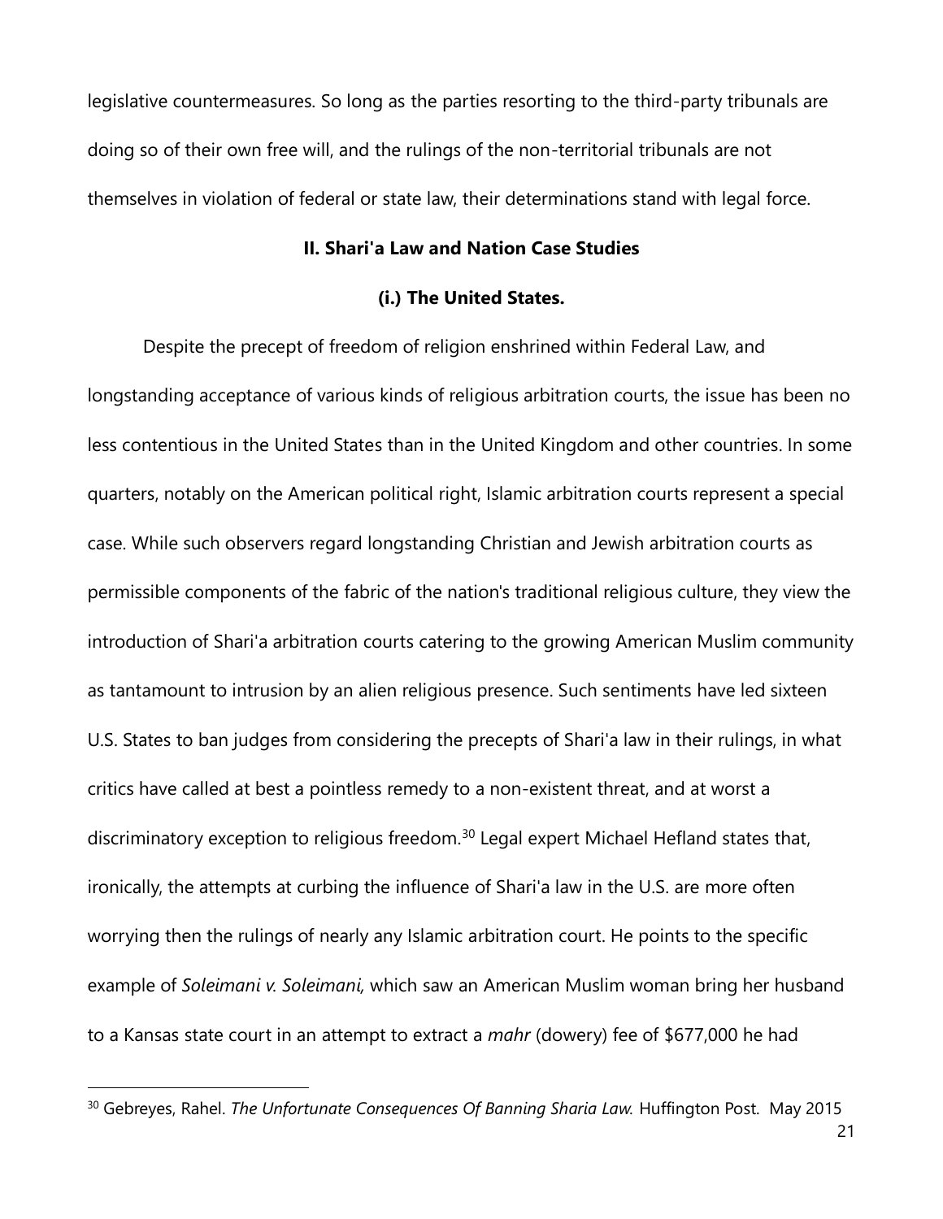legislative countermeasures. So long as the parties resorting to the third-party tribunals are doing so of their own free will, and the rulings of the non-territorial tribunals are not themselves in violation of federal or state law, their determinations stand with legal force.

## II. Shari'a Law and Nation Case Studies

### (i.) The United States.

Despite the precept of freedom of religion enshrined within Federal Law, and longstanding acceptance of various kinds of religious arbitration courts, the issue has been no less contentious in the United States than in the United Kingdom and other countries. In some quarters, notably on the American political right, Islamic arbitration courts represent a special case. While such observers regard longstanding Christian and Jewish arbitration courts as permissible components of the fabric of the nation's traditional religious culture, they view the introduction of Shari'a arbitration courts catering to the growing American Muslim community as tantamount to intrusion by an alien religious presence. Such sentiments have led sixteen U.S. States to ban judges from considering the precepts of Shari'a law in their rulings, in what critics have called at best a pointless remedy to a non-existent threat, and at worst a discriminatory exception to religious freedom.[30] Legal expert Michael Hefland states that, ironically, the attempts at curbing the influence of Shari'a law in the U.S. are more often worrying then the rulings of nearly any Islamic arbitration court. He points to the specific example of *Soleimani v. Soleimani,* which saw an American Muslim woman bring her husband to a Kansas state court in an attempt to extract a *mahr* (dowery) fee of $677,000 he had

[30] Gebreyes, Rahel. *The Unfortunate Consequences Of Banning Sharia Law.* Huffington Post. May 2015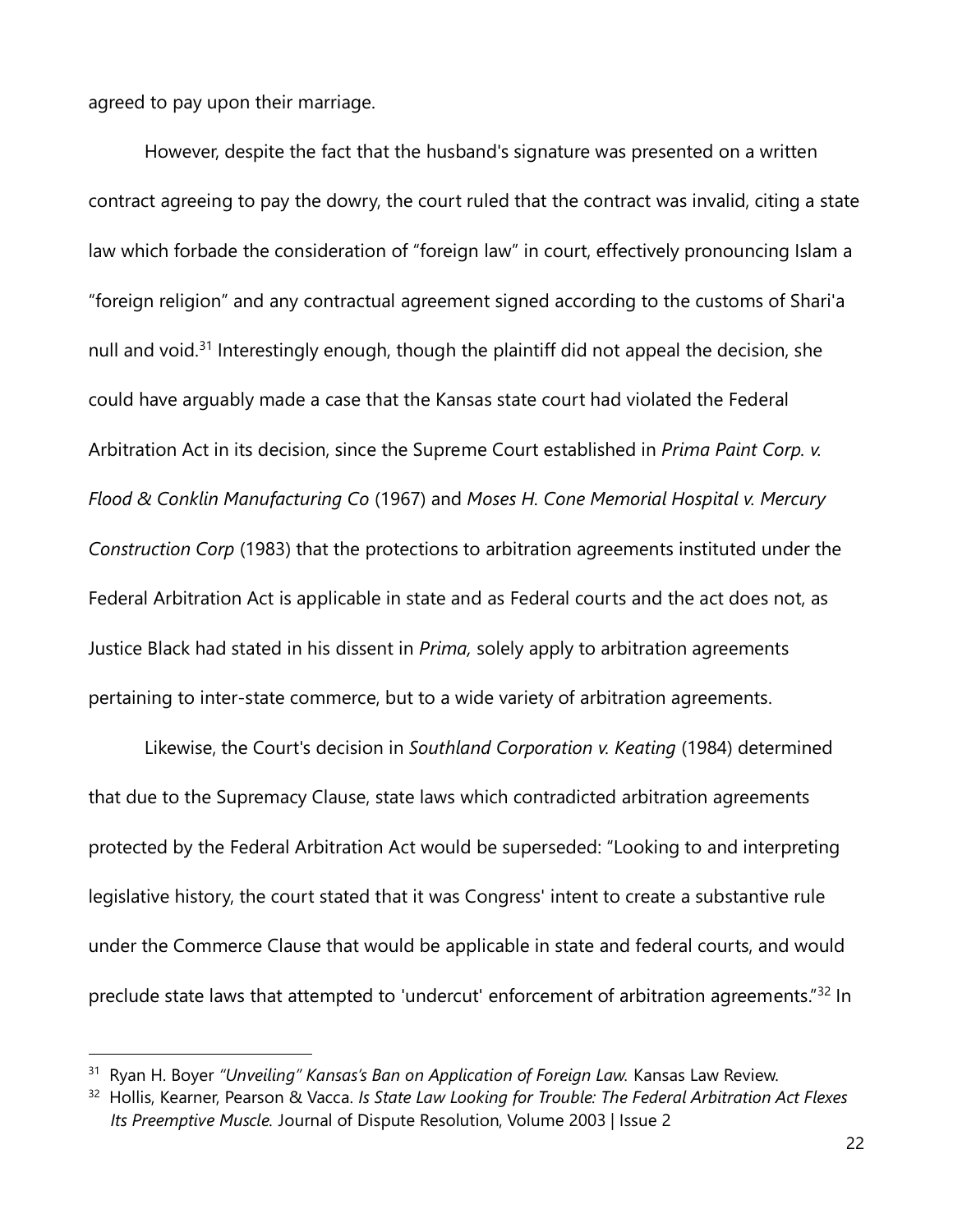agreed to pay upon their marriage.

However, despite the fact that the husband's signature was presented on a written contract agreeing to pay the dowry, the court ruled that the contract was invalid, citing a state law which forbade the consideration of "foreign law" in court, effectively pronouncing Islam a "foreign religion" and any contractual agreement signed according to the customs of Shari'a null and void.[31] Interestingly enough, though the plaintiff did not appeal the decision, she could have arguably made a case that the Kansas state court had violated the Federal Arbitration Act in its decision, since the Supreme Court established in *Prima Paint Corp. v. Flood & Conklin Manufacturing Co* (1967) and *Moses H. Cone Memorial Hospital v. Mercury Construction Corp* (1983) that the protections to arbitration agreements instituted under the Federal Arbitration Act is applicable in state and as Federal courts and the act does not, as Justice Black had stated in his dissent in *Prima,* solely apply to arbitration agreements pertaining to inter-state commerce, but to a wide variety of arbitration agreements.

Likewise, the Court's decision in *Southland Corporation v. Keating* (1984) determined that due to the Supremacy Clause, state laws which contradicted arbitration agreements protected by the Federal Arbitration Act would be superseded: "Looking to and interpreting legislative history, the court stated that it was Congress' intent to create a substantive rule under the Commerce Clause that would be applicable in state and federal courts, and would preclude state laws that attempted to 'undercut' enforcement of arbitration agreements."[32] In

---

[31] Ryan H. Boyer *"Unveiling" Kansas's Ban on Application of Foreign Law.* Kansas Law Review.

[32] Hollis, Kearner, Pearson & Vacca. *Is State Law Looking for Trouble: The Federal Arbitration Act Flexes Its Preemptive Muscle.* Journal of Dispute Resolution, Volume 2003 | Issue 2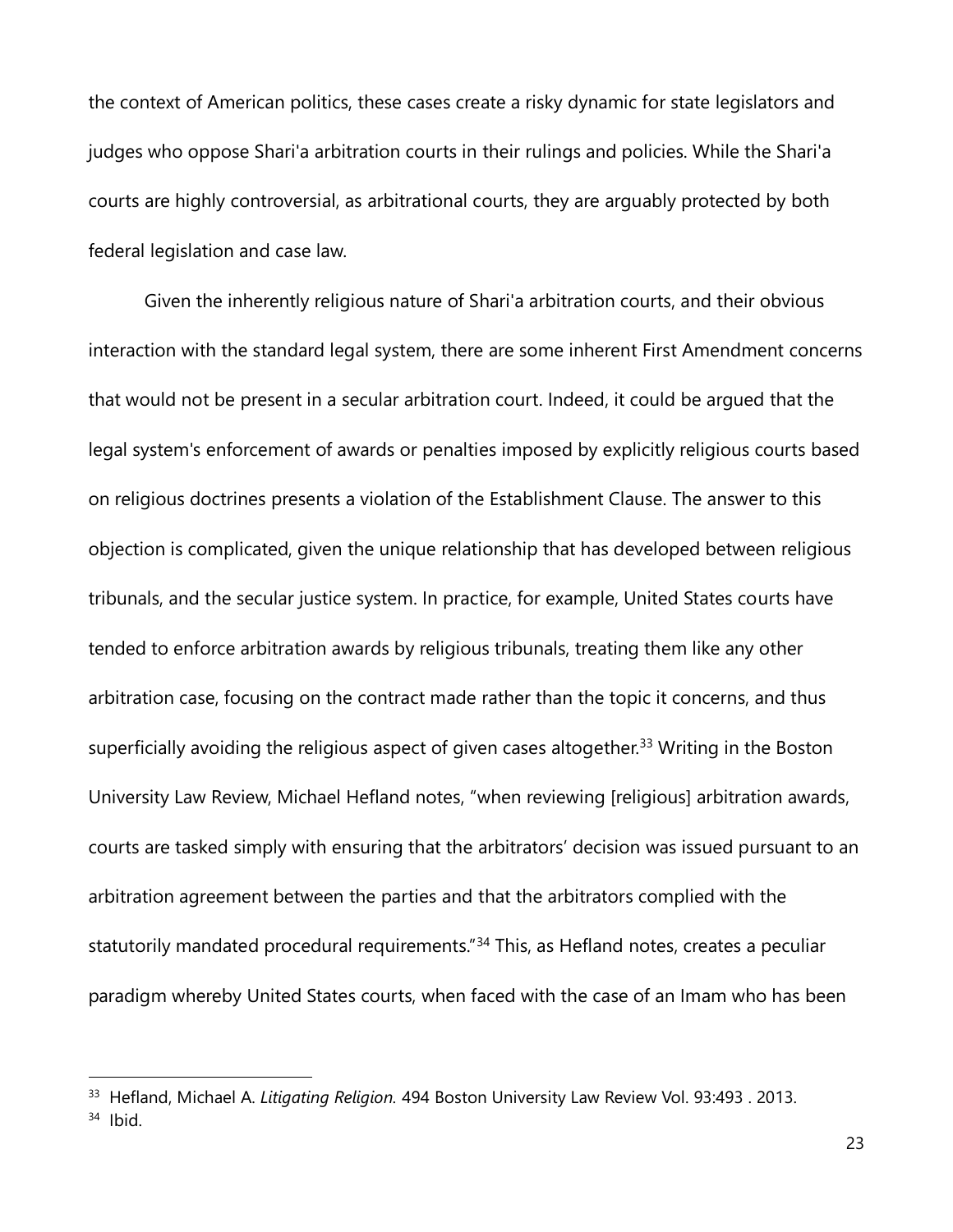the context of American politics, these cases create a risky dynamic for state legislators and judges who oppose Shari'a arbitration courts in their rulings and policies. While the Shari'a courts are highly controversial, as arbitrational courts, they are arguably protected by both federal legislation and case law.

Given the inherently religious nature of Shari'a arbitration courts, and their obvious interaction with the standard legal system, there are some inherent First Amendment concerns that would not be present in a secular arbitration court. Indeed, it could be argued that the legal system's enforcement of awards or penalties imposed by explicitly religious courts based on religious doctrines presents a violation of the Establishment Clause. The answer to this objection is complicated, given the unique relationship that has developed between religious tribunals, and the secular justice system. In practice, for example, United States courts have tended to enforce arbitration awards by religious tribunals, treating them like any other arbitration case, focusing on the contract made rather than the topic it concerns, and thus superficially avoiding the religious aspect of given cases altogether.[33] Writing in the Boston University Law Review, Michael Hefland notes, "when reviewing [religious] arbitration awards, courts are tasked simply with ensuring that the arbitrators' decision was issued pursuant to an arbitration agreement between the parties and that the arbitrators complied with the statutorily mandated procedural requirements."[34] This, as Hefland notes, creates a peculiar paradigm whereby United States courts, when faced with the case of an Imam who has been

---

[33] Hefland, Michael A. *Litigating Religion.* 494 Boston University Law Review Vol. 93:493 . 2013.

[34] Ibid.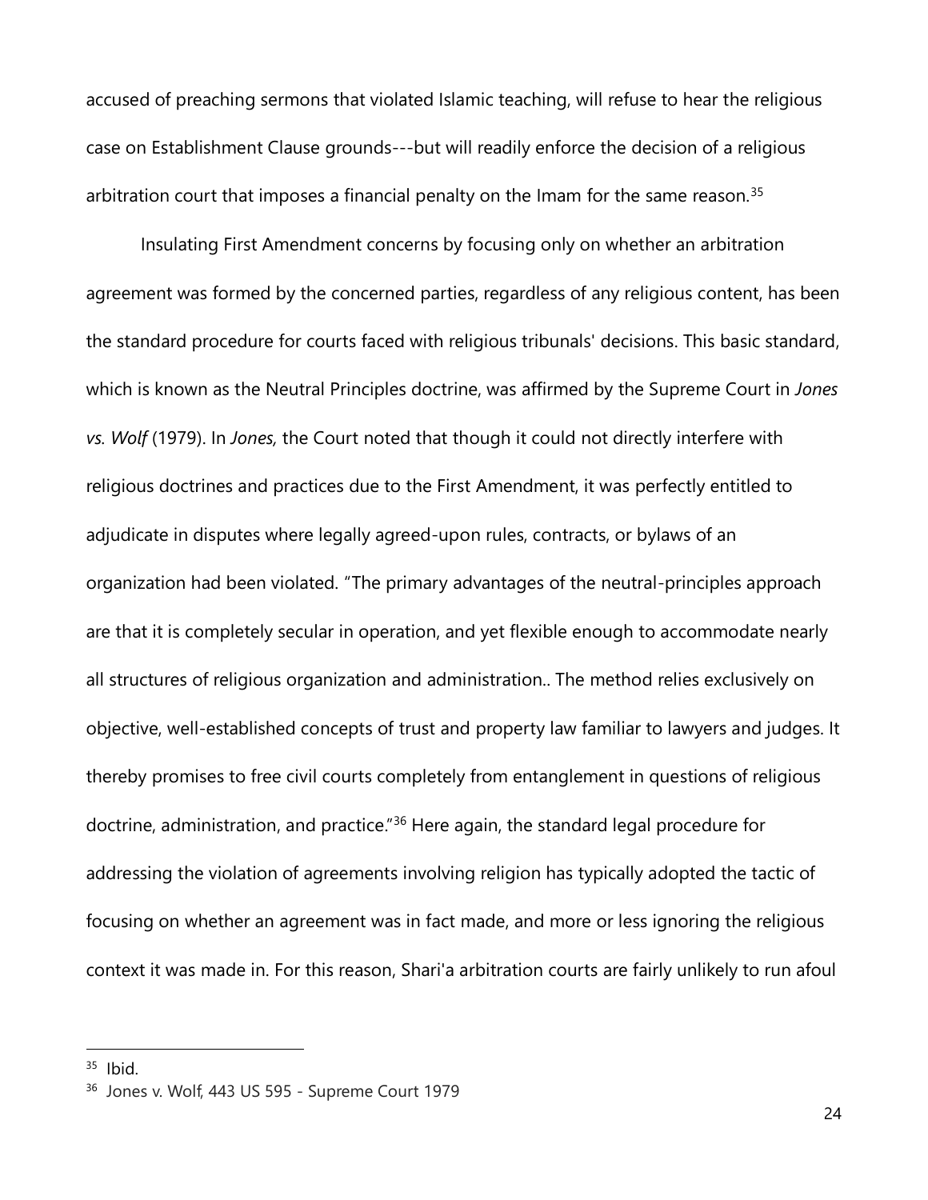accused of preaching sermons that violated Islamic teaching, will refuse to hear the religious case on Establishment Clause grounds---but will readily enforce the decision of a religious arbitration court that imposes a financial penalty on the Imam for the same reason.[35]

Insulating First Amendment concerns by focusing only on whether an arbitration agreement was formed by the concerned parties, regardless of any religious content, has been the standard procedure for courts faced with religious tribunals' decisions. This basic standard, which is known as the Neutral Principles doctrine, was affirmed by the Supreme Court in *Jones vs. Wolf* (1979). In *Jones,* the Court noted that though it could not directly interfere with religious doctrines and practices due to the First Amendment, it was perfectly entitled to adjudicate in disputes where legally agreed-upon rules, contracts, or bylaws of an organization had been violated. "The primary advantages of the neutral-principles approach are that it is completely secular in operation, and yet flexible enough to accommodate nearly all structures of religious organization and administration.. The method relies exclusively on objective, well-established concepts of trust and property law familiar to lawyers and judges. It thereby promises to free civil courts completely from entanglement in questions of religious doctrine, administration, and practice."[36] Here again, the standard legal procedure for addressing the violation of agreements involving religion has typically adopted the tactic of focusing on whether an agreement was in fact made, and more or less ignoring the religious context it was made in. For this reason, Shari'a arbitration courts are fairly unlikely to run afoul

---

[35] Ibid.

[36] Jones v. Wolf, 443 US 595 - Supreme Court 1979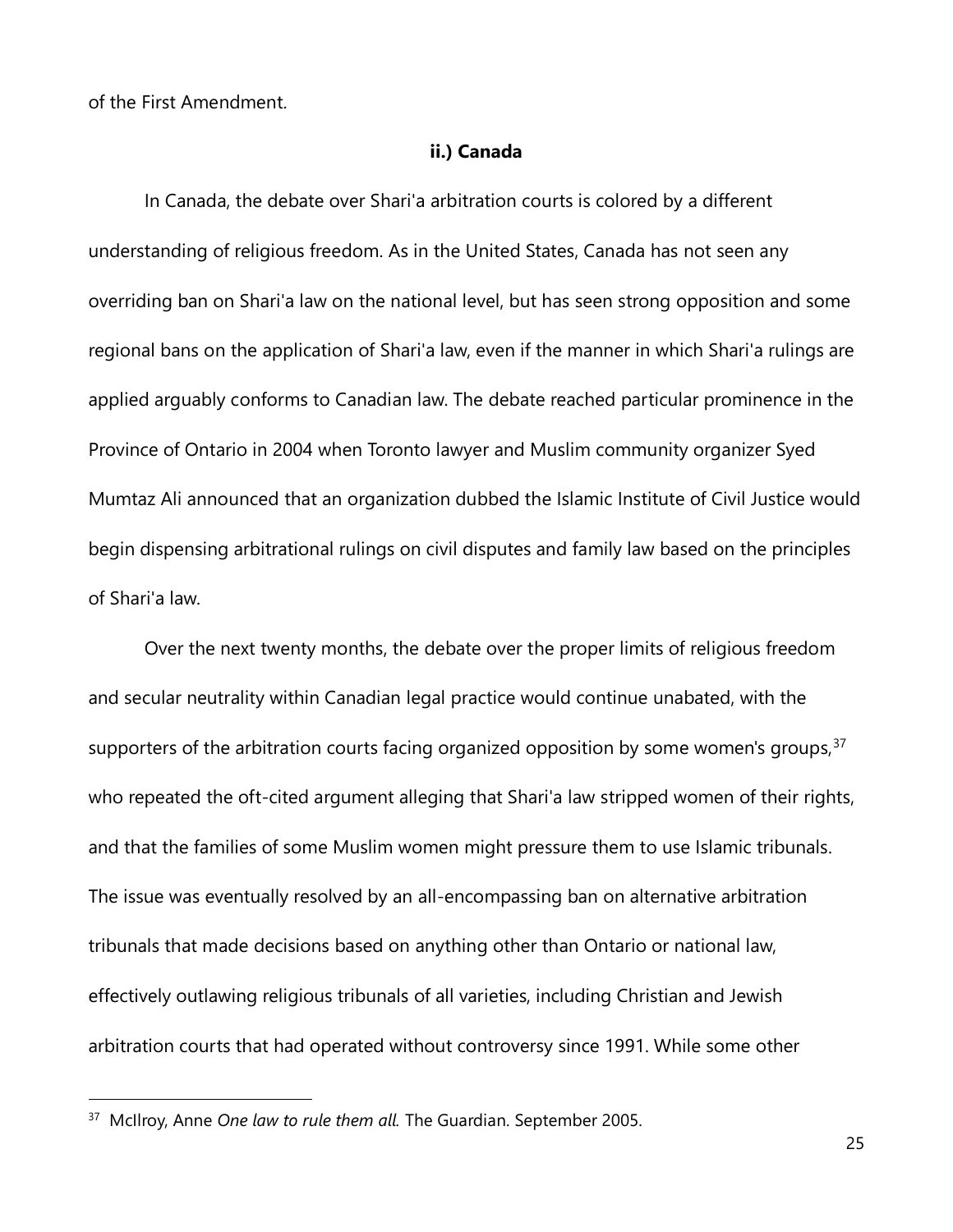of the First Amendment.

### ii.) Canada

In Canada, the debate over Shari'a arbitration courts is colored by a different understanding of religious freedom. As in the United States, Canada has not seen any overriding ban on Shari'a law on the national level, but has seen strong opposition and some regional bans on the application of Shari'a law, even if the manner in which Shari'a rulings are applied arguably conforms to Canadian law. The debate reached particular prominence in the Province of Ontario in 2004 when Toronto lawyer and Muslim community organizer Syed Mumtaz Ali announced that an organization dubbed the Islamic Institute of Civil Justice would begin dispensing arbitrational rulings on civil disputes and family law based on the principles of Shari'a law.

Over the next twenty months, the debate over the proper limits of religious freedom and secular neutrality within Canadian legal practice would continue unabated, with the supporters of the arbitration courts facing organized opposition by some women's groups,[37] who repeated the oft-cited argument alleging that Shari'a law stripped women of their rights, and that the families of some Muslim women might pressure them to use Islamic tribunals. The issue was eventually resolved by an all-encompassing ban on alternative arbitration tribunals that made decisions based on anything other than Ontario or national law, effectively outlawing religious tribunals of all varieties, including Christian and Jewish arbitration courts that had operated without controversy since 1991. While some other

[37] McIlroy, Anne *One law to rule them all.* The Guardian. September 2005.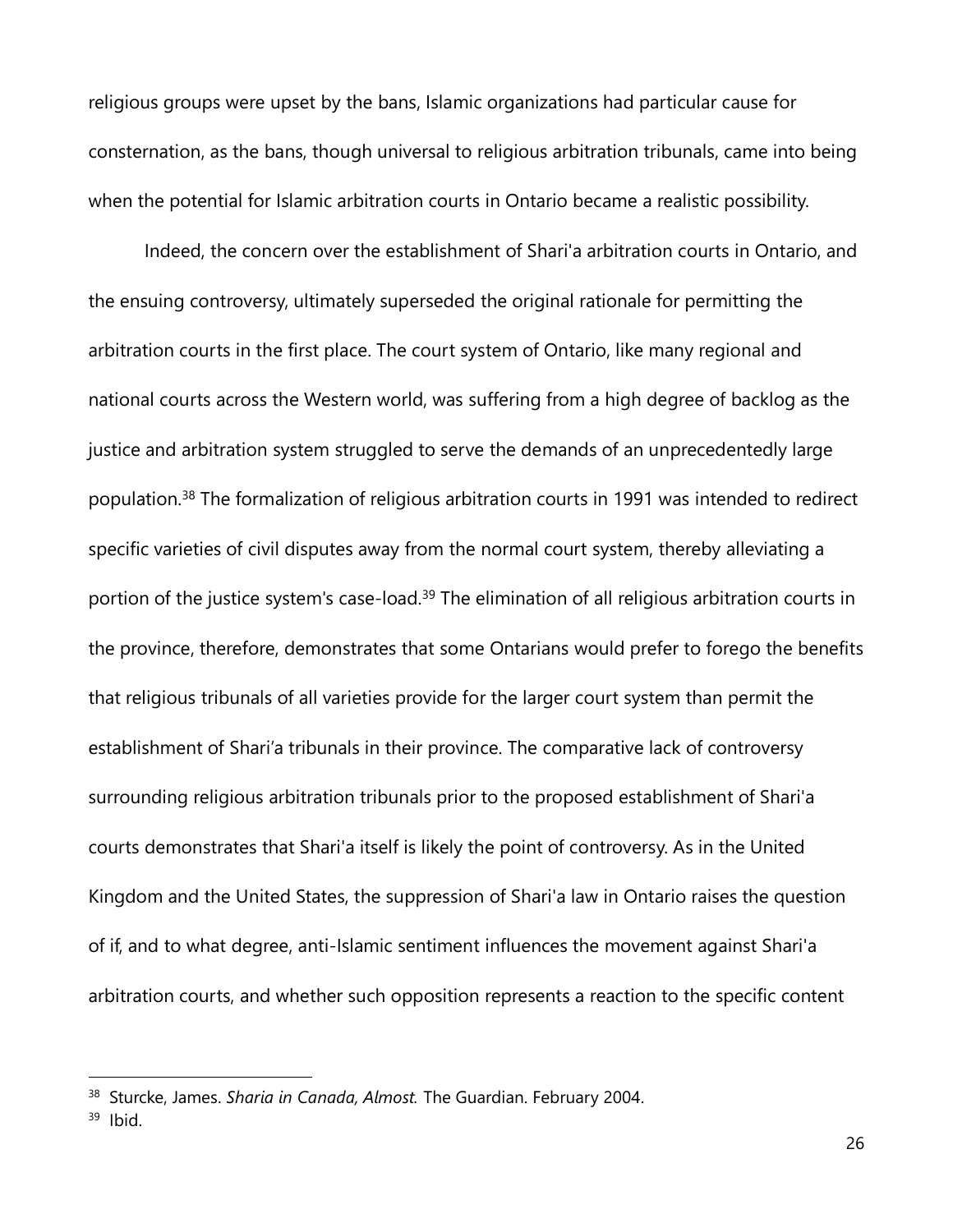religious groups were upset by the bans, Islamic organizations had particular cause for consternation, as the bans, though universal to religious arbitration tribunals, came into being when the potential for Islamic arbitration courts in Ontario became a realistic possibility.

Indeed, the concern over the establishment of Shari'a arbitration courts in Ontario, and the ensuing controversy, ultimately superseded the original rationale for permitting the arbitration courts in the first place. The court system of Ontario, like many regional and national courts across the Western world, was suffering from a high degree of backlog as the justice and arbitration system struggled to serve the demands of an unprecedentedly large population.[38] The formalization of religious arbitration courts in 1991 was intended to redirect specific varieties of civil disputes away from the normal court system, thereby alleviating a portion of the justice system's case-load.[39] The elimination of all religious arbitration courts in the province, therefore, demonstrates that some Ontarians would prefer to forego the benefits that religious tribunals of all varieties provide for the larger court system than permit the establishment of Shari'a tribunals in their province. The comparative lack of controversy surrounding religious arbitration tribunals prior to the proposed establishment of Shari'a courts demonstrates that Shari'a itself is likely the point of controversy. As in the United Kingdom and the United States, the suppression of Shari'a law in Ontario raises the question of if, and to what degree, anti-Islamic sentiment influences the movement against Shari'a arbitration courts, and whether such opposition represents a reaction to the specific content

---

[38] Sturcke, James. *Sharia in Canada, Almost.* The Guardian. February 2004.

[39] Ibid.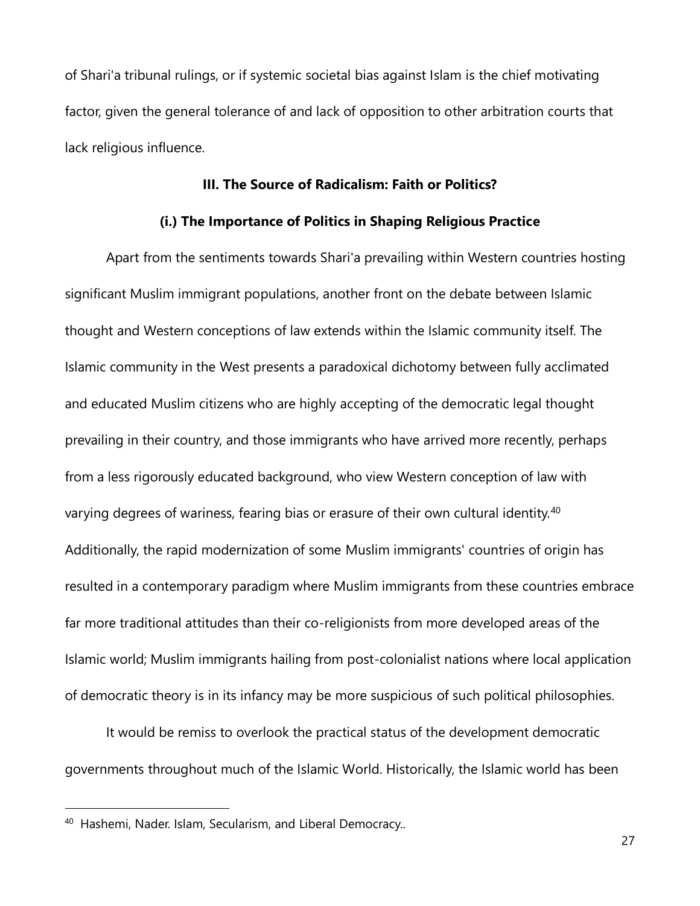of Shari'a tribunal rulings, or if systemic societal bias against Islam is the chief motivating factor, given the general tolerance of and lack of opposition to other arbitration courts that lack religious influence.

## III. The Source of Radicalism: Faith or Politics?

### (i.) The Importance of Politics in Shaping Religious Practice

Apart from the sentiments towards Shari'a prevailing within Western countries hosting significant Muslim immigrant populations, another front on the debate between Islamic thought and Western conceptions of law extends within the Islamic community itself. The Islamic community in the West presents a paradoxical dichotomy between fully acclimated and educated Muslim citizens who are highly accepting of the democratic legal thought prevailing in their country, and those immigrants who have arrived more recently, perhaps from a less rigorously educated background, who view Western conception of law with varying degrees of wariness, fearing bias or erasure of their own cultural identity.[40] Additionally, the rapid modernization of some Muslim immigrants' countries of origin has resulted in a contemporary paradigm where Muslim immigrants from these countries embrace far more traditional attitudes than their co-religionists from more developed areas of the Islamic world; Muslim immigrants hailing from post-colonialist nations where local application of democratic theory is in its infancy may be more suspicious of such political philosophies.

It would be remiss to overlook the practical status of the development democratic governments throughout much of the Islamic World. Historically, the Islamic world has been

---

[40] Hashemi, Nader. Islam, Secularism, and Liberal Democracy..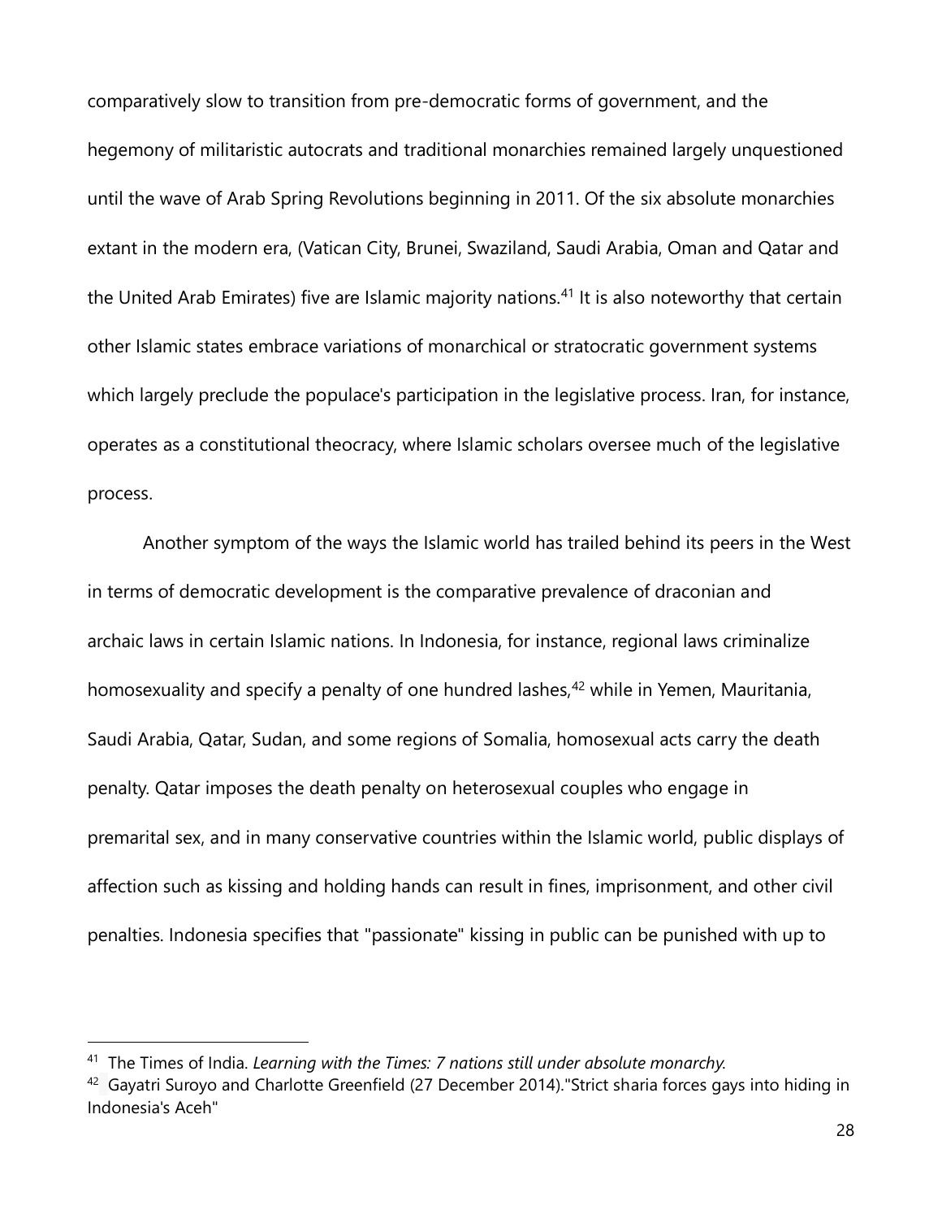comparatively slow to transition from pre-democratic forms of government, and the hegemony of militaristic autocrats and traditional monarchies remained largely unquestioned until the wave of Arab Spring Revolutions beginning in 2011. Of the six absolute monarchies extant in the modern era, (Vatican City, Brunei, Swaziland, Saudi Arabia, Oman and Qatar and the United Arab Emirates) five are Islamic majority nations.[41] It is also noteworthy that certain other Islamic states embrace variations of monarchical or stratocratic government systems which largely preclude the populace's participation in the legislative process. Iran, for instance, operates as a constitutional theocracy, where Islamic scholars oversee much of the legislative process.

Another symptom of the ways the Islamic world has trailed behind its peers in the West in terms of democratic development is the comparative prevalence of draconian and archaic laws in certain Islamic nations. In Indonesia, for instance, regional laws criminalize homosexuality and specify a penalty of one hundred lashes,[42] while in Yemen, Mauritania, Saudi Arabia, Qatar, Sudan, and some regions of Somalia, homosexual acts carry the death penalty. Qatar imposes the death penalty on heterosexual couples who engage in premarital sex, and in many conservative countries within the Islamic world, public displays of affection such as kissing and holding hands can result in fines, imprisonment, and other civil penalties. Indonesia specifies that "passionate" kissing in public can be punished with up to

---

[41] The Times of India. *Learning with the Times: 7 nations still under absolute monarchy.*

[42] Gayatri Suroyo and Charlotte Greenfield (27 December 2014)."Strict sharia forces gays into hiding in Indonesia's Aceh"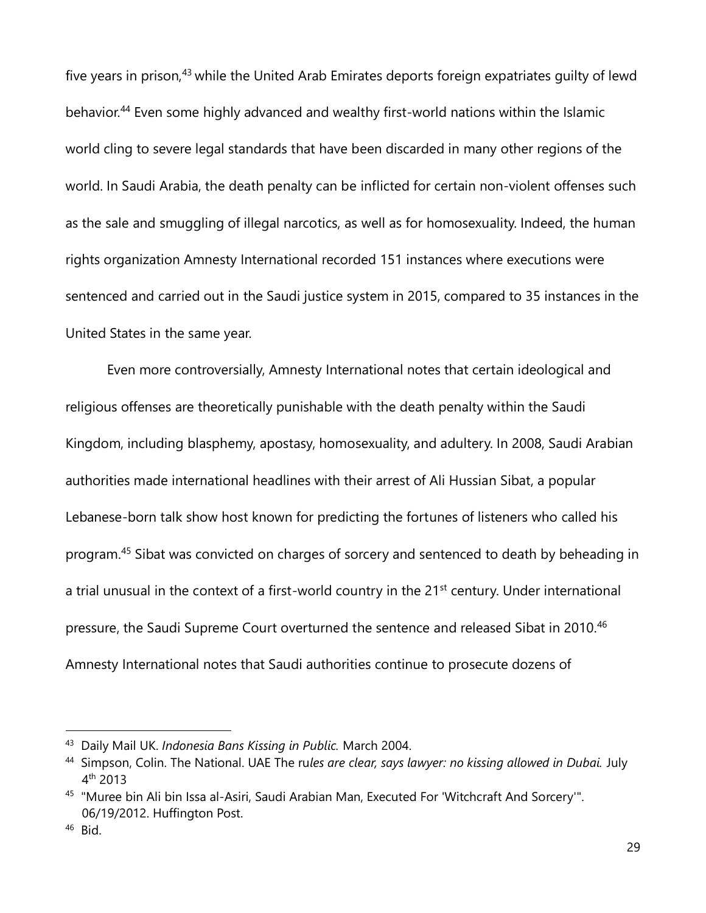five years in prison,[43] while the United Arab Emirates deports foreign expatriates guilty of lewd behavior.[44] Even some highly advanced and wealthy first-world nations within the Islamic world cling to severe legal standards that have been discarded in many other regions of the world. In Saudi Arabia, the death penalty can be inflicted for certain non-violent offenses such as the sale and smuggling of illegal narcotics, as well as for homosexuality. Indeed, the human rights organization Amnesty International recorded 151 instances where executions were sentenced and carried out in the Saudi justice system in 2015, compared to 35 instances in the United States in the same year.

Even more controversially, Amnesty International notes that certain ideological and religious offenses are theoretically punishable with the death penalty within the Saudi Kingdom, including blasphemy, apostasy, homosexuality, and adultery. In 2008, Saudi Arabian authorities made international headlines with their arrest of Ali Hussian Sibat, a popular Lebanese-born talk show host known for predicting the fortunes of listeners who called his program.[45] Sibat was convicted on charges of sorcery and sentenced to death by beheading in a trial unusual in the context of a first-world country in the 21st century. Under international pressure, the Saudi Supreme Court overturned the sentence and released Sibat in 2010.[46] Amnesty International notes that Saudi authorities continue to prosecute dozens of

---

[43] Daily Mail UK. *Indonesia Bans Kissing in Public.* March 2004.

[44] Simpson, Colin. The National. UAE The ru*les are clear, says lawyer: no kissing allowed in Dubai.* July 4th 2013

[45] "Muree bin Ali bin Issa al-Asiri, Saudi Arabian Man, Executed For 'Witchcraft And Sorcery'". 06/19/2012. Huffington Post.

[46] Bid.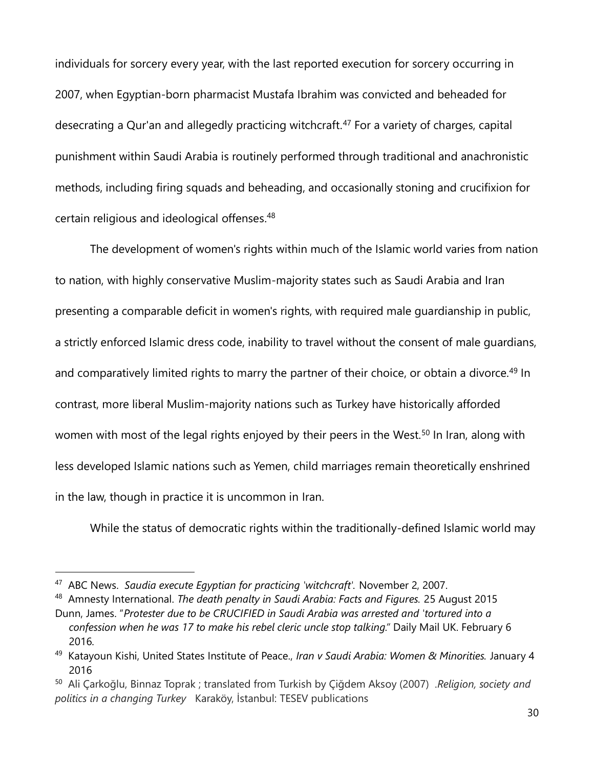individuals for sorcery every year, with the last reported execution for sorcery occurring in 2007, when Egyptian-born pharmacist Mustafa Ibrahim was convicted and beheaded for desecrating a Qur'an and allegedly practicing witchcraft.[47] For a variety of charges, capital punishment within Saudi Arabia is routinely performed through traditional and anachronistic methods, including firing squads and beheading, and occasionally stoning and crucifixion for certain religious and ideological offenses.[48]

The development of women's rights within much of the Islamic world varies from nation to nation, with highly conservative Muslim-majority states such as Saudi Arabia and Iran presenting a comparable deficit in women's rights, with required male guardianship in public, a strictly enforced Islamic dress code, inability to travel without the consent of male guardians, and comparatively limited rights to marry the partner of their choice, or obtain a divorce.[49] In contrast, more liberal Muslim-majority nations such as Turkey have historically afforded women with most of the legal rights enjoyed by their peers in the West.[50] In Iran, along with less developed Islamic nations such as Yemen, child marriages remain theoretically enshrined in the law, though in practice it is uncommon in Iran.

While the status of democratic rights within the traditionally-defined Islamic world may

---

[47] ABC News. *Saudia execute Egyptian for practicing 'witchcraft'.* November 2, 2007.

[48] Amnesty International. *The death penalty in Saudi Arabia: Facts and Figures.* 25 August 2015
Dunn, James. "*Protester due to be CRUCIFIED in Saudi Arabia was arrested and 'tortured into a confession when he was 17 to make his rebel cleric uncle stop talking.*" Daily Mail UK. February 6 2016.

[49] Katayoun Kishi, United States Institute of Peace., *Iran v Saudi Arabia: Women & Minorities.* January 4 2016

[50] Ali Çarkoğlu, Binnaz Toprak ; translated from Turkish by Çiğdem Aksoy (2007) .*Religion, society and politics in a changing Turkey* Karaköy, İstanbul: TESEV publications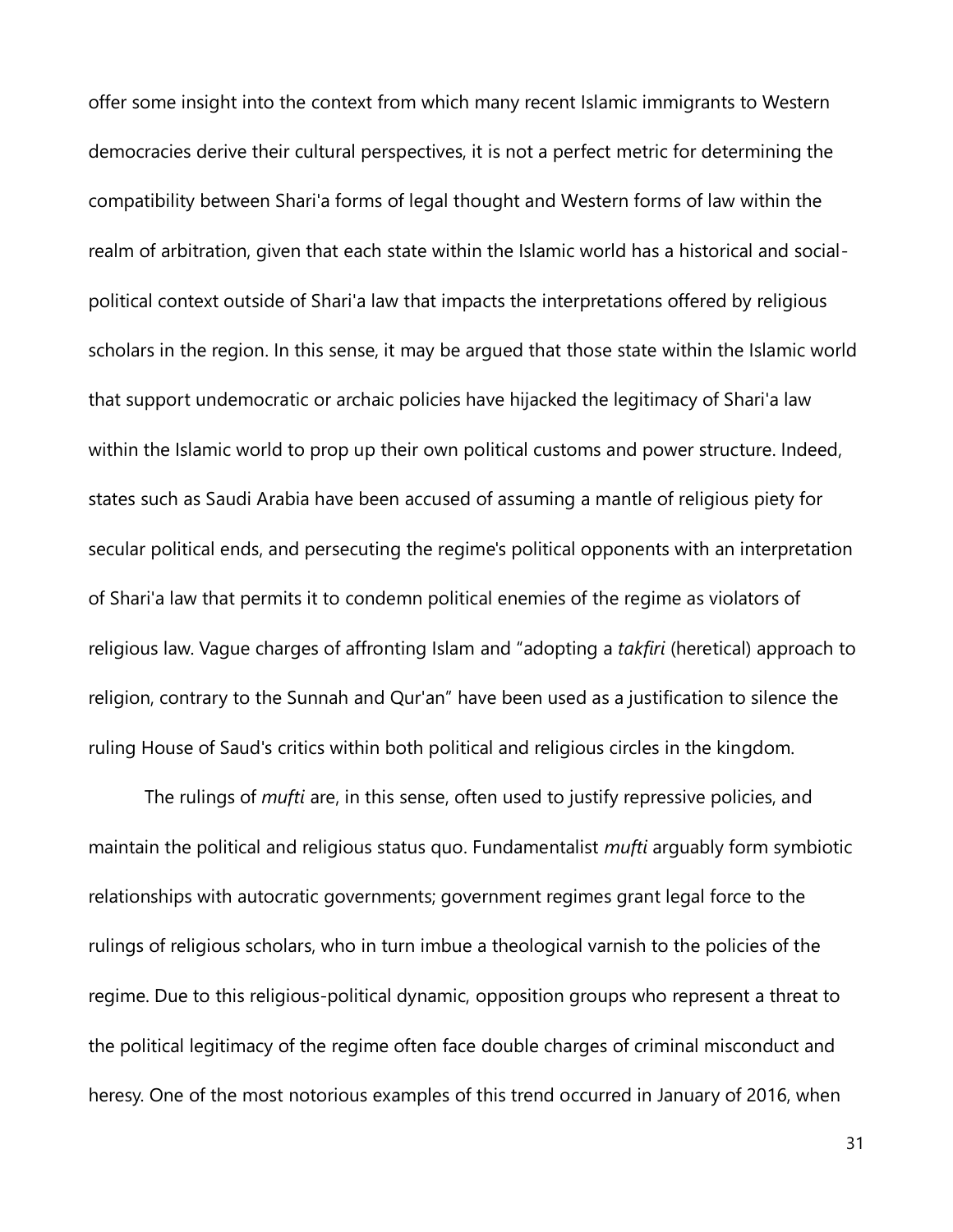offer some insight into the context from which many recent Islamic immigrants to Western democracies derive their cultural perspectives, it is not a perfect metric for determining the compatibility between Shari'a forms of legal thought and Western forms of law within the realm of arbitration, given that each state within the Islamic world has a historical and social-political context outside of Shari'a law that impacts the interpretations offered by religious scholars in the region. In this sense, it may be argued that those state within the Islamic world that support undemocratic or archaic policies have hijacked the legitimacy of Shari'a law within the Islamic world to prop up their own political customs and power structure. Indeed, states such as Saudi Arabia have been accused of assuming a mantle of religious piety for secular political ends, and persecuting the regime's political opponents with an interpretation of Shari'a law that permits it to condemn political enemies of the regime as violators of religious law. Vague charges of affronting Islam and "adopting a *takfiri* (heretical) approach to religion, contrary to the Sunnah and Qur'an" have been used as a justification to silence the ruling House of Saud's critics within both political and religious circles in the kingdom.

The rulings of *mufti* are, in this sense, often used to justify repressive policies, and maintain the political and religious status quo. Fundamentalist *mufti* arguably form symbiotic relationships with autocratic governments; government regimes grant legal force to the rulings of religious scholars, who in turn imbue a theological varnish to the policies of the regime. Due to this religious-political dynamic, opposition groups who represent a threat to the political legitimacy of the regime often face double charges of criminal misconduct and heresy. One of the most notorious examples of this trend occurred in January of 2016, when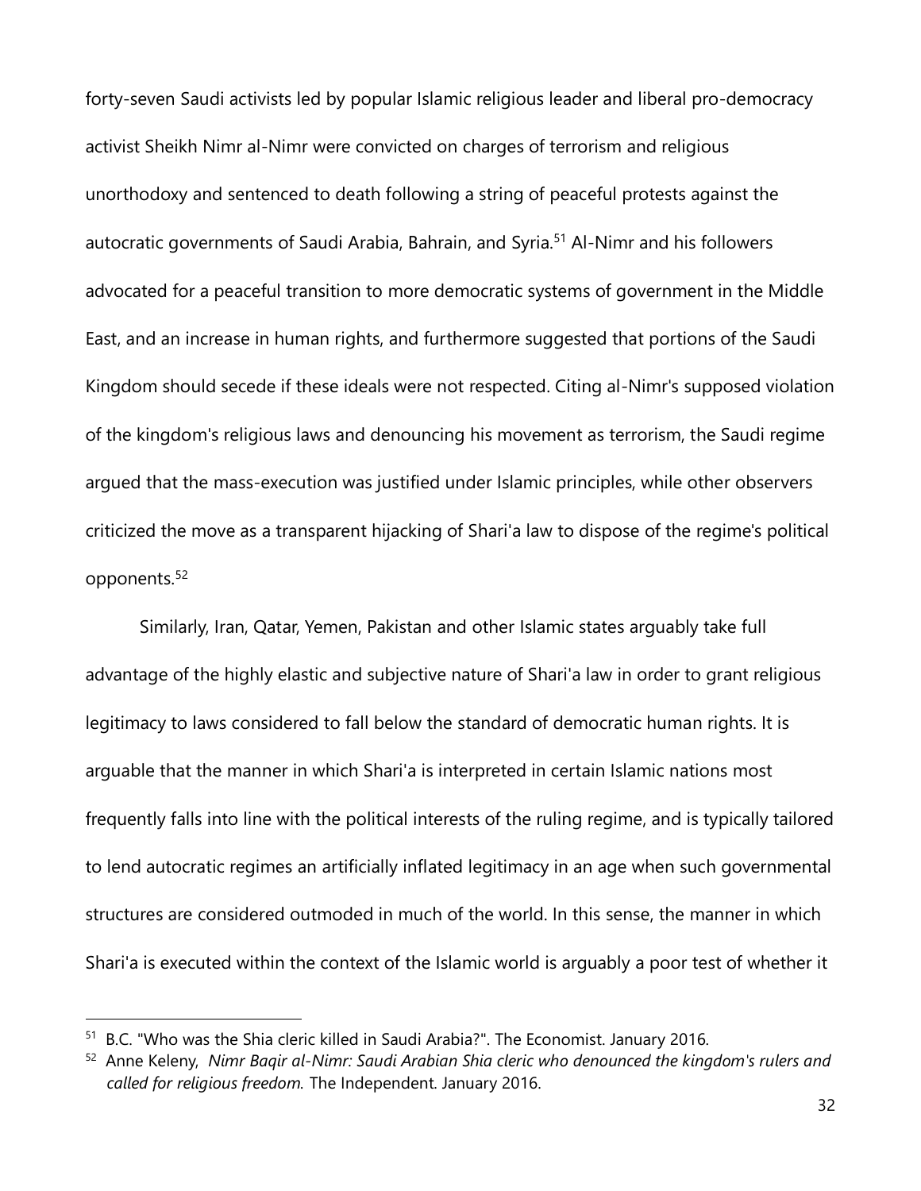forty-seven Saudi activists led by popular Islamic religious leader and liberal pro-democracy activist Sheikh Nimr al-Nimr were convicted on charges of terrorism and religious unorthodoxy and sentenced to death following a string of peaceful protests against the autocratic governments of Saudi Arabia, Bahrain, and Syria.[51] Al-Nimr and his followers advocated for a peaceful transition to more democratic systems of government in the Middle East, and an increase in human rights, and furthermore suggested that portions of the Saudi Kingdom should secede if these ideals were not respected. Citing al-Nimr's supposed violation of the kingdom's religious laws and denouncing his movement as terrorism, the Saudi regime argued that the mass-execution was justified under Islamic principles, while other observers criticized the move as a transparent hijacking of Shari'a law to dispose of the regime's political opponents.[52]

Similarly, Iran, Qatar, Yemen, Pakistan and other Islamic states arguably take full advantage of the highly elastic and subjective nature of Shari'a law in order to grant religious legitimacy to laws considered to fall below the standard of democratic human rights. It is arguable that the manner in which Shari'a is interpreted in certain Islamic nations most frequently falls into line with the political interests of the ruling regime, and is typically tailored to lend autocratic regimes an artificially inflated legitimacy in an age when such governmental structures are considered outmoded in much of the world. In this sense, the manner in which Shari'a is executed within the context of the Islamic world is arguably a poor test of whether it

---

[51] B.C. "Who was the Shia cleric killed in Saudi Arabia?". The Economist. January 2016.

[52] Anne Keleny, *Nimr Baqir al-Nimr: Saudi Arabian Shia cleric who denounced the kingdom's rulers and called for religious freedom.* The Independent. January 2016.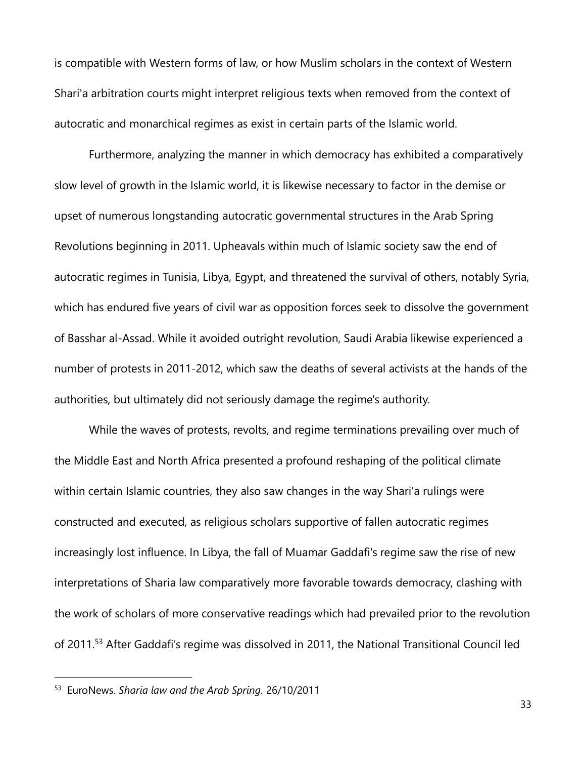is compatible with Western forms of law, or how Muslim scholars in the context of Western Shari'a arbitration courts might interpret religious texts when removed from the context of autocratic and monarchical regimes as exist in certain parts of the Islamic world.

Furthermore, analyzing the manner in which democracy has exhibited a comparatively slow level of growth in the Islamic world, it is likewise necessary to factor in the demise or upset of numerous longstanding autocratic governmental structures in the Arab Spring Revolutions beginning in 2011. Upheavals within much of Islamic society saw the end of autocratic regimes in Tunisia, Libya, Egypt, and threatened the survival of others, notably Syria, which has endured five years of civil war as opposition forces seek to dissolve the government of Basshar al-Assad. While it avoided outright revolution, Saudi Arabia likewise experienced a number of protests in 2011-2012, which saw the deaths of several activists at the hands of the authorities, but ultimately did not seriously damage the regime's authority.

While the waves of protests, revolts, and regime terminations prevailing over much of the Middle East and North Africa presented a profound reshaping of the political climate within certain Islamic countries, they also saw changes in the way Shari'a rulings were constructed and executed, as religious scholars supportive of fallen autocratic regimes increasingly lost influence. In Libya, the fall of Muamar Gaddafi's regime saw the rise of new interpretations of Sharia law comparatively more favorable towards democracy, clashing with the work of scholars of more conservative readings which had prevailed prior to the revolution of 2011.[53] After Gaddafi's regime was dissolved in 2011, the National Transitional Council led

[53] EuroNews. *Sharia law and the Arab Spring.* 26/10/2011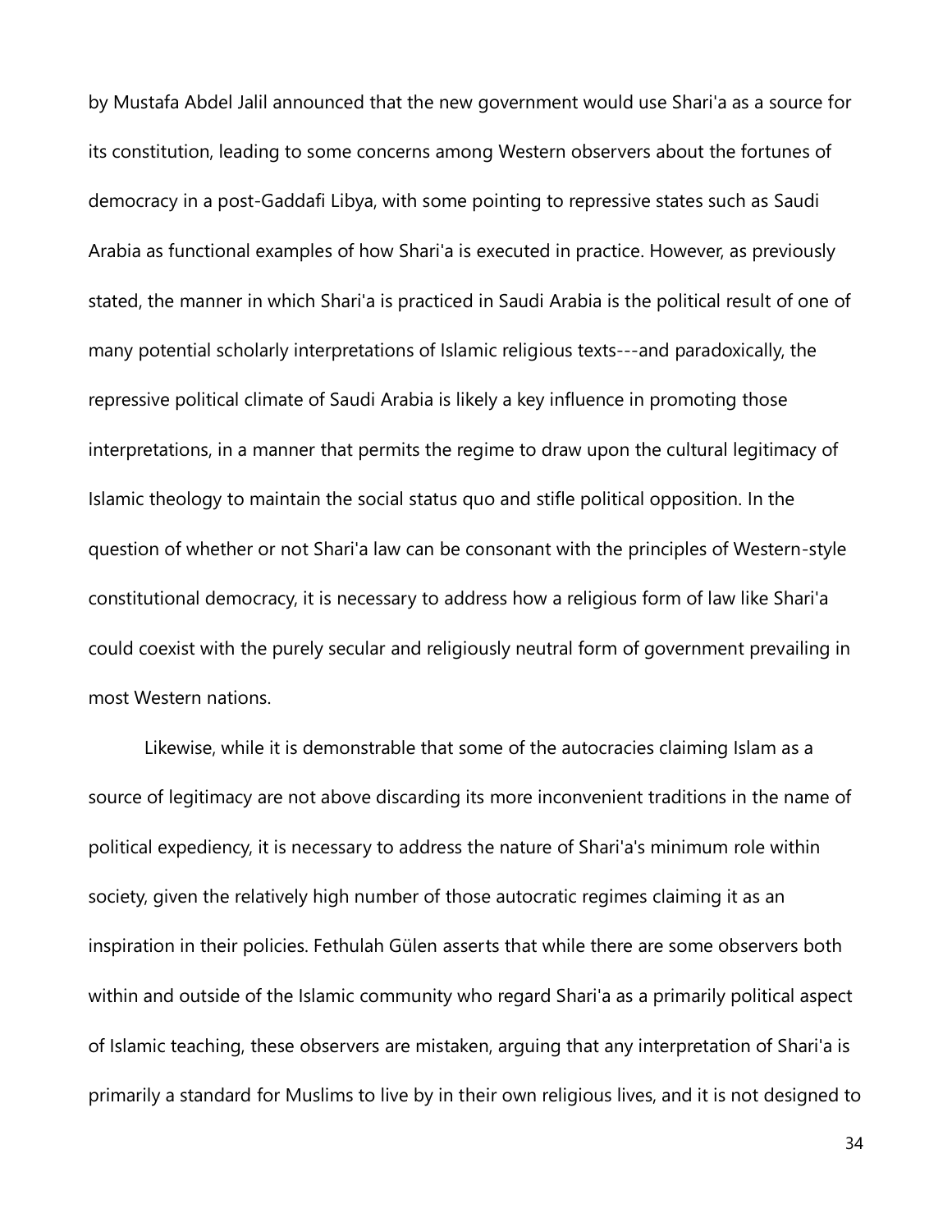by Mustafa Abdel Jalil announced that the new government would use Shari'a as a source for its constitution, leading to some concerns among Western observers about the fortunes of democracy in a post-Gaddafi Libya, with some pointing to repressive states such as Saudi Arabia as functional examples of how Shari'a is executed in practice. However, as previously stated, the manner in which Shari'a is practiced in Saudi Arabia is the political result of one of many potential scholarly interpretations of Islamic religious texts---and paradoxically, the repressive political climate of Saudi Arabia is likely a key influence in promoting those interpretations, in a manner that permits the regime to draw upon the cultural legitimacy of Islamic theology to maintain the social status quo and stifle political opposition. In the question of whether or not Shari'a law can be consonant with the principles of Western-style constitutional democracy, it is necessary to address how a religious form of law like Shari'a could coexist with the purely secular and religiously neutral form of government prevailing in most Western nations.

Likewise, while it is demonstrable that some of the autocracies claiming Islam as a source of legitimacy are not above discarding its more inconvenient traditions in the name of political expediency, it is necessary to address the nature of Shari'a's minimum role within society, given the relatively high number of those autocratic regimes claiming it as an inspiration in their policies. Fethulah Gülen asserts that while there are some observers both within and outside of the Islamic community who regard Shari'a as a primarily political aspect of Islamic teaching, these observers are mistaken, arguing that any interpretation of Shari'a is primarily a standard for Muslims to live by in their own religious lives, and it is not designed to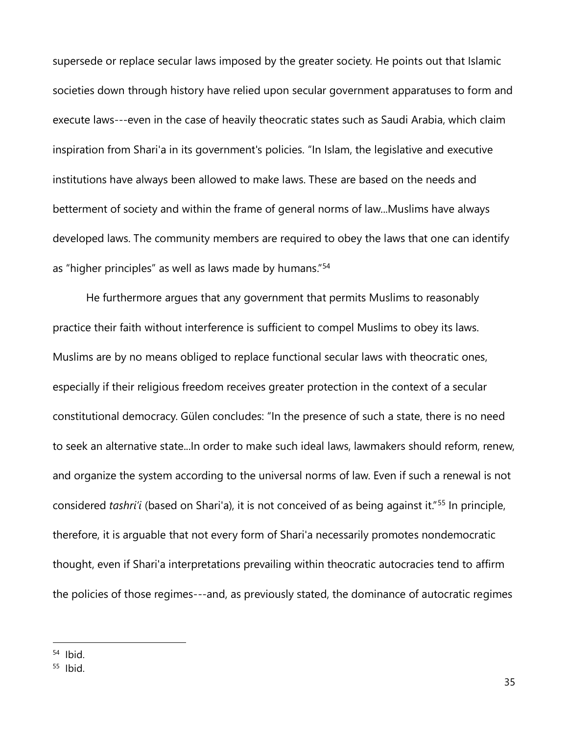supersede or replace secular laws imposed by the greater society. He points out that Islamic societies down through history have relied upon secular government apparatuses to form and execute laws---even in the case of heavily theocratic states such as Saudi Arabia, which claim inspiration from Shari'a in its government's policies. "In Islam, the legislative and executive institutions have always been allowed to make laws. These are based on the needs and betterment of society and within the frame of general norms of law...Muslims have always developed laws. The community members are required to obey the laws that one can identify as "higher principles" as well as laws made by humans."[54]

He furthermore argues that any government that permits Muslims to reasonably practice their faith without interference is sufficient to compel Muslims to obey its laws. Muslims are by no means obliged to replace functional secular laws with theocratic ones, especially if their religious freedom receives greater protection in the context of a secular constitutional democracy. Gülen concludes: "In the presence of such a state, there is no need to seek an alternative state...In order to make such ideal laws, lawmakers should reform, renew, and organize the system according to the universal norms of law. Even if such a renewal is not considered *tashri'i* (based on Shari'a), it is not conceived of as being against it."[55] In principle, therefore, it is arguable that not every form of Shari'a necessarily promotes nondemocratic thought, even if Shari'a interpretations prevailing within theocratic autocracies tend to affirm the policies of those regimes---and, as previously stated, the dominance of autocratic regimes

---

[54] Ibid.

[55] Ibid.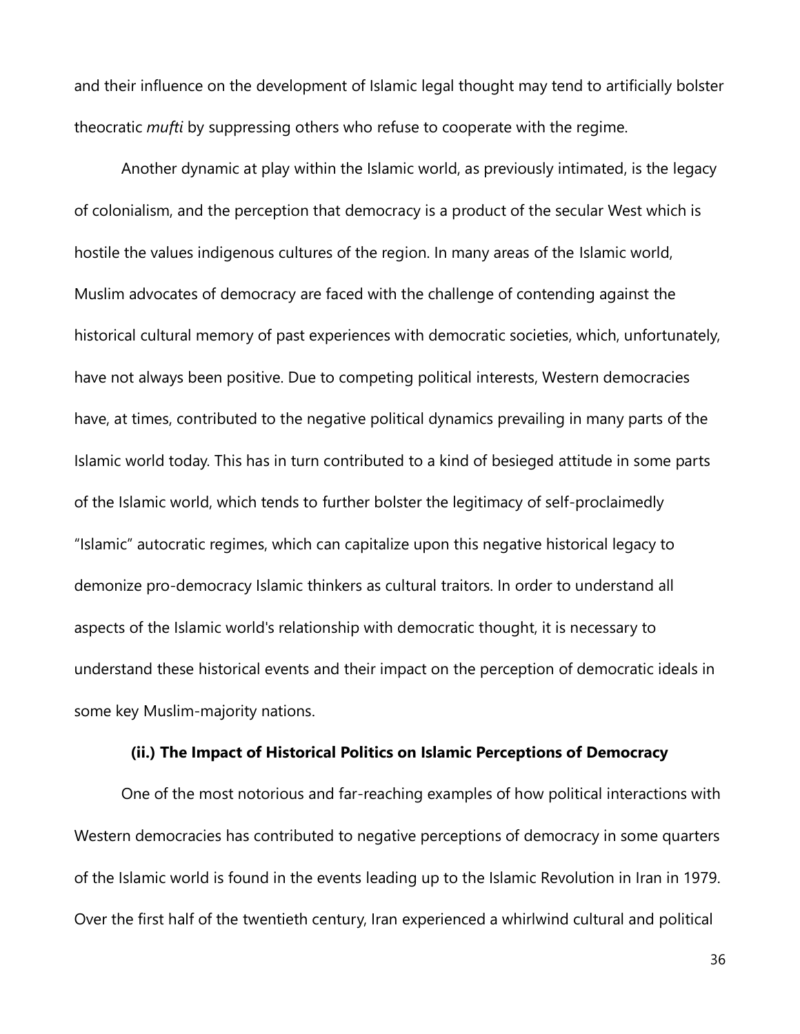and their influence on the development of Islamic legal thought may tend to artificially bolster theocratic *mufti* by suppressing others who refuse to cooperate with the regime.

Another dynamic at play within the Islamic world, as previously intimated, is the legacy of colonialism, and the perception that democracy is a product of the secular West which is hostile the values indigenous cultures of the region. In many areas of the Islamic world, Muslim advocates of democracy are faced with the challenge of contending against the historical cultural memory of past experiences with democratic societies, which, unfortunately, have not always been positive. Due to competing political interests, Western democracies have, at times, contributed to the negative political dynamics prevailing in many parts of the Islamic world today. This has in turn contributed to a kind of besieged attitude in some parts of the Islamic world, which tends to further bolster the legitimacy of self-proclaimedly "Islamic" autocratic regimes, which can capitalize upon this negative historical legacy to demonize pro-democracy Islamic thinkers as cultural traitors. In order to understand all aspects of the Islamic world's relationship with democratic thought, it is necessary to understand these historical events and their impact on the perception of democratic ideals in some key Muslim-majority nations.

### (ii.) The Impact of Historical Politics on Islamic Perceptions of Democracy

One of the most notorious and far-reaching examples of how political interactions with Western democracies has contributed to negative perceptions of democracy in some quarters of the Islamic world is found in the events leading up to the Islamic Revolution in Iran in 1979. Over the first half of the twentieth century, Iran experienced a whirlwind cultural and political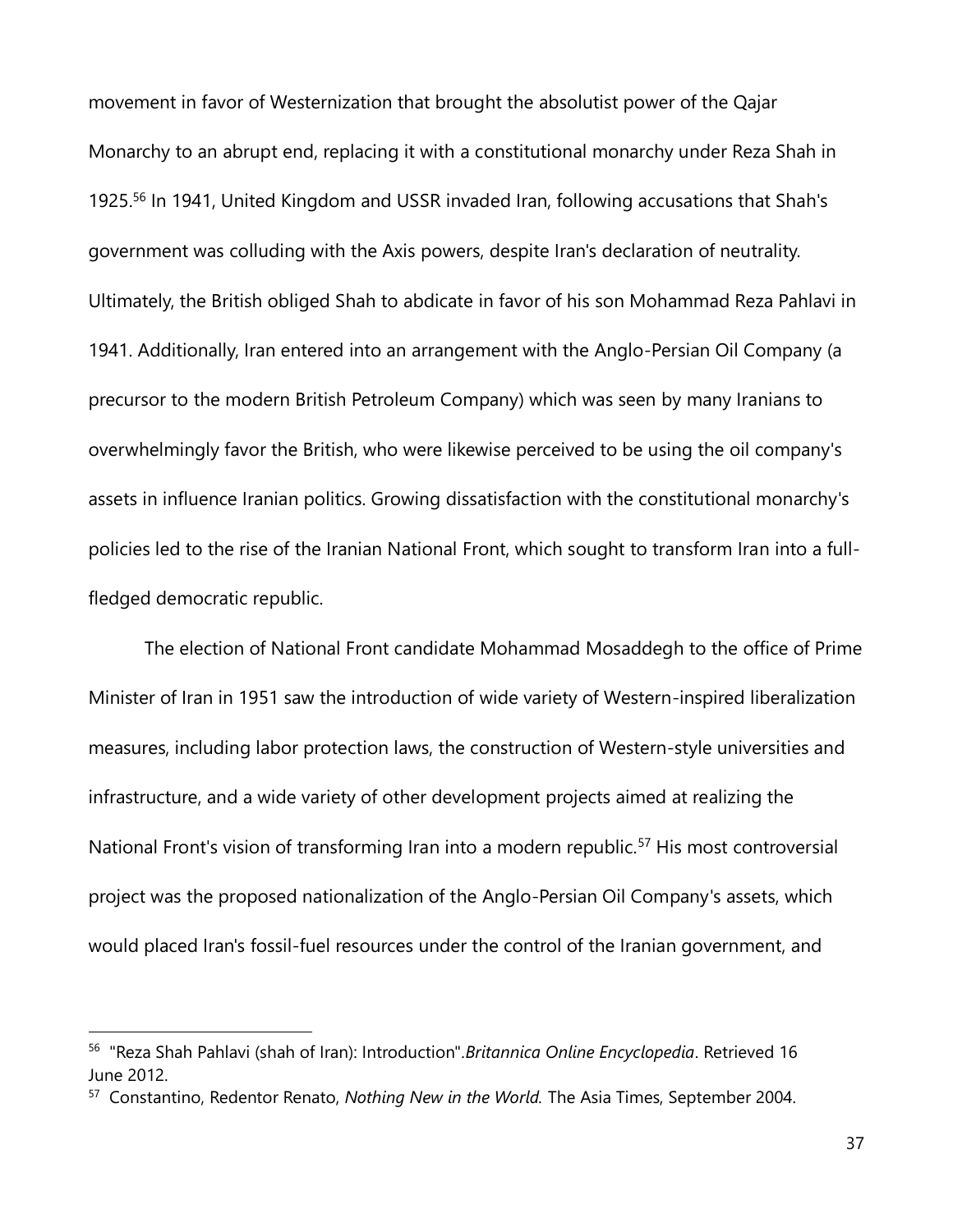movement in favor of Westernization that brought the absolutist power of the Qajar Monarchy to an abrupt end, replacing it with a constitutional monarchy under Reza Shah in 1925.[56] In 1941, United Kingdom and USSR invaded Iran, following accusations that Shah's government was colluding with the Axis powers, despite Iran's declaration of neutrality. Ultimately, the British obliged Shah to abdicate in favor of his son Mohammad Reza Pahlavi in 1941. Additionally, Iran entered into an arrangement with the Anglo-Persian Oil Company (a precursor to the modern British Petroleum Company) which was seen by many Iranians to overwhelmingly favor the British, who were likewise perceived to be using the oil company's assets in influence Iranian politics. Growing dissatisfaction with the constitutional monarchy's policies led to the rise of the Iranian National Front, which sought to transform Iran into a full-fledged democratic republic.

The election of National Front candidate Mohammad Mosaddegh to the office of Prime Minister of Iran in 1951 saw the introduction of wide variety of Western-inspired liberalization measures, including labor protection laws, the construction of Western-style universities and infrastructure, and a wide variety of other development projects aimed at realizing the National Front's vision of transforming Iran into a modern republic.[57] His most controversial project was the proposed nationalization of the Anglo-Persian Oil Company's assets, which would placed Iran's fossil-fuel resources under the control of the Iranian government, and

---

[56] "Reza Shah Pahlavi (shah of Iran): Introduction".*Britannica Online Encyclopedia*. Retrieved 16 June 2012.

[57] Constantino, Redentor Renato, *Nothing New in the World.* The Asia Times, September 2004.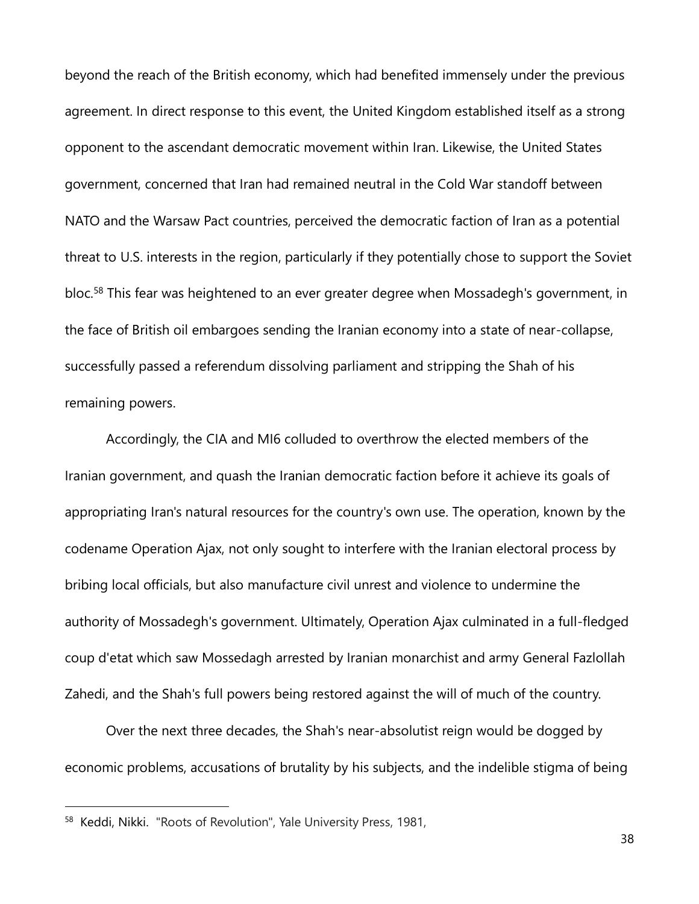beyond the reach of the British economy, which had benefited immensely under the previous agreement. In direct response to this event, the United Kingdom established itself as a strong opponent to the ascendant democratic movement within Iran. Likewise, the United States government, concerned that Iran had remained neutral in the Cold War standoff between NATO and the Warsaw Pact countries, perceived the democratic faction of Iran as a potential threat to U.S. interests in the region, particularly if they potentially chose to support the Soviet bloc.[58] This fear was heightened to an ever greater degree when Mossadegh's government, in the face of British oil embargoes sending the Iranian economy into a state of near-collapse, successfully passed a referendum dissolving parliament and stripping the Shah of his remaining powers.

Accordingly, the CIA and MI6 colluded to overthrow the elected members of the Iranian government, and quash the Iranian democratic faction before it achieve its goals of appropriating Iran's natural resources for the country's own use. The operation, known by the codename Operation Ajax, not only sought to interfere with the Iranian electoral process by bribing local officials, but also manufacture civil unrest and violence to undermine the authority of Mossadegh's government. Ultimately, Operation Ajax culminated in a full-fledged coup d'etat which saw Mossedagh arrested by Iranian monarchist and army General Fazlollah Zahedi, and the Shah's full powers being restored against the will of much of the country.

Over the next three decades, the Shah's near-absolutist reign would be dogged by economic problems, accusations of brutality by his subjects, and the indelible stigma of being

---

[58] Keddi, Nikki. "Roots of Revolution", Yale University Press, 1981,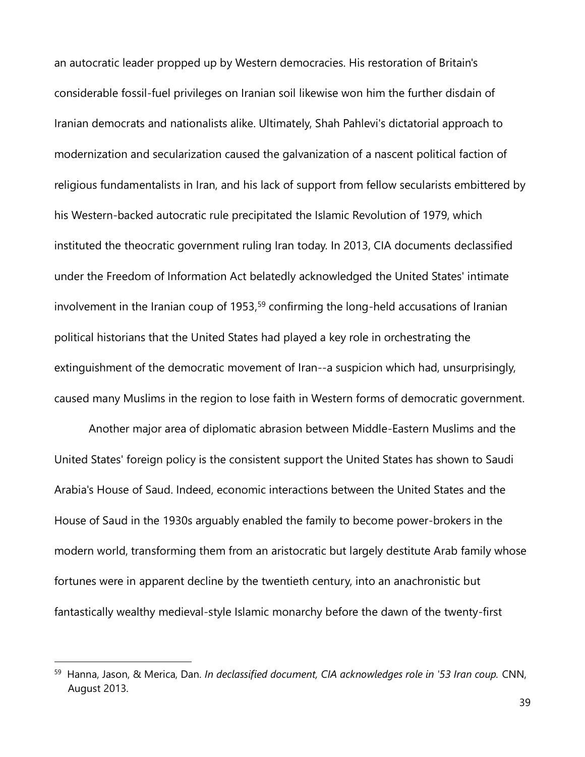an autocratic leader propped up by Western democracies. His restoration of Britain's considerable fossil-fuel privileges on Iranian soil likewise won him the further disdain of Iranian democrats and nationalists alike. Ultimately, Shah Pahlevi's dictatorial approach to modernization and secularization caused the galvanization of a nascent political faction of religious fundamentalists in Iran, and his lack of support from fellow secularists embittered by his Western-backed autocratic rule precipitated the Islamic Revolution of 1979, which instituted the theocratic government ruling Iran today. In 2013, CIA documents declassified under the Freedom of Information Act belatedly acknowledged the United States' intimate involvement in the Iranian coup of 1953,[59] confirming the long-held accusations of Iranian political historians that the United States had played a key role in orchestrating the extinguishment of the democratic movement of Iran--a suspicion which had, unsurprisingly, caused many Muslims in the region to lose faith in Western forms of democratic government.

Another major area of diplomatic abrasion between Middle-Eastern Muslims and the United States' foreign policy is the consistent support the United States has shown to Saudi Arabia's House of Saud. Indeed, economic interactions between the United States and the House of Saud in the 1930s arguably enabled the family to become power-brokers in the modern world, transforming them from an aristocratic but largely destitute Arab family whose fortunes were in apparent decline by the twentieth century, into an anachronistic but fantastically wealthy medieval-style Islamic monarchy before the dawn of the twenty-first

---

[59] Hanna, Jason, & Merica, Dan. *In declassified document, CIA acknowledges role in '53 Iran coup.* CNN, August 2013.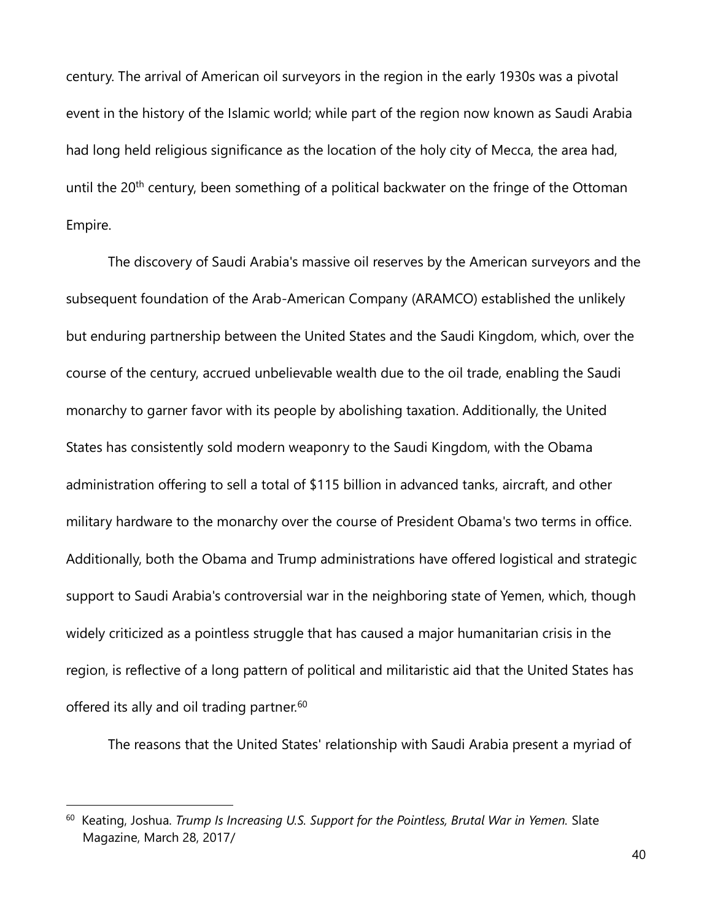century. The arrival of American oil surveyors in the region in the early 1930s was a pivotal event in the history of the Islamic world; while part of the region now known as Saudi Arabia had long held religious significance as the location of the holy city of Mecca, the area had, until the 20th century, been something of a political backwater on the fringe of the Ottoman Empire.

The discovery of Saudi Arabia's massive oil reserves by the American surveyors and the subsequent foundation of the Arab-American Company (ARAMCO) established the unlikely but enduring partnership between the United States and the Saudi Kingdom, which, over the course of the century, accrued unbelievable wealth due to the oil trade, enabling the Saudi monarchy to garner favor with its people by abolishing taxation. Additionally, the United States has consistently sold modern weaponry to the Saudi Kingdom, with the Obama administration offering to sell a total of $115 billion in advanced tanks, aircraft, and other military hardware to the monarchy over the course of President Obama's two terms in office. Additionally, both the Obama and Trump administrations have offered logistical and strategic support to Saudi Arabia's controversial war in the neighboring state of Yemen, which, though widely criticized as a pointless struggle that has caused a major humanitarian crisis in the region, is reflective of a long pattern of political and militaristic aid that the United States has offered its ally and oil trading partner.[60]

The reasons that the United States' relationship with Saudi Arabia present a myriad of

---

[60] Keating, Joshua. *Trump Is Increasing U.S. Support for the Pointless, Brutal War in Yemen.* Slate Magazine, March 28, 2017/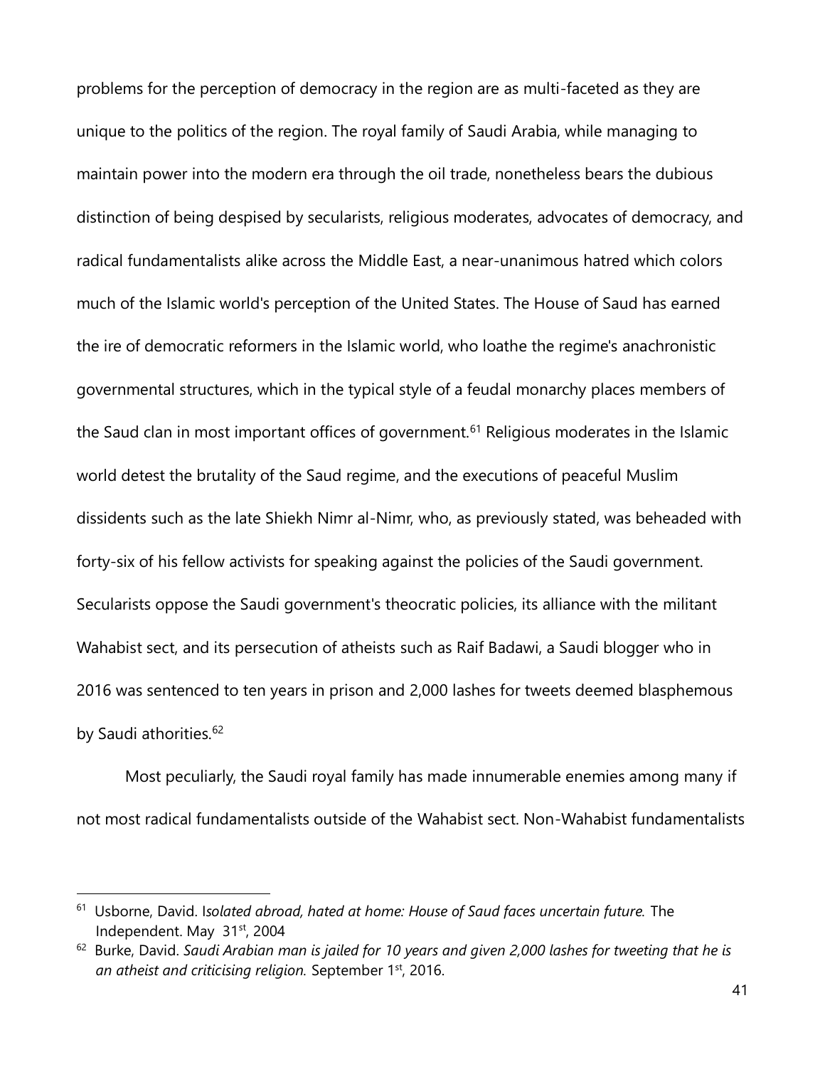problems for the perception of democracy in the region are as multi-faceted as they are unique to the politics of the region. The royal family of Saudi Arabia, while managing to maintain power into the modern era through the oil trade, nonetheless bears the dubious distinction of being despised by secularists, religious moderates, advocates of democracy, and radical fundamentalists alike across the Middle East, a near-unanimous hatred which colors much of the Islamic world's perception of the United States. The House of Saud has earned the ire of democratic reformers in the Islamic world, who loathe the regime's anachronistic governmental structures, which in the typical style of a feudal monarchy places members of the Saud clan in most important offices of government.[61] Religious moderates in the Islamic world detest the brutality of the Saud regime, and the executions of peaceful Muslim dissidents such as the late Shiekh Nimr al-Nimr, who, as previously stated, was beheaded with forty-six of his fellow activists for speaking against the policies of the Saudi government. Secularists oppose the Saudi government's theocratic policies, its alliance with the militant Wahabist sect, and its persecution of atheists such as Raif Badawi, a Saudi blogger who in 2016 was sentenced to ten years in prison and 2,000 lashes for tweets deemed blasphemous by Saudi athorities.[62]

Most peculiarly, the Saudi royal family has made innumerable enemies among many if not most radical fundamentalists outside of the Wahabist sect. Non-Wahabist fundamentalists

---

[61] Usborne, David. I*solated abroad, hated at home: House of Saud faces uncertain future.* The Independent. May 31st, 2004

[62] Burke, David. *Saudi Arabian man is jailed for 10 years and given 2,000 lashes for tweeting that he is an atheist and criticising religion.* September 1st, 2016.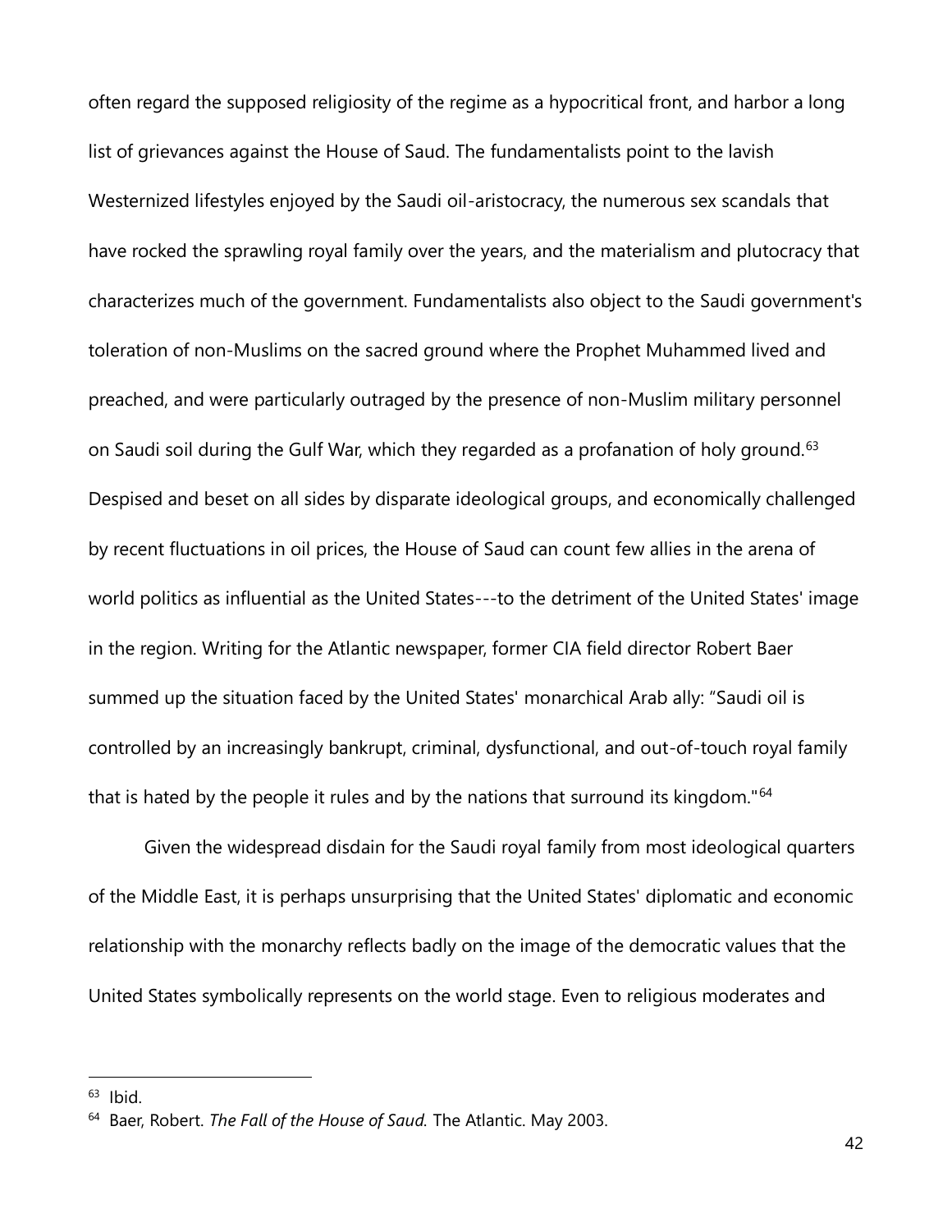often regard the supposed religiosity of the regime as a hypocritical front, and harbor a long list of grievances against the House of Saud. The fundamentalists point to the lavish Westernized lifestyles enjoyed by the Saudi oil-aristocracy, the numerous sex scandals that have rocked the sprawling royal family over the years, and the materialism and plutocracy that characterizes much of the government. Fundamentalists also object to the Saudi government's toleration of non-Muslims on the sacred ground where the Prophet Muhammed lived and preached, and were particularly outraged by the presence of non-Muslim military personnel on Saudi soil during the Gulf War, which they regarded as a profanation of holy ground.[63] Despised and beset on all sides by disparate ideological groups, and economically challenged by recent fluctuations in oil prices, the House of Saud can count few allies in the arena of world politics as influential as the United States---to the detriment of the United States' image in the region. Writing for the Atlantic newspaper, former CIA field director Robert Baer summed up the situation faced by the United States' monarchical Arab ally: "Saudi oil is controlled by an increasingly bankrupt, criminal, dysfunctional, and out-of-touch royal family that is hated by the people it rules and by the nations that surround its kingdom."[64]

Given the widespread disdain for the Saudi royal family from most ideological quarters of the Middle East, it is perhaps unsurprising that the United States' diplomatic and economic relationship with the monarchy reflects badly on the image of the democratic values that the United States symbolically represents on the world stage. Even to religious moderates and

---

[63] Ibid.

[64] Baer, Robert. *The Fall of the House of Saud.* The Atlantic. May 2003.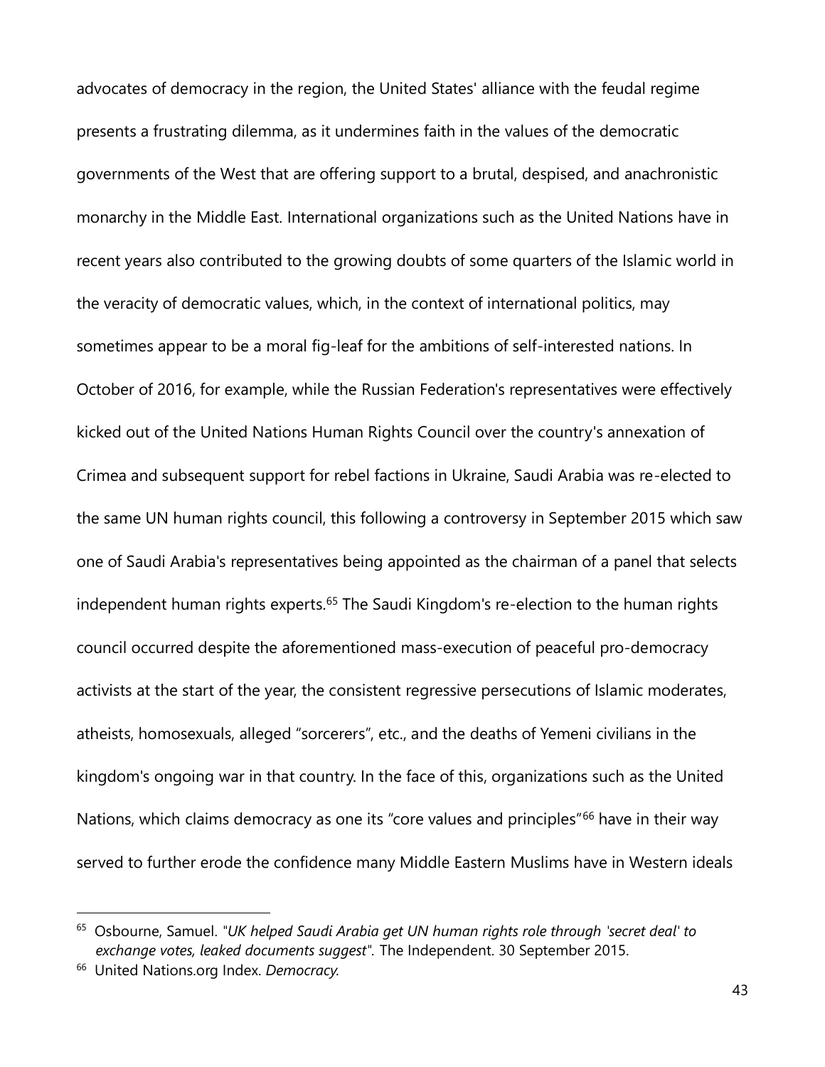advocates of democracy in the region, the United States' alliance with the feudal regime presents a frustrating dilemma, as it undermines faith in the values of the democratic governments of the West that are offering support to a brutal, despised, and anachronistic monarchy in the Middle East. International organizations such as the United Nations have in recent years also contributed to the growing doubts of some quarters of the Islamic world in the veracity of democratic values, which, in the context of international politics, may sometimes appear to be a moral fig-leaf for the ambitions of self-interested nations. In October of 2016, for example, while the Russian Federation's representatives were effectively kicked out of the United Nations Human Rights Council over the country's annexation of Crimea and subsequent support for rebel factions in Ukraine, Saudi Arabia was re-elected to the same UN human rights council, this following a controversy in September 2015 which saw one of Saudi Arabia's representatives being appointed as the chairman of a panel that selects independent human rights experts.[65] The Saudi Kingdom's re-election to the human rights council occurred despite the aforementioned mass-execution of peaceful pro-democracy activists at the start of the year, the consistent regressive persecutions of Islamic moderates, atheists, homosexuals, alleged "sorcerers", etc., and the deaths of Yemeni civilians in the kingdom's ongoing war in that country. In the face of this, organizations such as the United Nations, which claims democracy as one its "core values and principles"[66] have in their way served to further erode the confidence many Middle Eastern Muslims have in Western ideals

---

[65] Osbourne, Samuel. "*UK helped Saudi Arabia get UN human rights role through 'secret deal' to exchange votes, leaked documents suggest*". The Independent. 30 September 2015.

[66] United Nations.org Index. *Democracy.*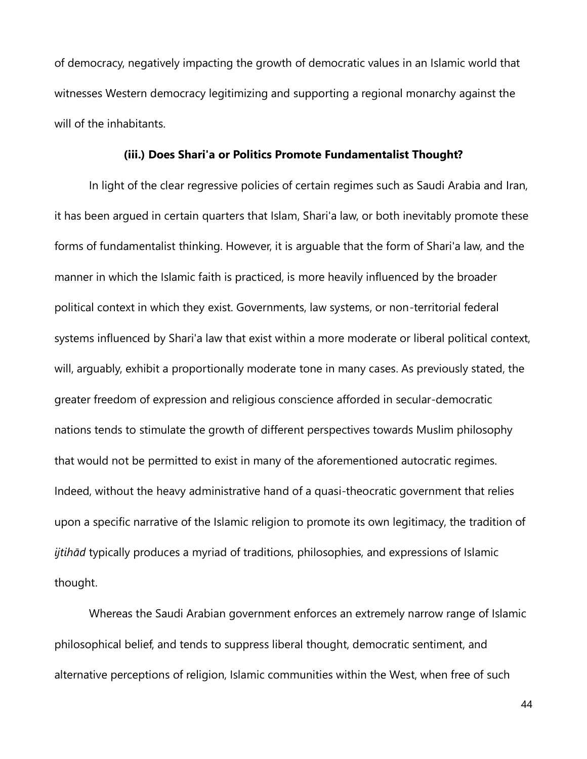of democracy, negatively impacting the growth of democratic values in an Islamic world that witnesses Western democracy legitimizing and supporting a regional monarchy against the will of the inhabitants.

### (iii.) Does Shari'a or Politics Promote Fundamentalist Thought?

In light of the clear regressive policies of certain regimes such as Saudi Arabia and Iran, it has been argued in certain quarters that Islam, Shari'a law, or both inevitably promote these forms of fundamentalist thinking. However, it is arguable that the form of Shari'a law, and the manner in which the Islamic faith is practiced, is more heavily influenced by the broader political context in which they exist. Governments, law systems, or non-territorial federal systems influenced by Shari'a law that exist within a more moderate or liberal political context, will, arguably, exhibit a proportionally moderate tone in many cases. As previously stated, the greater freedom of expression and religious conscience afforded in secular-democratic nations tends to stimulate the growth of different perspectives towards Muslim philosophy that would not be permitted to exist in many of the aforementioned autocratic regimes. Indeed, without the heavy administrative hand of a quasi-theocratic government that relies upon a specific narrative of the Islamic religion to promote its own legitimacy, the tradition of *ijtihād* typically produces a myriad of traditions, philosophies, and expressions of Islamic thought.

Whereas the Saudi Arabian government enforces an extremely narrow range of Islamic philosophical belief, and tends to suppress liberal thought, democratic sentiment, and alternative perceptions of religion, Islamic communities within the West, when free of such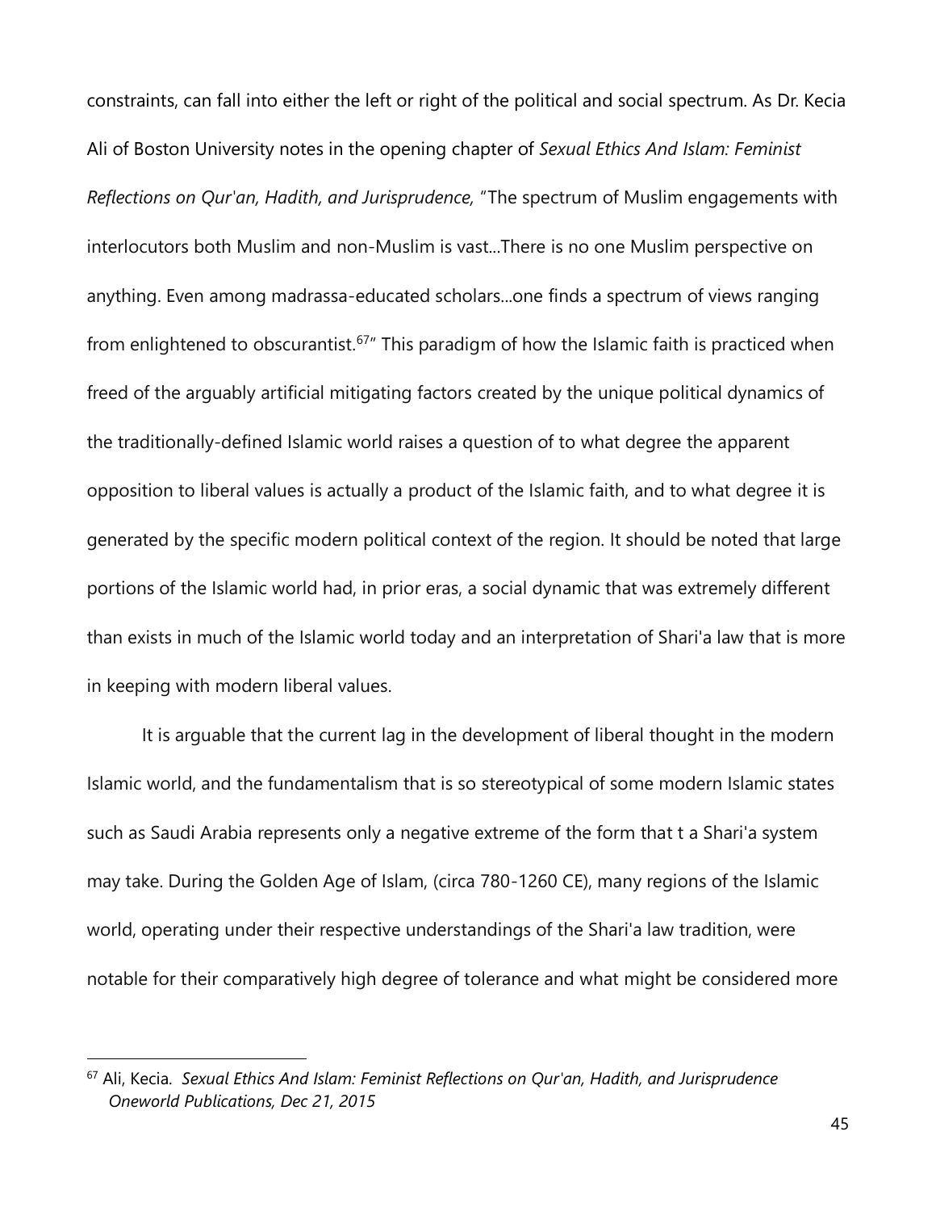constraints, can fall into either the left or right of the political and social spectrum. As Dr. Kecia Ali of Boston University notes in the opening chapter of *Sexual Ethics And Islam: Feminist Reflections on Qur'an, Hadith, and Jurisprudence,* "The spectrum of Muslim engagements with interlocutors both Muslim and non-Muslim is vast...There is no one Muslim perspective on anything. Even among madrassa-educated scholars...one finds a spectrum of views ranging from enlightened to obscurantist.[67]" This paradigm of how the Islamic faith is practiced when freed of the arguably artificial mitigating factors created by the unique political dynamics of the traditionally-defined Islamic world raises a question of to what degree the apparent opposition to liberal values is actually a product of the Islamic faith, and to what degree it is generated by the specific modern political context of the region. It should be noted that large portions of the Islamic world had, in prior eras, a social dynamic that was extremely different than exists in much of the Islamic world today and an interpretation of Shari'a law that is more in keeping with modern liberal values.

It is arguable that the current lag in the development of liberal thought in the modern Islamic world, and the fundamentalism that is so stereotypical of some modern Islamic states such as Saudi Arabia represents only a negative extreme of the form that t a Shari'a system may take. During the Golden Age of Islam, (circa 780-1260 CE), many regions of the Islamic world, operating under their respective understandings of the Shari'a law tradition, were notable for their comparatively high degree of tolerance and what might be considered more

---

[67] Ali, Kecia. *Sexual Ethics And Islam: Feminist Reflections on Qur'an, Hadith, and Jurisprudence Oneworld Publications, Dec 21, 2015*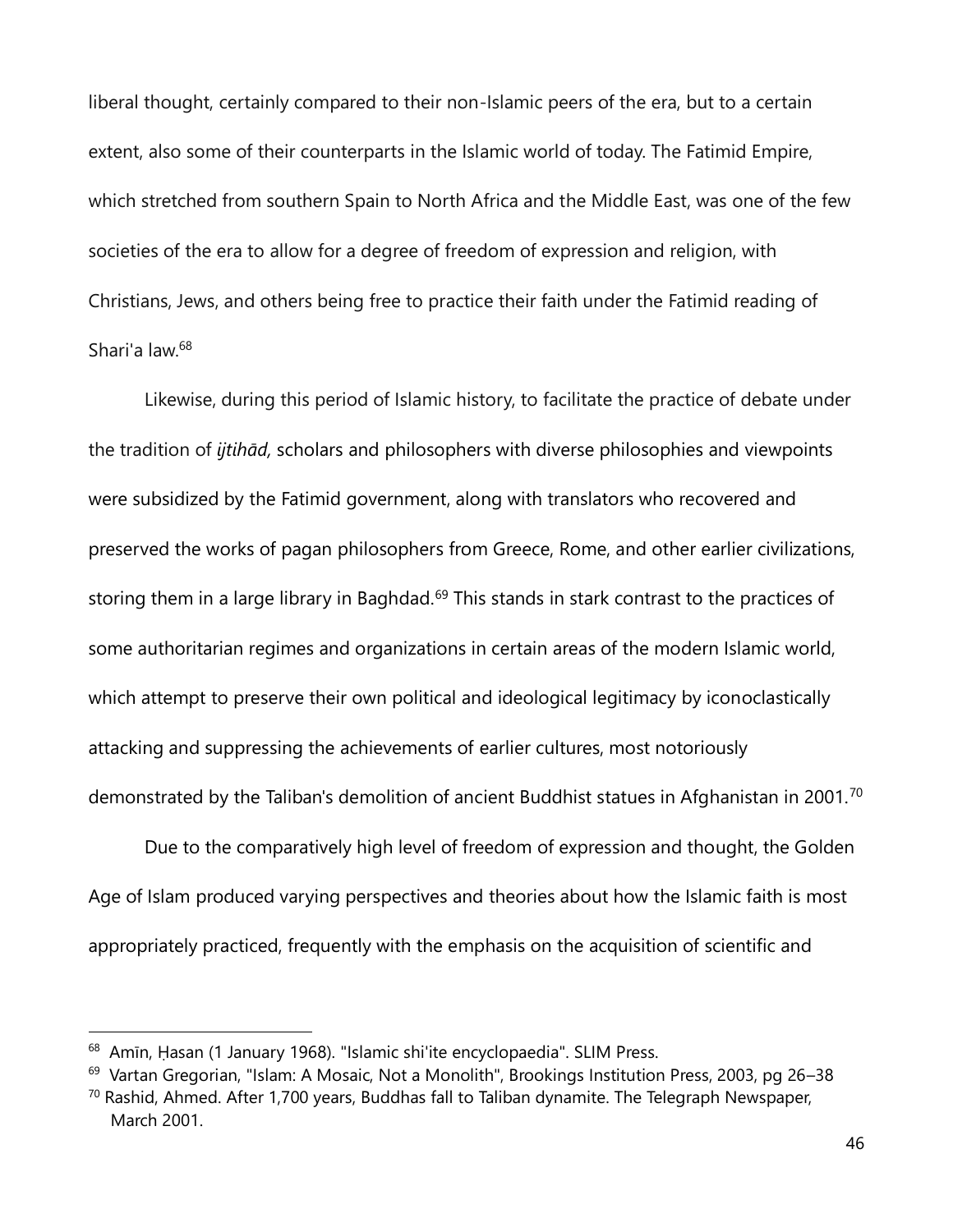liberal thought, certainly compared to their non-Islamic peers of the era, but to a certain extent, also some of their counterparts in the Islamic world of today. The Fatimid Empire, which stretched from southern Spain to North Africa and the Middle East, was one of the few societies of the era to allow for a degree of freedom of expression and religion, with Christians, Jews, and others being free to practice their faith under the Fatimid reading of Shari'a law.[68]

Likewise, during this period of Islamic history, to facilitate the practice of debate under the tradition of *ijtihād,* scholars and philosophers with diverse philosophies and viewpoints were subsidized by the Fatimid government, along with translators who recovered and preserved the works of pagan philosophers from Greece, Rome, and other earlier civilizations, storing them in a large library in Baghdad.[69] This stands in stark contrast to the practices of some authoritarian regimes and organizations in certain areas of the modern Islamic world, which attempt to preserve their own political and ideological legitimacy by iconoclastically attacking and suppressing the achievements of earlier cultures, most notoriously demonstrated by the Taliban's demolition of ancient Buddhist statues in Afghanistan in 2001.[70]

Due to the comparatively high level of freedom of expression and thought, the Golden Age of Islam produced varying perspectives and theories about how the Islamic faith is most appropriately practiced, frequently with the emphasis on the acquisition of scientific and

---

[68] Amīn, Ḥasan (1 January 1968). "Islamic shi'ite encyclopaedia". SLIM Press.

[69] Vartan Gregorian, "Islam: A Mosaic, Not a Monolith", Brookings Institution Press, 2003, pg 26–38

[70] Rashid, Ahmed. After 1,700 years, Buddhas fall to Taliban dynamite. The Telegraph Newspaper, March 2001.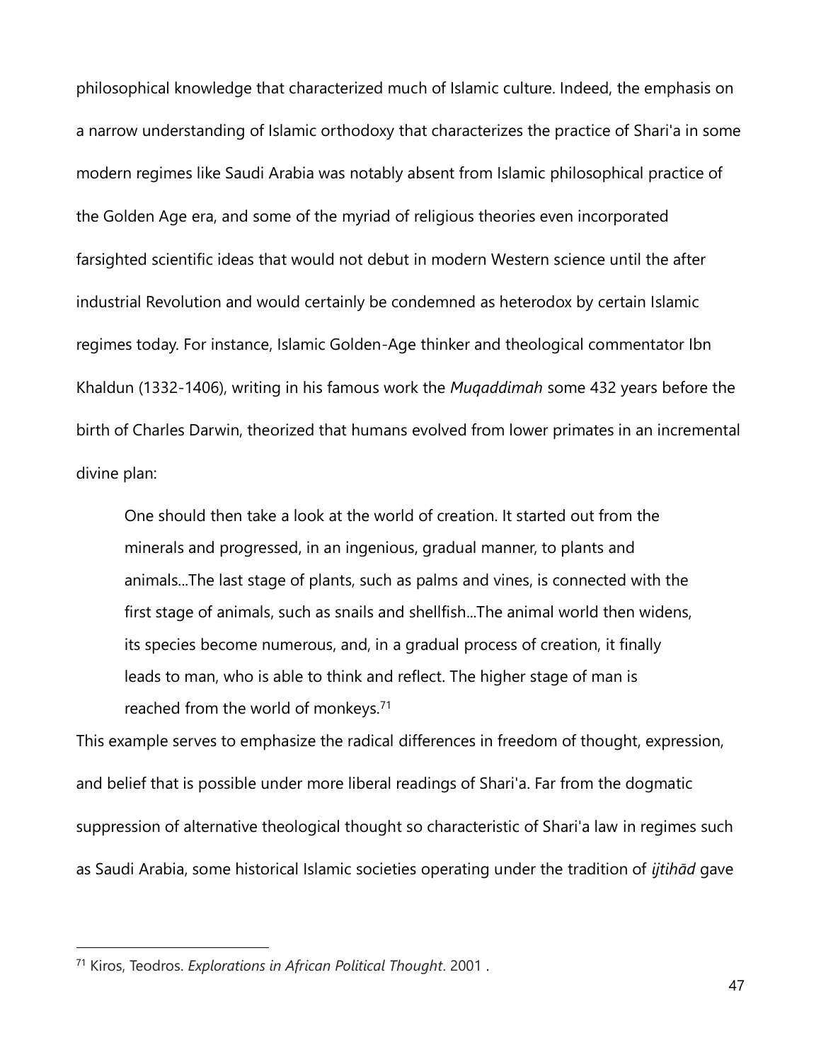philosophical knowledge that characterized much of Islamic culture. Indeed, the emphasis on a narrow understanding of Islamic orthodoxy that characterizes the practice of Shari'a in some modern regimes like Saudi Arabia was notably absent from Islamic philosophical practice of the Golden Age era, and some of the myriad of religious theories even incorporated farsighted scientific ideas that would not debut in modern Western science until the after industrial Revolution and would certainly be condemned as heterodox by certain Islamic regimes today. For instance, Islamic Golden-Age thinker and theological commentator Ibn Khaldun (1332-1406), writing in his famous work the *Muqaddimah* some 432 years before the birth of Charles Darwin, theorized that humans evolved from lower primates in an incremental divine plan:

> One should then take a look at the world of creation. It started out from the minerals and progressed, in an ingenious, gradual manner, to plants and animals...The last stage of plants, such as palms and vines, is connected with the first stage of animals, such as snails and shellfish...The animal world then widens, its species become numerous, and, in a gradual process of creation, it finally leads to man, who is able to think and reflect. The higher stage of man is reached from the world of monkeys.[71]

This example serves to emphasize the radical differences in freedom of thought, expression, and belief that is possible under more liberal readings of Shari'a. Far from the dogmatic suppression of alternative theological thought so characteristic of Shari'a law in regimes such as Saudi Arabia, some historical Islamic societies operating under the tradition of *ijtihād* gave

---

[71] Kiros, Teodros. *Explorations in African Political Thought*. 2001 .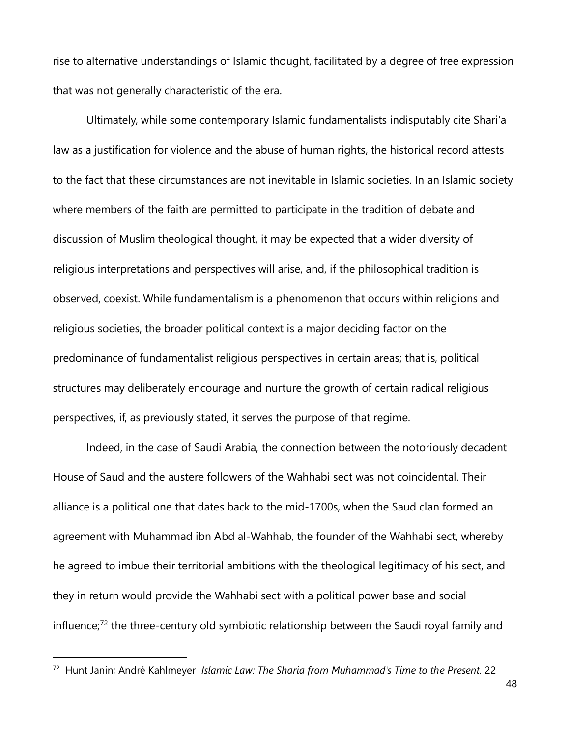rise to alternative understandings of Islamic thought, facilitated by a degree of free expression that was not generally characteristic of the era.

Ultimately, while some contemporary Islamic fundamentalists indisputably cite Shari'a law as a justification for violence and the abuse of human rights, the historical record attests to the fact that these circumstances are not inevitable in Islamic societies. In an Islamic society where members of the faith are permitted to participate in the tradition of debate and discussion of Muslim theological thought, it may be expected that a wider diversity of religious interpretations and perspectives will arise, and, if the philosophical tradition is observed, coexist. While fundamentalism is a phenomenon that occurs within religions and religious societies, the broader political context is a major deciding factor on the predominance of fundamentalist religious perspectives in certain areas; that is, political structures may deliberately encourage and nurture the growth of certain radical religious perspectives, if, as previously stated, it serves the purpose of that regime.

Indeed, in the case of Saudi Arabia, the connection between the notoriously decadent House of Saud and the austere followers of the Wahhabi sect was not coincidental. Their alliance is a political one that dates back to the mid-1700s, when the Saud clan formed an agreement with Muhammad ibn Abd al-Wahhab, the founder of the Wahhabi sect, whereby he agreed to imbue their territorial ambitions with the theological legitimacy of his sect, and they in return would provide the Wahhabi sect with a political power base and social influence;[72] the three-century old symbiotic relationship between the Saudi royal family and

[72] Hunt Janin; André Kahlmeyer *Islamic Law: The Sharia from Muhammad's Time to the Present.* 22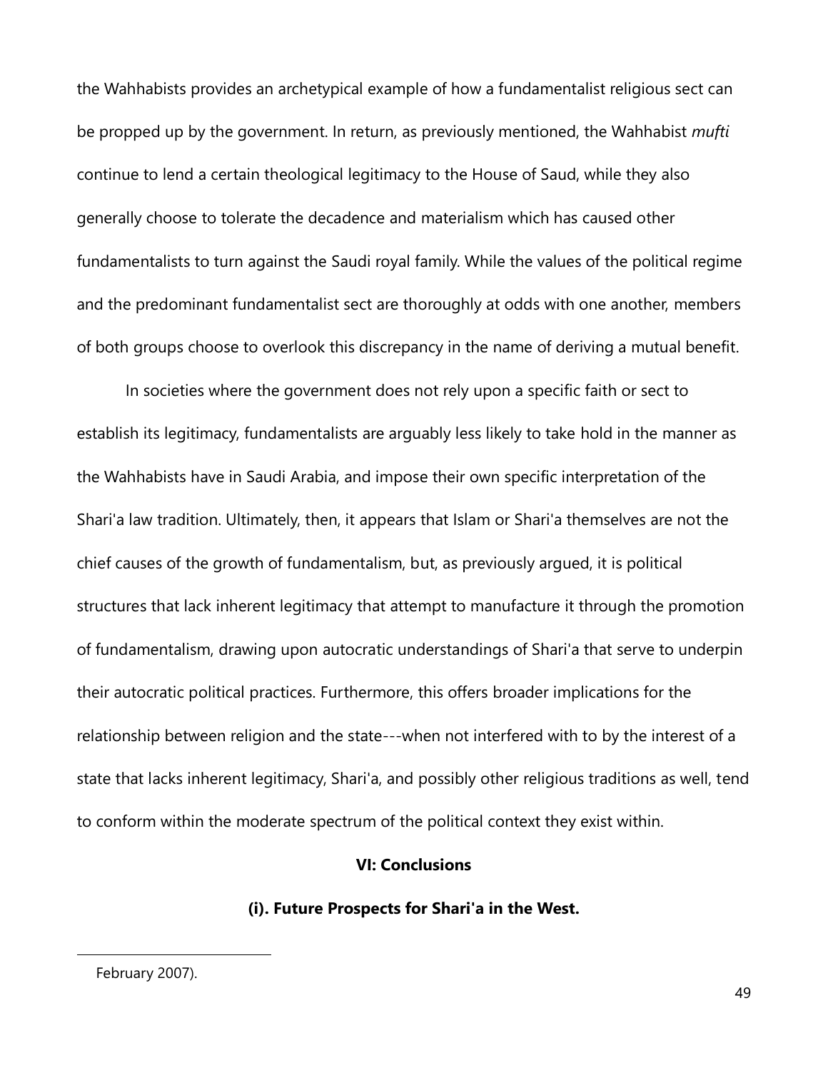the Wahhabists provides an archetypical example of how a fundamentalist religious sect can be propped up by the government. In return, as previously mentioned, the Wahhabist *mufti* continue to lend a certain theological legitimacy to the House of Saud, while they also generally choose to tolerate the decadence and materialism which has caused other fundamentalists to turn against the Saudi royal family. While the values of the political regime and the predominant fundamentalist sect are thoroughly at odds with one another, members of both groups choose to overlook this discrepancy in the name of deriving a mutual benefit.

In societies where the government does not rely upon a specific faith or sect to establish its legitimacy, fundamentalists are arguably less likely to take hold in the manner as the Wahhabists have in Saudi Arabia, and impose their own specific interpretation of the Shari'a law tradition. Ultimately, then, it appears that Islam or Shari'a themselves are not the chief causes of the growth of fundamentalism, but, as previously argued, it is political structures that lack inherent legitimacy that attempt to manufacture it through the promotion of fundamentalism, drawing upon autocratic understandings of Shari'a that serve to underpin their autocratic political practices. Furthermore, this offers broader implications for the relationship between religion and the state---when not interfered with to by the interest of a state that lacks inherent legitimacy, Shari'a, and possibly other religious traditions as well, tend to conform within the moderate spectrum of the political context they exist within.

## VI: Conclusions

### (i). Future Prospects for Shari'a in the West.

February 2007).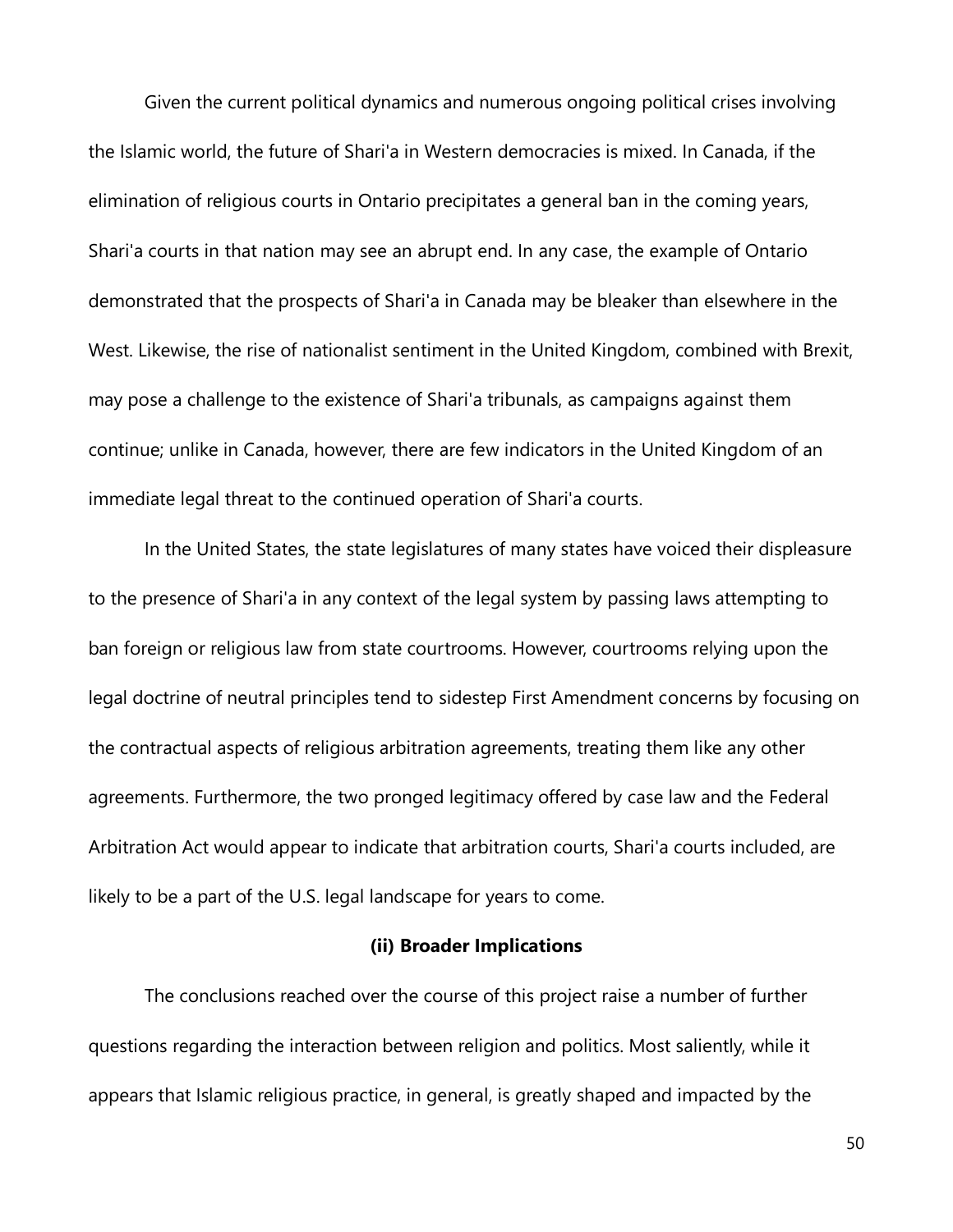Given the current political dynamics and numerous ongoing political crises involving the Islamic world, the future of Shari'a in Western democracies is mixed. In Canada, if the elimination of religious courts in Ontario precipitates a general ban in the coming years, Shari'a courts in that nation may see an abrupt end. In any case, the example of Ontario demonstrated that the prospects of Shari'a in Canada may be bleaker than elsewhere in the West. Likewise, the rise of nationalist sentiment in the United Kingdom, combined with Brexit, may pose a challenge to the existence of Shari'a tribunals, as campaigns against them continue; unlike in Canada, however, there are few indicators in the United Kingdom of an immediate legal threat to the continued operation of Shari'a courts.

In the United States, the state legislatures of many states have voiced their displeasure to the presence of Shari'a in any context of the legal system by passing laws attempting to ban foreign or religious law from state courtrooms. However, courtrooms relying upon the legal doctrine of neutral principles tend to sidestep First Amendment concerns by focusing on the contractual aspects of religious arbitration agreements, treating them like any other agreements. Furthermore, the two pronged legitimacy offered by case law and the Federal Arbitration Act would appear to indicate that arbitration courts, Shari'a courts included, are likely to be a part of the U.S. legal landscape for years to come.

### (ii) Broader Implications

The conclusions reached over the course of this project raise a number of further questions regarding the interaction between religion and politics. Most saliently, while it appears that Islamic religious practice, in general, is greatly shaped and impacted by the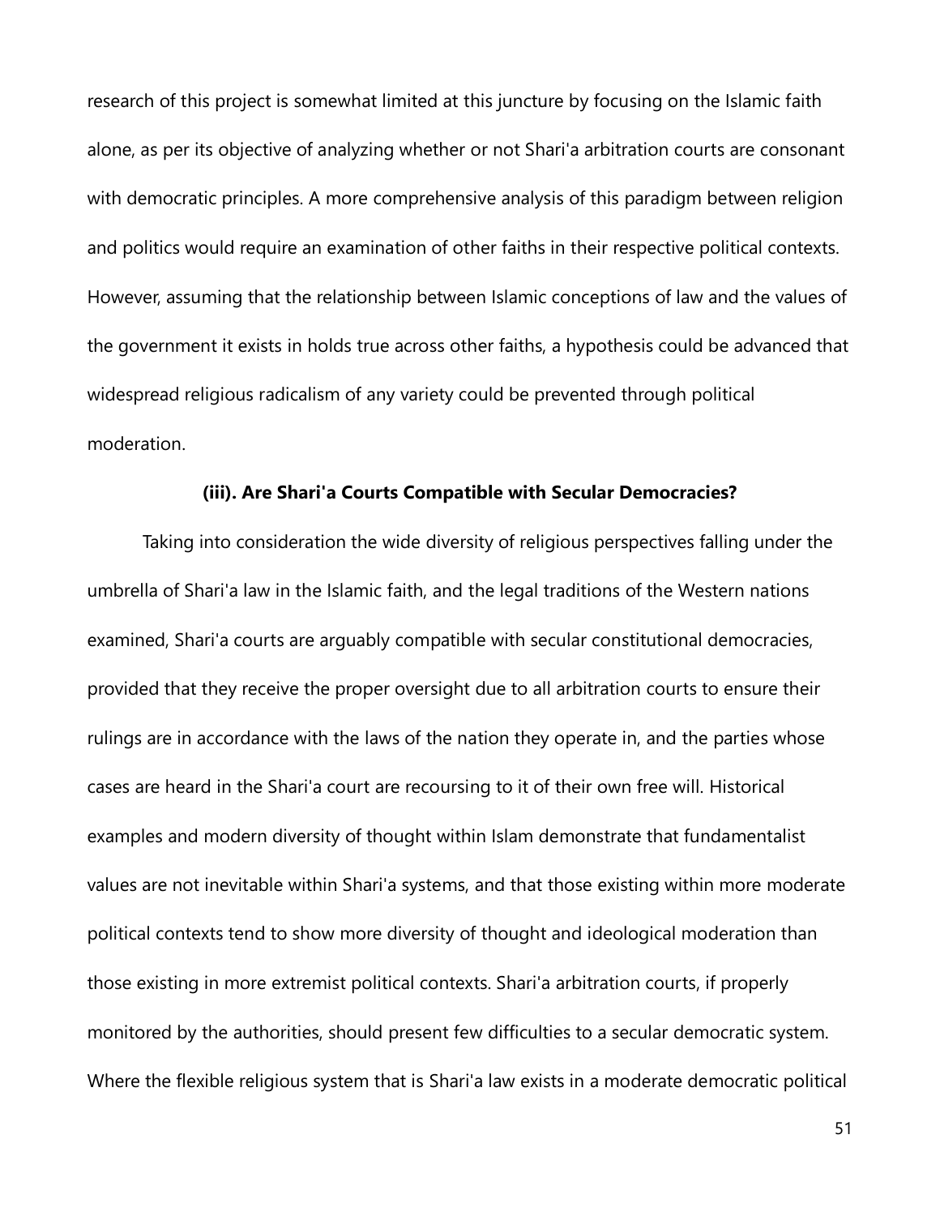research of this project is somewhat limited at this juncture by focusing on the Islamic faith alone, as per its objective of analyzing whether or not Shari'a arbitration courts are consonant with democratic principles. A more comprehensive analysis of this paradigm between religion and politics would require an examination of other faiths in their respective political contexts. However, assuming that the relationship between Islamic conceptions of law and the values of the government it exists in holds true across other faiths, a hypothesis could be advanced that widespread religious radicalism of any variety could be prevented through political moderation.

### (iii). Are Shari'a Courts Compatible with Secular Democracies?

Taking into consideration the wide diversity of religious perspectives falling under the umbrella of Shari'a law in the Islamic faith, and the legal traditions of the Western nations examined, Shari'a courts are arguably compatible with secular constitutional democracies, provided that they receive the proper oversight due to all arbitration courts to ensure their rulings are in accordance with the laws of the nation they operate in, and the parties whose cases are heard in the Shari'a court are recoursing to it of their own free will. Historical examples and modern diversity of thought within Islam demonstrate that fundamentalist values are not inevitable within Shari'a systems, and that those existing within more moderate political contexts tend to show more diversity of thought and ideological moderation than those existing in more extremist political contexts. Shari'a arbitration courts, if properly monitored by the authorities, should present few difficulties to a secular democratic system. Where the flexible religious system that is Shari'a law exists in a moderate democratic political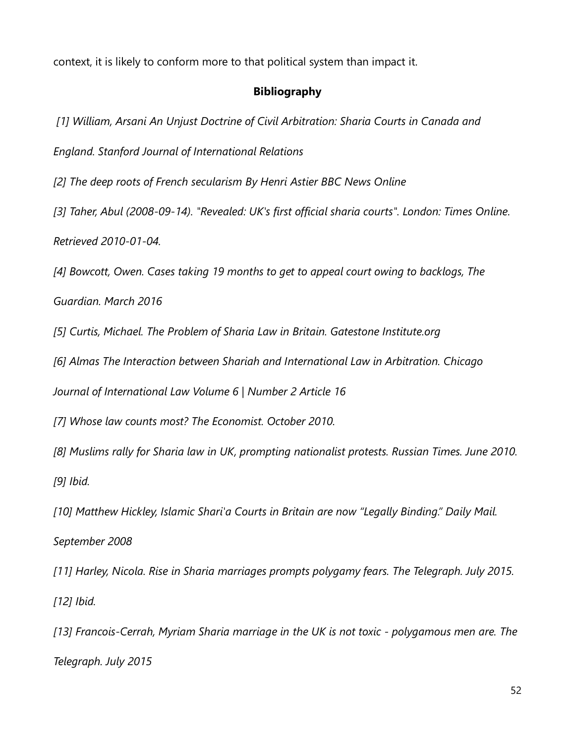context, it is likely to conform more to that political system than impact it.

## Bibliography

*[1] William, Arsani An Unjust Doctrine of Civil Arbitration: Sharia Courts in Canada and England. Stanford Journal of International Relations*

*[2] The deep roots of French secularism By Henri Astier BBC News Online*

*[3] Taher, Abul (2008-09-14). "Revealed: UK's first official sharia courts". London: Times Online. Retrieved 2010-01-04.*

*[4] Bowcott, Owen. Cases taking 19 months to get to appeal court owing to backlogs, The Guardian. March 2016*

*[5] Curtis, Michael. The Problem of Sharia Law in Britain. Gatestone Institute.org*

*[6] Almas The Interaction between Shariah and International Law in Arbitration. Chicago Journal of International Law Volume 6 | Number 2 Article 16*

*[7] Whose law counts most? The Economist. October 2010.*

*[8] Muslims rally for Sharia law in UK, prompting nationalist protests. Russian Times. June 2010.*

*[9] Ibid.*

*[10] Matthew Hickley, Islamic Shari'a Courts in Britain are now "Legally Binding." Daily Mail. September 2008*

*[11] Harley, Nicola. Rise in Sharia marriages prompts polygamy fears. The Telegraph. July 2015.*

*[12] Ibid.*

*[13] Francois-Cerrah, Myriam Sharia marriage in the UK is not toxic - polygamous men are. The Telegraph. July 2015*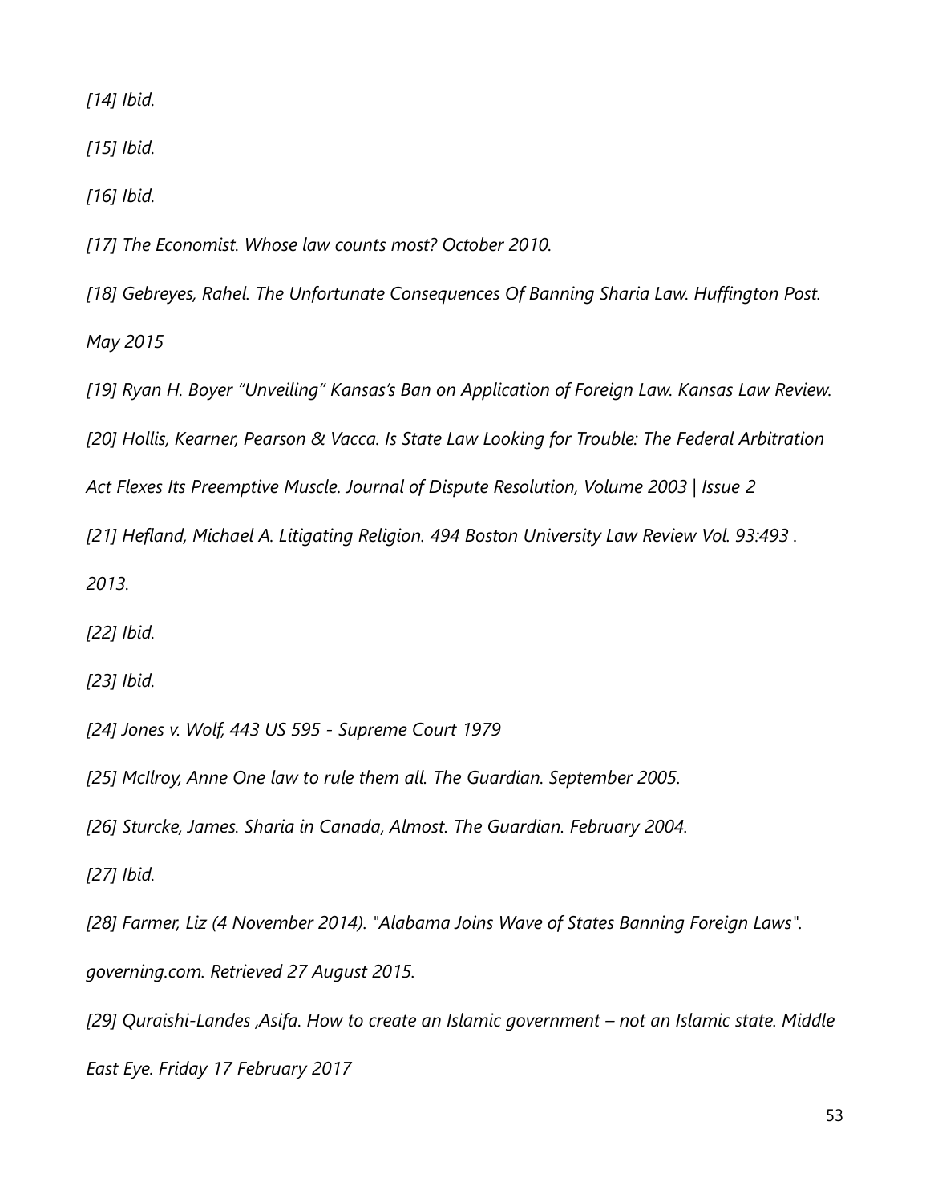*[14] Ibid.*

*[15] Ibid.*

*[16] Ibid.*

*[17] The Economist. Whose law counts most? October 2010.*

*[18] Gebreyes, Rahel. The Unfortunate Consequences Of Banning Sharia Law. Huffington Post. May 2015*

*[19] Ryan H. Boyer "Unveiling" Kansas's Ban on Application of Foreign Law. Kansas Law Review.*

*[20] Hollis, Kearner, Pearson & Vacca. Is State Law Looking for Trouble: The Federal Arbitration Act Flexes Its Preemptive Muscle. Journal of Dispute Resolution, Volume 2003 | Issue 2*

*[21] Hefland, Michael A. Litigating Religion. 494 Boston University Law Review Vol. 93:493 . 2013.*

*[22] Ibid.*

*[23] Ibid.*

*[24] Jones v. Wolf, 443 US 595 - Supreme Court 1979*

*[25] McIlroy, Anne One law to rule them all. The Guardian. September 2005.*

*[26] Sturcke, James. Sharia in Canada, Almost. The Guardian. February 2004.*

*[27] Ibid.*

*[28] Farmer, Liz (4 November 2014). "Alabama Joins Wave of States Banning Foreign Laws". governing.com. Retrieved 27 August 2015.*

*[29] Quraishi-Landes ,Asifa. How to create an Islamic government – not an Islamic state. Middle East Eye. Friday 17 February 2017*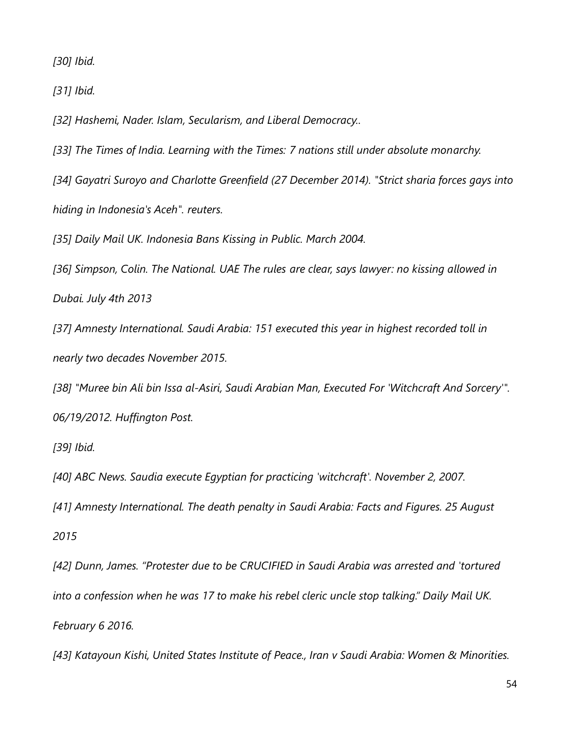*[30] Ibid.*

*[31] Ibid.*

*[32] Hashemi, Nader. Islam, Secularism, and Liberal Democracy..*

*[33] The Times of India. Learning with the Times: 7 nations still under absolute monarchy.*

*[34] Gayatri Suroyo and Charlotte Greenfield (27 December 2014). "Strict sharia forces gays into hiding in Indonesia's Aceh". reuters.*

*[35] Daily Mail UK. Indonesia Bans Kissing in Public. March 2004.*

*[36] Simpson, Colin. The National. UAE The rules are clear, says lawyer: no kissing allowed in Dubai. July 4th 2013*

*[37] Amnesty International. Saudi Arabia: 151 executed this year in highest recorded toll in nearly two decades November 2015.*

*[38] "Muree bin Ali bin Issa al-Asiri, Saudi Arabian Man, Executed For 'Witchcraft And Sorcery'". 06/19/2012. Huffington Post.*

*[39] Ibid.*

*[40] ABC News. Saudia execute Egyptian for practicing 'witchcraft'. November 2, 2007.*

*[41] Amnesty International. The death penalty in Saudi Arabia: Facts and Figures. 25 August 2015*

*[42] Dunn, James. "Protester due to be CRUCIFIED in Saudi Arabia was arrested and 'tortured into a confession when he was 17 to make his rebel cleric uncle stop talking." Daily Mail UK. February 6 2016.*

*[43] Katayoun Kishi, United States Institute of Peace., Iran v Saudi Arabia: Women & Minorities.*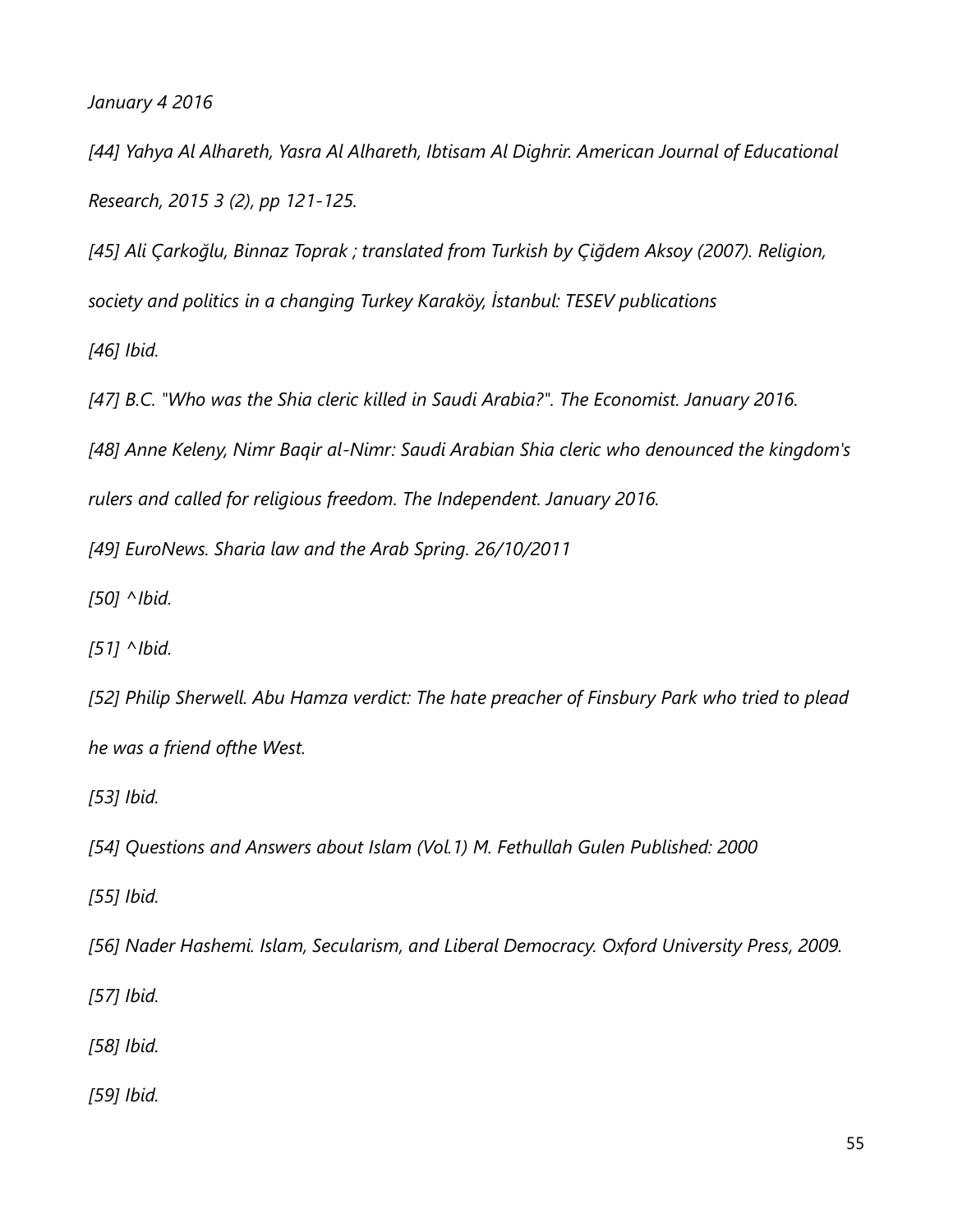*January 4 2016*

*[44] Yahya Al Alhareth, Yasra Al Alhareth, Ibtisam Al Dighrir. American Journal of Educational Research, 2015 3 (2), pp 121-125.*

*[45] Ali Çarkoğlu, Binnaz Toprak ; translated from Turkish by Çiğdem Aksoy (2007). Religion, society and politics in a changing Turkey Karaköy, İstanbul: TESEV publications*

*[46] Ibid.*

*[47] B.C. "Who was the Shia cleric killed in Saudi Arabia?". The Economist. January 2016.*

*[48] Anne Keleny, Nimr Baqir al-Nimr: Saudi Arabian Shia cleric who denounced the kingdom's rulers and called for religious freedom. The Independent. January 2016.*

*[49] EuroNews. Sharia law and the Arab Spring. 26/10/2011*

*[50] ^Ibid.*

*[51] ^Ibid.*

*[52] Philip Sherwell. Abu Hamza verdict: The hate preacher of Finsbury Park who tried to plead he was a friend ofthe West.*

*[53] Ibid.*

*[54] Questions and Answers about Islam (Vol.1) M. Fethullah Gulen Published: 2000*

*[55] Ibid.*

*[56] Nader Hashemi. Islam, Secularism, and Liberal Democracy. Oxford University Press, 2009.*

*[57] Ibid.*

*[58] Ibid.*

*[59] Ibid.*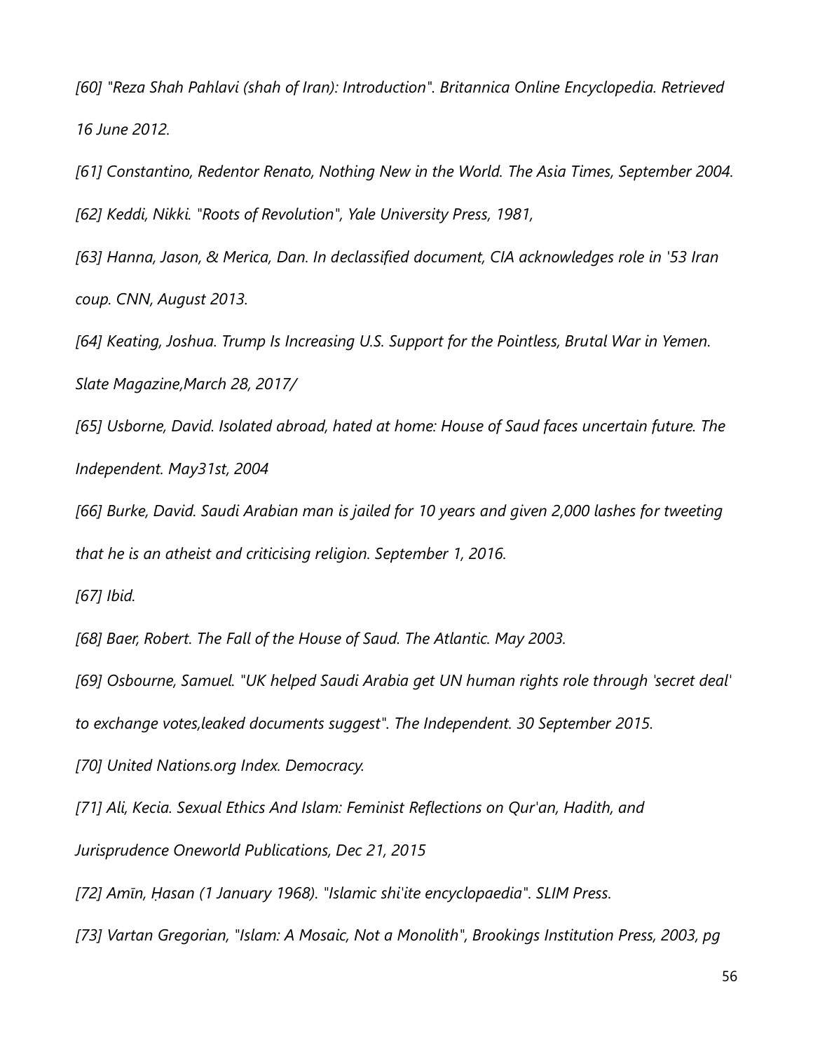*[60] "Reza Shah Pahlavi (shah of Iran): Introduction". Britannica Online Encyclopedia. Retrieved 16 June 2012.*

*[61] Constantino, Redentor Renato, Nothing New in the World. The Asia Times, September 2004.*

*[62] Keddi, Nikki. "Roots of Revolution", Yale University Press, 1981,*

*[63] Hanna, Jason, & Merica, Dan. In declassified document, CIA acknowledges role in '53 Iran coup. CNN, August 2013.*

*[64] Keating, Joshua. Trump Is Increasing U.S. Support for the Pointless, Brutal War in Yemen. Slate Magazine,March 28, 2017/*

*[65] Usborne, David. Isolated abroad, hated at home: House of Saud faces uncertain future. The Independent. May31st, 2004*

*[66] Burke, David. Saudi Arabian man is jailed for 10 years and given 2,000 lashes for tweeting that he is an atheist and criticising religion. September 1, 2016.*

*[67] Ibid.*

*[68] Baer, Robert. The Fall of the House of Saud. The Atlantic. May 2003.*

*[69] Osbourne, Samuel. "UK helped Saudi Arabia get UN human rights role through 'secret deal' to exchange votes,leaked documents suggest". The Independent. 30 September 2015.*

*[70] United Nations.org Index. Democracy.*

*[71] Ali, Kecia. Sexual Ethics And Islam: Feminist Reflections on Qur'an, Hadith, and Jurisprudence Oneworld Publications, Dec 21, 2015*

*[72] Amīn, Ḥasan (1 January 1968). "Islamic shi'ite encyclopaedia". SLIM Press.*

*[73] Vartan Gregorian, "Islam: A Mosaic, Not a Monolith", Brookings Institution Press, 2003, pg*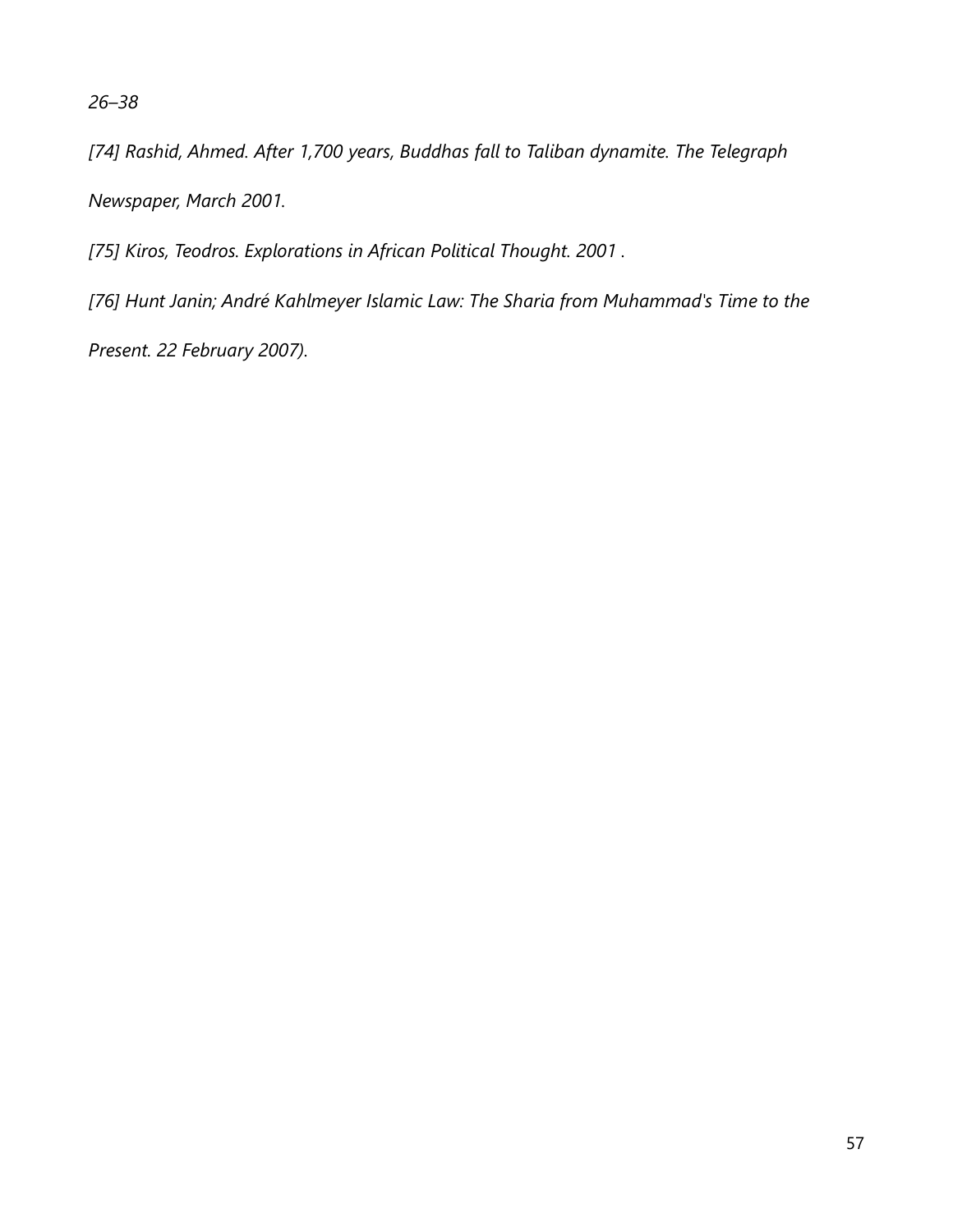*26–38*

*[74] Rashid, Ahmed. After 1,700 years, Buddhas fall to Taliban dynamite. The Telegraph Newspaper, March 2001.*

*[75] Kiros, Teodros. Explorations in African Political Thought. 2001 .*

*[76] Hunt Janin; André Kahlmeyer Islamic Law: The Sharia from Muhammad's Time to the Present. 22 February 2007).*